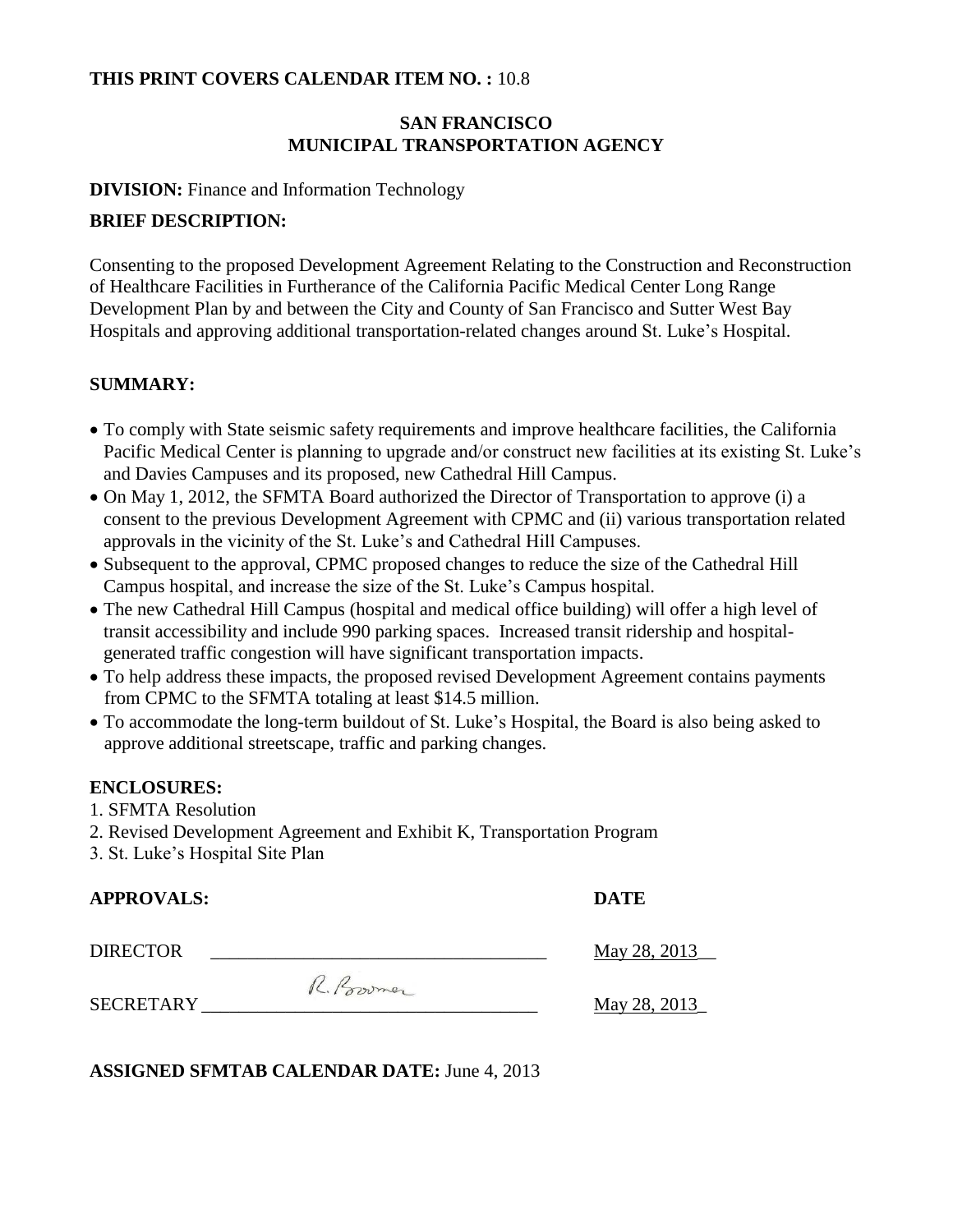**THIS PRINT COVERS CALENDAR ITEM NO. :** 10.8

**SAN FRANCISCO**
**MUNICIPAL TRANSPORTATION AGENCY**

**DIVISION:** Finance and Information Technology

**BRIEF DESCRIPTION:**

Consenting to the proposed Development Agreement Relating to the Construction and Reconstruction of Healthcare Facilities in Furtherance of the California Pacific Medical Center Long Range Development Plan by and between the City and County of San Francisco and Sutter West Bay Hospitals and approving additional transportation-related changes around St. Luke's Hospital.

**SUMMARY:**

- To comply with State seismic safety requirements and improve healthcare facilities, the California Pacific Medical Center is planning to upgrade and/or construct new facilities at its existing St. Luke's and Davies Campuses and its proposed, new Cathedral Hill Campus.
- On May 1, 2012, the SFMTA Board authorized the Director of Transportation to approve (i) a consent to the previous Development Agreement with CPMC and (ii) various transportation related approvals in the vicinity of the St. Luke's and Cathedral Hill Campuses.
- Subsequent to the approval, CPMC proposed changes to reduce the size of the Cathedral Hill Campus hospital, and increase the size of the St. Luke's Campus hospital.
- The new Cathedral Hill Campus (hospital and medical office building) will offer a high level of transit accessibility and include 990 parking spaces. Increased transit ridership and hospital-generated traffic congestion will have significant transportation impacts.
- To help address these impacts, the proposed revised Development Agreement contains payments from CPMC to the SFMTA totaling at least $14.5 million.
- To accommodate the long-term buildout of St. Luke's Hospital, the Board is also being asked to approve additional streetscape, traffic and parking changes.

**ENCLOSURES:**

1. SFMTA Resolution
2. Revised Development Agreement and Exhibit K, Transportation Program
3. St. Luke's Hospital Site Plan

| **APPROVALS:** | | **DATE** |
|---|---|---|
| DIRECTOR | ___________________________________ | May 28, 2013__ |
| SECRETARY | R. Boomer | May 28, 2013_ |

**ASSIGNED SFMTAB CALENDAR DATE:** June 4, 2013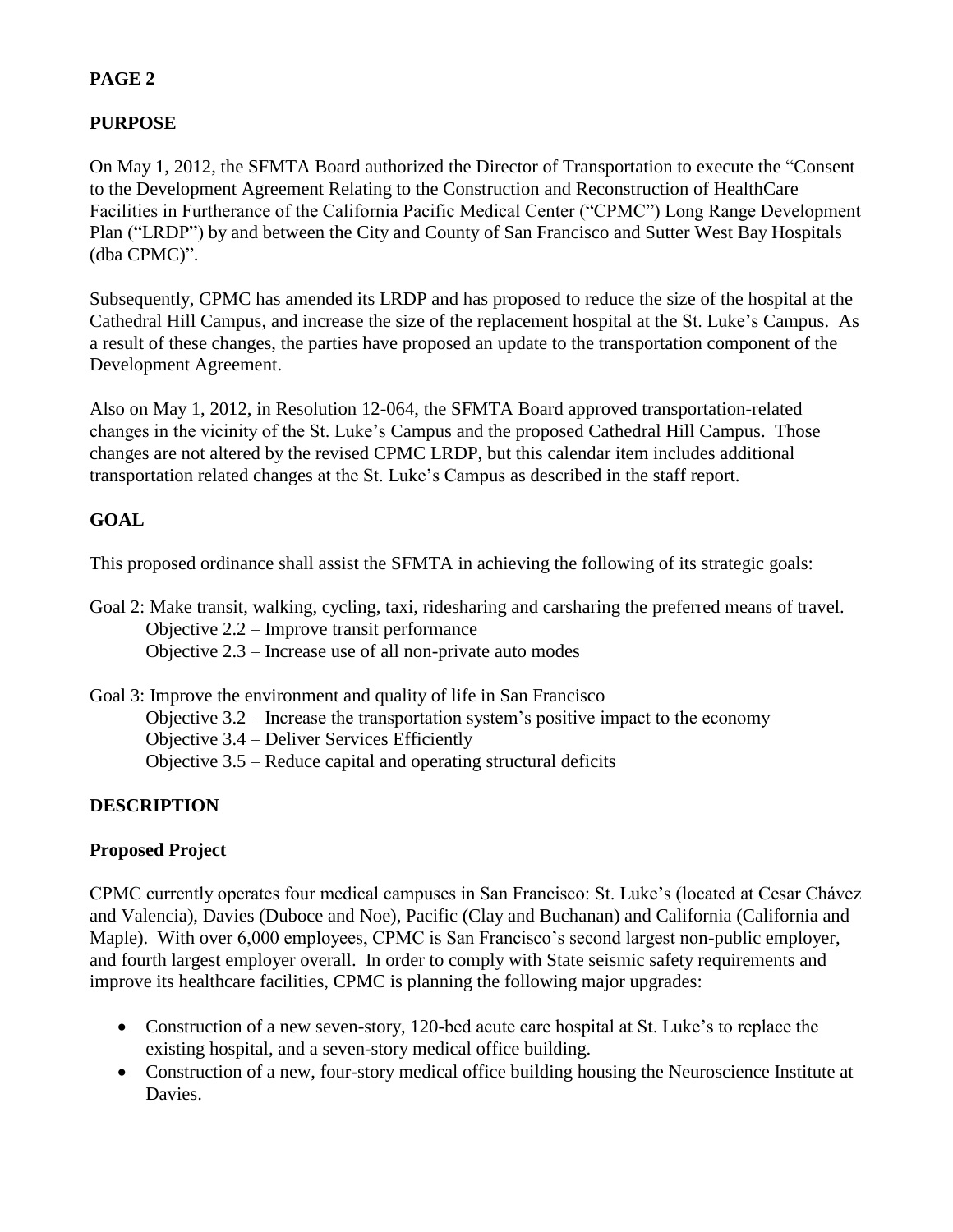## PURPOSE

On May 1, 2012, the SFMTA Board authorized the Director of Transportation to execute the "Consent to the Development Agreement Relating to the Construction and Reconstruction of HealthCare Facilities in Furtherance of the California Pacific Medical Center ("CPMC") Long Range Development Plan ("LRDP") by and between the City and County of San Francisco and Sutter West Bay Hospitals (dba CPMC)".

Subsequently, CPMC has amended its LRDP and has proposed to reduce the size of the hospital at the Cathedral Hill Campus, and increase the size of the replacement hospital at the St. Luke's Campus. As a result of these changes, the parties have proposed an update to the transportation component of the Development Agreement.

Also on May 1, 2012, in Resolution 12-064, the SFMTA Board approved transportation-related changes in the vicinity of the St. Luke's Campus and the proposed Cathedral Hill Campus. Those changes are not altered by the revised CPMC LRDP, but this calendar item includes additional transportation related changes at the St. Luke's Campus as described in the staff report.

## GOAL

This proposed ordinance shall assist the SFMTA in achieving the following of its strategic goals:

Goal 2: Make transit, walking, cycling, taxi, ridesharing and carsharing the preferred means of travel.
- Objective 2.2 – Improve transit performance
- Objective 2.3 – Increase use of all non-private auto modes

Goal 3: Improve the environment and quality of life in San Francisco
- Objective 3.2 – Increase the transportation system's positive impact to the economy
- Objective 3.4 – Deliver Services Efficiently
- Objective 3.5 – Reduce capital and operating structural deficits

## DESCRIPTION

### Proposed Project

CPMC currently operates four medical campuses in San Francisco: St. Luke's (located at Cesar Chávez and Valencia), Davies (Duboce and Noe), Pacific (Clay and Buchanan) and California (California and Maple). With over 6,000 employees, CPMC is San Francisco's second largest non-public employer, and fourth largest employer overall. In order to comply with State seismic safety requirements and improve its healthcare facilities, CPMC is planning the following major upgrades:

- Construction of a new seven-story, 120-bed acute care hospital at St. Luke's to replace the existing hospital, and a seven-story medical office building.
- Construction of a new, four-story medical office building housing the Neuroscience Institute at Davies.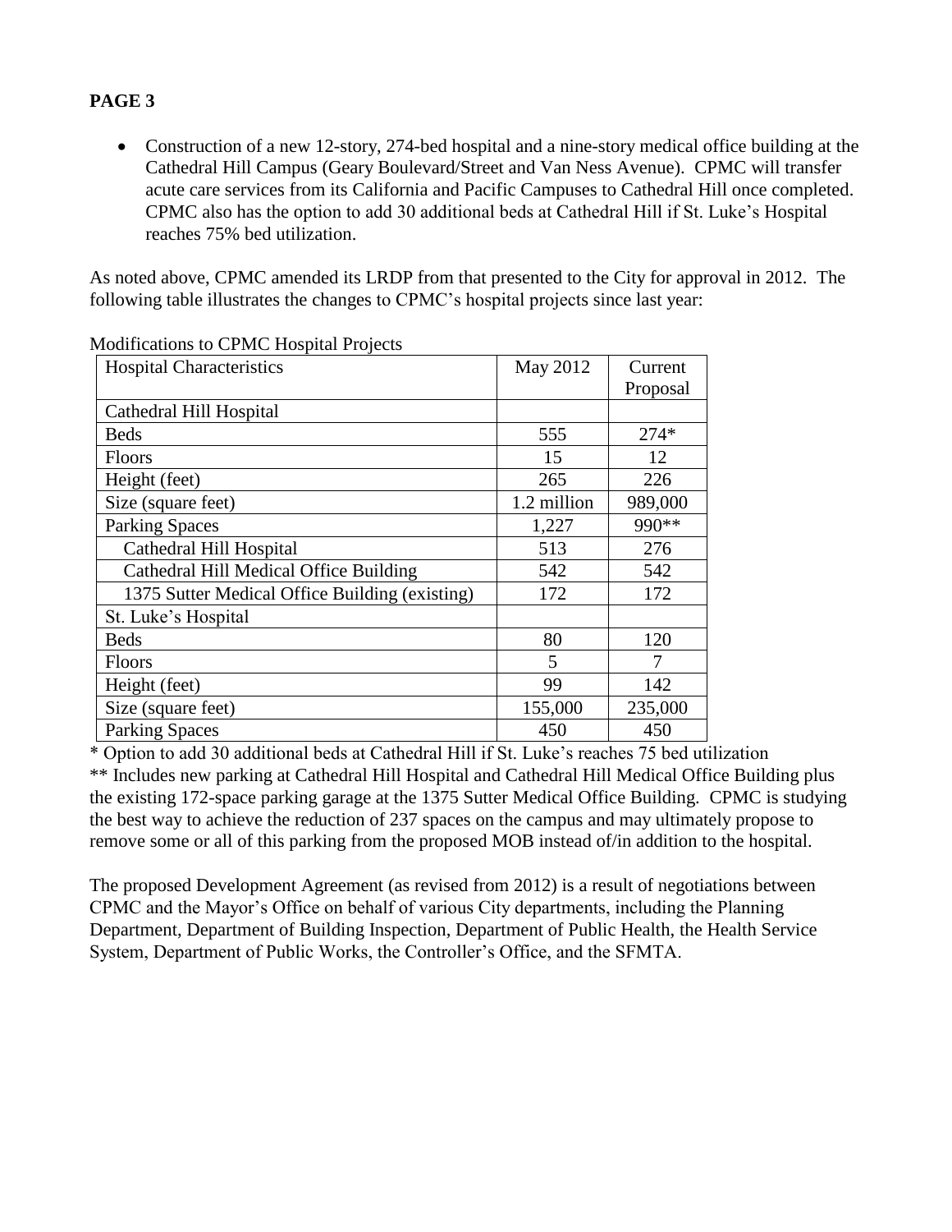**PAGE 3**

- Construction of a new 12-story, 274-bed hospital and a nine-story medical office building at the Cathedral Hill Campus (Geary Boulevard/Street and Van Ness Avenue). CPMC will transfer acute care services from its California and Pacific Campuses to Cathedral Hill once completed. CPMC also has the option to add 30 additional beds at Cathedral Hill if St. Luke's Hospital reaches 75% bed utilization.

As noted above, CPMC amended its LRDP from that presented to the City for approval in 2012. The following table illustrates the changes to CPMC's hospital projects since last year:

Modifications to CPMC Hospital Projects

| Hospital Characteristics | May 2012 | Current Proposal |
|---|---|---|
| Cathedral Hill Hospital | | |
| Beds | 555 | 274* |
| Floors | 15 | 12 |
| Height (feet) | 265 | 226 |
| Size (square feet) | 1.2 million | 989,000 |
| Parking Spaces | 1,227 | 990** |
| Cathedral Hill Hospital | 513 | 276 |
| Cathedral Hill Medical Office Building | 542 | 542 |
| 1375 Sutter Medical Office Building (existing) | 172 | 172 |
| St. Luke's Hospital | | |
| Beds | 80 | 120 |
| Floors | 5 | 7 |
| Height (feet) | 99 | 142 |
| Size (square feet) | 155,000 | 235,000 |
| Parking Spaces | 450 | 450 |

* Option to add 30 additional beds at Cathedral Hill if St. Luke's reaches 75 bed utilization

** Includes new parking at Cathedral Hill Hospital and Cathedral Hill Medical Office Building plus the existing 172-space parking garage at the 1375 Sutter Medical Office Building. CPMC is studying the best way to achieve the reduction of 237 spaces on the campus and may ultimately propose to remove some or all of this parking from the proposed MOB instead of/in addition to the hospital.

The proposed Development Agreement (as revised from 2012) is a result of negotiations between CPMC and the Mayor's Office on behalf of various City departments, including the Planning Department, Department of Building Inspection, Department of Public Health, the Health Service System, Department of Public Works, the Controller's Office, and the SFMTA.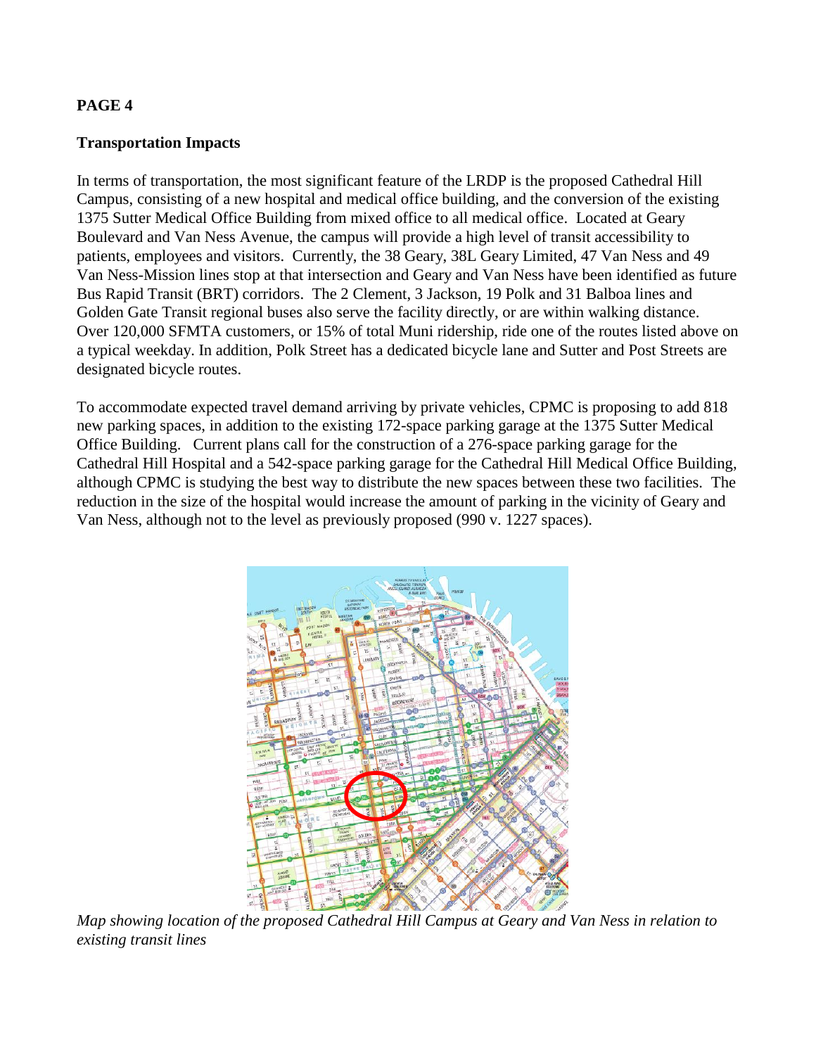**PAGE 4**

**Transportation Impacts**

In terms of transportation, the most significant feature of the LRDP is the proposed Cathedral Hill Campus, consisting of a new hospital and medical office building, and the conversion of the existing 1375 Sutter Medical Office Building from mixed office to all medical office. Located at Geary Boulevard and Van Ness Avenue, the campus will provide a high level of transit accessibility to patients, employees and visitors. Currently, the 38 Geary, 38L Geary Limited, 47 Van Ness and 49 Van Ness-Mission lines stop at that intersection and Geary and Van Ness have been identified as future Bus Rapid Transit (BRT) corridors. The 2 Clement, 3 Jackson, 19 Polk and 31 Balboa lines and Golden Gate Transit regional buses also serve the facility directly, or are within walking distance. Over 120,000 SFMTA customers, or 15% of total Muni ridership, ride one of the routes listed above on a typical weekday. In addition, Polk Street has a dedicated bicycle lane and Sutter and Post Streets are designated bicycle routes.

To accommodate expected travel demand arriving by private vehicles, CPMC is proposing to add 818 new parking spaces, in addition to the existing 172-space parking garage at the 1375 Sutter Medical Office Building. Current plans call for the construction of a 276-space parking garage for the Cathedral Hill Hospital and a 542-space parking garage for the Cathedral Hill Medical Office Building, although CPMC is studying the best way to distribute the new spaces between these two facilities. The reduction in the size of the hospital would increase the amount of parking in the vicinity of Geary and Van Ness, although not to the level as previously proposed (990 v. 1227 spaces).

*Map showing location of the proposed Cathedral Hill Campus at Geary and Van Ness in relation to existing transit lines*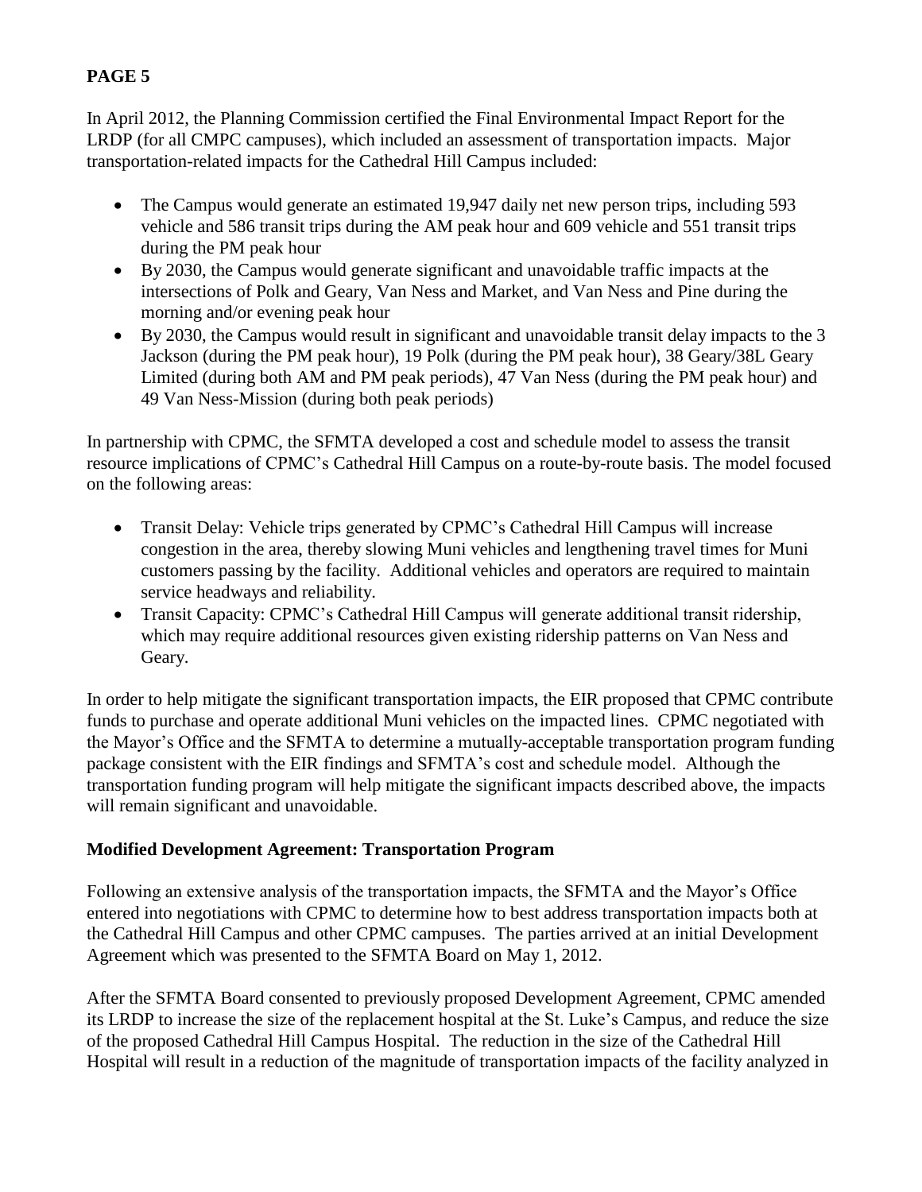**PAGE 5**

In April 2012, the Planning Commission certified the Final Environmental Impact Report for the LRDP (for all CMPC campuses), which included an assessment of transportation impacts. Major transportation-related impacts for the Cathedral Hill Campus included:

- The Campus would generate an estimated 19,947 daily net new person trips, including 593 vehicle and 586 transit trips during the AM peak hour and 609 vehicle and 551 transit trips during the PM peak hour
- By 2030, the Campus would generate significant and unavoidable traffic impacts at the intersections of Polk and Geary, Van Ness and Market, and Van Ness and Pine during the morning and/or evening peak hour
- By 2030, the Campus would result in significant and unavoidable transit delay impacts to the 3 Jackson (during the PM peak hour), 19 Polk (during the PM peak hour), 38 Geary/38L Geary Limited (during both AM and PM peak periods), 47 Van Ness (during the PM peak hour) and 49 Van Ness-Mission (during both peak periods)

In partnership with CPMC, the SFMTA developed a cost and schedule model to assess the transit resource implications of CPMC's Cathedral Hill Campus on a route-by-route basis. The model focused on the following areas:

- Transit Delay: Vehicle trips generated by CPMC's Cathedral Hill Campus will increase congestion in the area, thereby slowing Muni vehicles and lengthening travel times for Muni customers passing by the facility. Additional vehicles and operators are required to maintain service headways and reliability.
- Transit Capacity: CPMC's Cathedral Hill Campus will generate additional transit ridership, which may require additional resources given existing ridership patterns on Van Ness and Geary.

In order to help mitigate the significant transportation impacts, the EIR proposed that CPMC contribute funds to purchase and operate additional Muni vehicles on the impacted lines. CPMC negotiated with the Mayor's Office and the SFMTA to determine a mutually-acceptable transportation program funding package consistent with the EIR findings and SFMTA's cost and schedule model. Although the transportation funding program will help mitigate the significant impacts described above, the impacts will remain significant and unavoidable.

**Modified Development Agreement: Transportation Program**

Following an extensive analysis of the transportation impacts, the SFMTA and the Mayor's Office entered into negotiations with CPMC to determine how to best address transportation impacts both at the Cathedral Hill Campus and other CPMC campuses. The parties arrived at an initial Development Agreement which was presented to the SFMTA Board on May 1, 2012.

After the SFMTA Board consented to previously proposed Development Agreement, CPMC amended its LRDP to increase the size of the replacement hospital at the St. Luke's Campus, and reduce the size of the proposed Cathedral Hill Campus Hospital. The reduction in the size of the Cathedral Hill Hospital will result in a reduction of the magnitude of transportation impacts of the facility analyzed in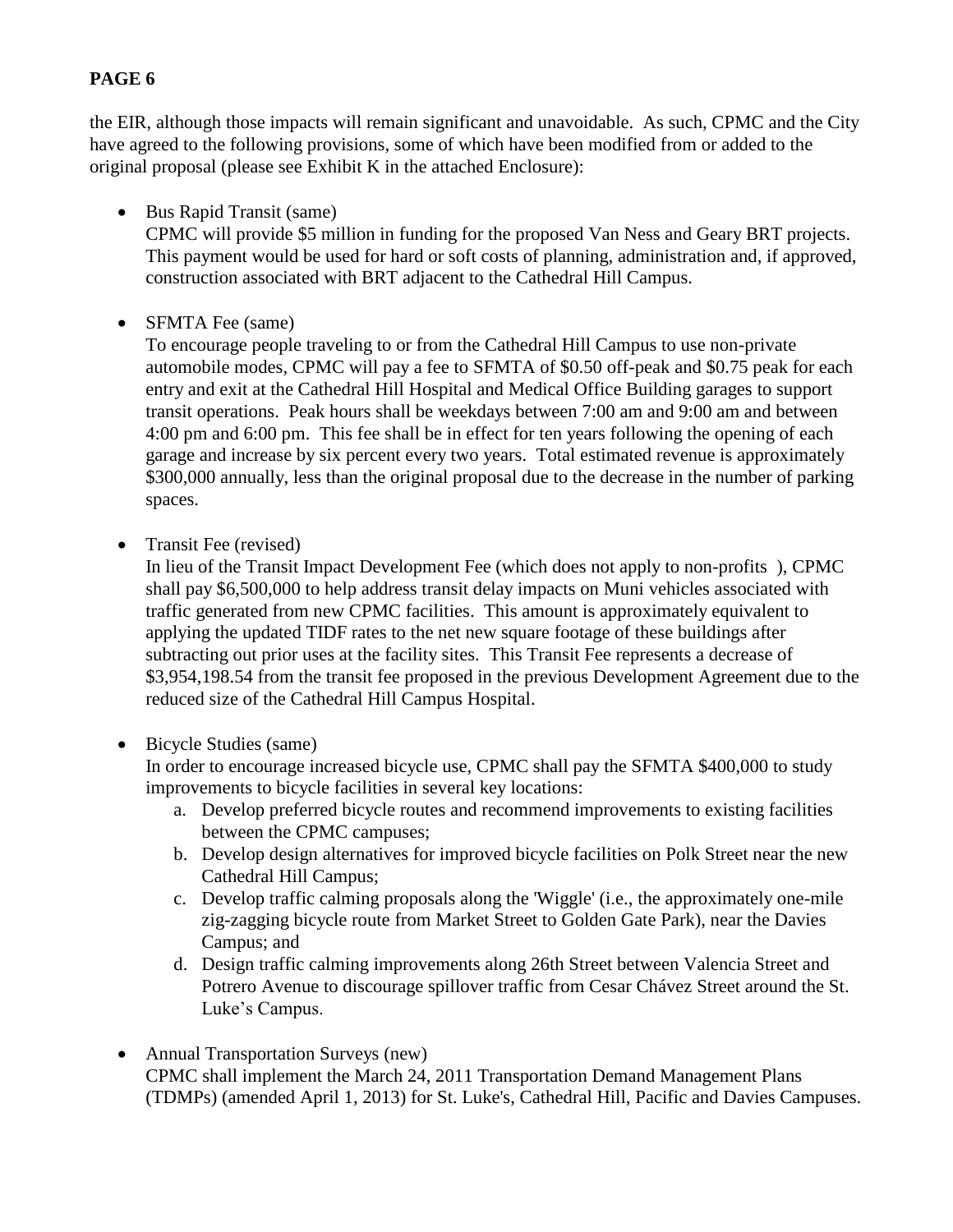the EIR, although those impacts will remain significant and unavoidable. As such, CPMC and the City have agreed to the following provisions, some of which have been modified from or added to the original proposal (please see Exhibit K in the attached Enclosure):

- Bus Rapid Transit (same)
  CPMC will provide $5 million in funding for the proposed Van Ness and Geary BRT projects. This payment would be used for hard or soft costs of planning, administration and, if approved, construction associated with BRT adjacent to the Cathedral Hill Campus.

- SFMTA Fee (same)
  To encourage people traveling to or from the Cathedral Hill Campus to use non-private automobile modes, CPMC will pay a fee to SFMTA of $0.50 off-peak and $0.75 peak for each entry and exit at the Cathedral Hill Hospital and Medical Office Building garages to support transit operations. Peak hours shall be weekdays between 7:00 am and 9:00 am and between 4:00 pm and 6:00 pm. This fee shall be in effect for ten years following the opening of each garage and increase by six percent every two years. Total estimated revenue is approximately $300,000 annually, less than the original proposal due to the decrease in the number of parking spaces.

- Transit Fee (revised)
  In lieu of the Transit Impact Development Fee (which does not apply to non-profits ), CPMC shall pay $6,500,000 to help address transit delay impacts on Muni vehicles associated with traffic generated from new CPMC facilities. This amount is approximately equivalent to applying the updated TIDF rates to the net new square footage of these buildings after subtracting out prior uses at the facility sites. This Transit Fee represents a decrease of $3,954,198.54 from the transit fee proposed in the previous Development Agreement due to the reduced size of the Cathedral Hill Campus Hospital.

- Bicycle Studies (same)
  In order to encourage increased bicycle use, CPMC shall pay the SFMTA $400,000 to study improvements to bicycle facilities in several key locations:
  a. Develop preferred bicycle routes and recommend improvements to existing facilities between the CPMC campuses;
  b. Develop design alternatives for improved bicycle facilities on Polk Street near the new Cathedral Hill Campus;
  c. Develop traffic calming proposals along the 'Wiggle' (i.e., the approximately one-mile zig-zagging bicycle route from Market Street to Golden Gate Park), near the Davies Campus; and
  d. Design traffic calming improvements along 26th Street between Valencia Street and Potrero Avenue to discourage spillover traffic from Cesar Chávez Street around the St. Luke's Campus.

- Annual Transportation Surveys (new)
  CPMC shall implement the March 24, 2011 Transportation Demand Management Plans (TDMPs) (amended April 1, 2013) for St. Luke's, Cathedral Hill, Pacific and Davies Campuses.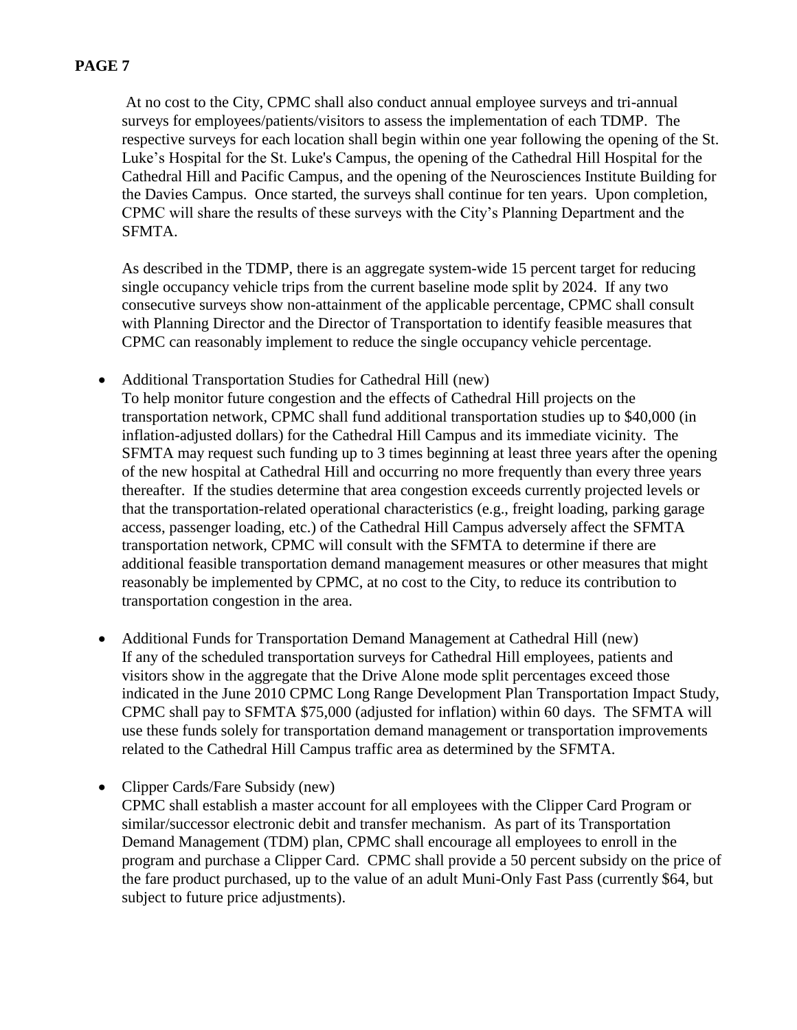At no cost to the City, CPMC shall also conduct annual employee surveys and tri-annual surveys for employees/patients/visitors to assess the implementation of each TDMP. The respective surveys for each location shall begin within one year following the opening of the St. Luke's Hospital for the St. Luke's Campus, the opening of the Cathedral Hill Hospital for the Cathedral Hill and Pacific Campus, and the opening of the Neurosciences Institute Building for the Davies Campus. Once started, the surveys shall continue for ten years. Upon completion, CPMC will share the results of these surveys with the City's Planning Department and the SFMTA.

As described in the TDMP, there is an aggregate system-wide 15 percent target for reducing single occupancy vehicle trips from the current baseline mode split by 2024. If any two consecutive surveys show non-attainment of the applicable percentage, CPMC shall consult with Planning Director and the Director of Transportation to identify feasible measures that CPMC can reasonably implement to reduce the single occupancy vehicle percentage.

- Additional Transportation Studies for Cathedral Hill (new)
  To help monitor future congestion and the effects of Cathedral Hill projects on the transportation network, CPMC shall fund additional transportation studies up to $40,000 (in inflation-adjusted dollars) for the Cathedral Hill Campus and its immediate vicinity. The SFMTA may request such funding up to 3 times beginning at least three years after the opening of the new hospital at Cathedral Hill and occurring no more frequently than every three years thereafter. If the studies determine that area congestion exceeds currently projected levels or that the transportation-related operational characteristics (e.g., freight loading, parking garage access, passenger loading, etc.) of the Cathedral Hill Campus adversely affect the SFMTA transportation network, CPMC will consult with the SFMTA to determine if there are additional feasible transportation demand management measures or other measures that might reasonably be implemented by CPMC, at no cost to the City, to reduce its contribution to transportation congestion in the area.

- Additional Funds for Transportation Demand Management at Cathedral Hill (new)
  If any of the scheduled transportation surveys for Cathedral Hill employees, patients and visitors show in the aggregate that the Drive Alone mode split percentages exceed those indicated in the June 2010 CPMC Long Range Development Plan Transportation Impact Study, CPMC shall pay to SFMTA $75,000 (adjusted for inflation) within 60 days. The SFMTA will use these funds solely for transportation demand management or transportation improvements related to the Cathedral Hill Campus traffic area as determined by the SFMTA.

- Clipper Cards/Fare Subsidy (new)
  CPMC shall establish a master account for all employees with the Clipper Card Program or similar/successor electronic debit and transfer mechanism. As part of its Transportation Demand Management (TDM) plan, CPMC shall encourage all employees to enroll in the program and purchase a Clipper Card. CPMC shall provide a 50 percent subsidy on the price of the fare product purchased, up to the value of an adult Muni-Only Fast Pass (currently $64, but subject to future price adjustments).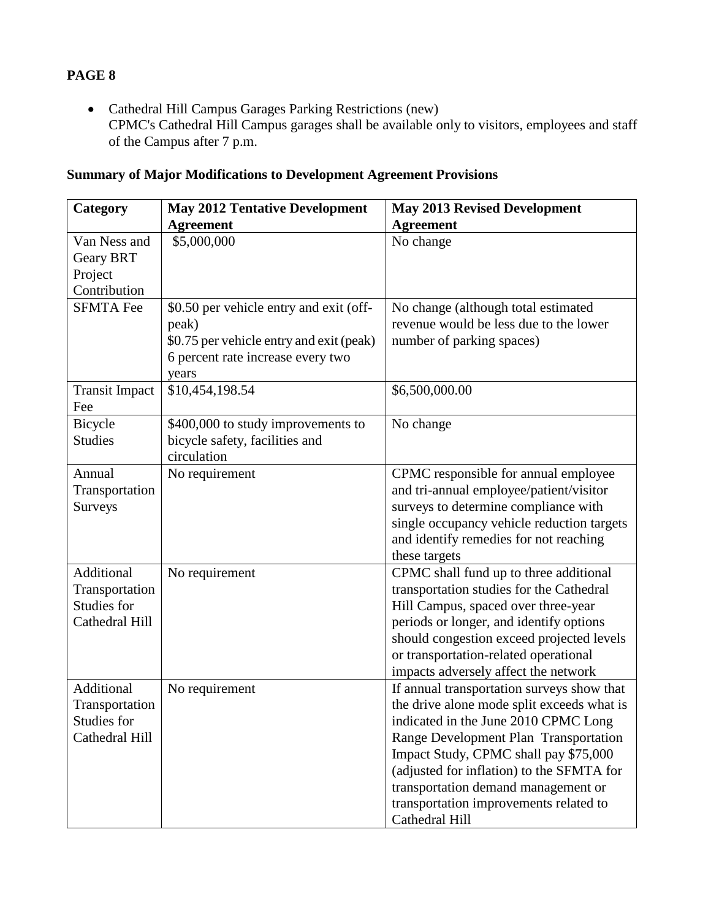**PAGE 8**

- Cathedral Hill Campus Garages Parking Restrictions (new)
  CPMC's Cathedral Hill Campus garages shall be available only to visitors, employees and staff of the Campus after 7 p.m.

**Summary of Major Modifications to Development Agreement Provisions**

| Category | May 2012 Tentative Development Agreement | May 2013 Revised Development Agreement |
| --- | --- | --- |
| Van Ness and Geary BRT Project Contribution | $5,000,000 | No change |
| SFMTA Fee | $0.50 per vehicle entry and exit (off-peak)<br>$0.75 per vehicle entry and exit (peak)<br>6 percent rate increase every two years | No change (although total estimated revenue would be less due to the lower number of parking spaces) |
| Transit Impact Fee | $10,454,198.54 | $6,500,000.00 |
| Bicycle Studies | $400,000 to study improvements to bicycle safety, facilities and circulation | No change |
| Annual Transportation Surveys | No requirement | CPMC responsible for annual employee and tri-annual employee/patient/visitor surveys to determine compliance with single occupancy vehicle reduction targets and identify remedies for not reaching these targets |
| Additional Transportation Studies for Cathedral Hill | No requirement | CPMC shall fund up to three additional transportation studies for the Cathedral Hill Campus, spaced over three-year periods or longer, and identify options should congestion exceed projected levels or transportation-related operational impacts adversely affect the network |
| Additional Transportation Studies for Cathedral Hill | No requirement | If annual transportation surveys show that the drive alone mode split exceeds what is indicated in the June 2010 CPMC Long Range Development Plan Transportation Impact Study, CPMC shall pay $75,000 (adjusted for inflation) to the SFMTA for transportation demand management or transportation improvements related to Cathedral Hill |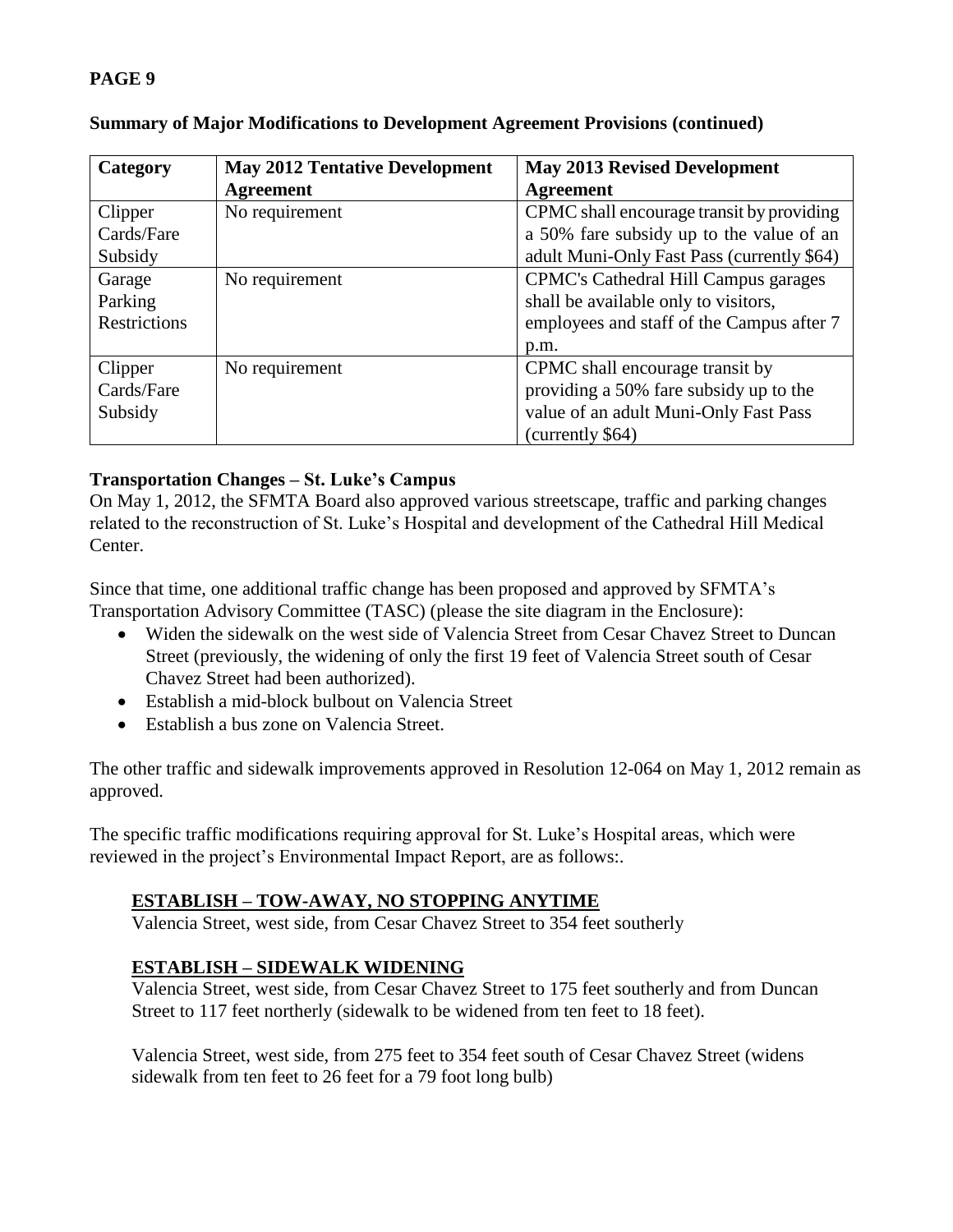**PAGE 9**

**Summary of Major Modifications to Development Agreement Provisions (continued)**

| Category | May 2012 Tentative Development Agreement | May 2013 Revised Development Agreement |
|---|---|---|
| Clipper Cards/Fare Subsidy | No requirement | CPMC shall encourage transit by providing a 50% fare subsidy up to the value of an adult Muni-Only Fast Pass (currently $64) |
| Garage Parking Restrictions | No requirement | CPMC's Cathedral Hill Campus garages shall be available only to visitors, employees and staff of the Campus after 7 p.m. |
| Clipper Cards/Fare Subsidy | No requirement | CPMC shall encourage transit by providing a 50% fare subsidy up to the value of an adult Muni-Only Fast Pass (currently $64) |

**Transportation Changes – St. Luke's Campus**

On May 1, 2012, the SFMTA Board also approved various streetscape, traffic and parking changes related to the reconstruction of St. Luke's Hospital and development of the Cathedral Hill Medical Center.

Since that time, one additional traffic change has been proposed and approved by SFMTA's Transportation Advisory Committee (TASC) (please the site diagram in the Enclosure):

- Widen the sidewalk on the west side of Valencia Street from Cesar Chavez Street to Duncan Street (previously, the widening of only the first 19 feet of Valencia Street south of Cesar Chavez Street had been authorized).
- Establish a mid-block bulbout on Valencia Street
- Establish a bus zone on Valencia Street.

The other traffic and sidewalk improvements approved in Resolution 12-064 on May 1, 2012 remain as approved.

The specific traffic modifications requiring approval for St. Luke's Hospital areas, which were reviewed in the project's Environmental Impact Report, are as follows:.

**ESTABLISH – TOW-AWAY, NO STOPPING ANYTIME**

Valencia Street, west side, from Cesar Chavez Street to 354 feet southerly

**ESTABLISH – SIDEWALK WIDENING**

Valencia Street, west side, from Cesar Chavez Street to 175 feet southerly and from Duncan Street to 117 feet northerly (sidewalk to be widened from ten feet to 18 feet).

Valencia Street, west side, from 275 feet to 354 feet south of Cesar Chavez Street (widens sidewalk from ten feet to 26 feet for a 79 foot long bulb)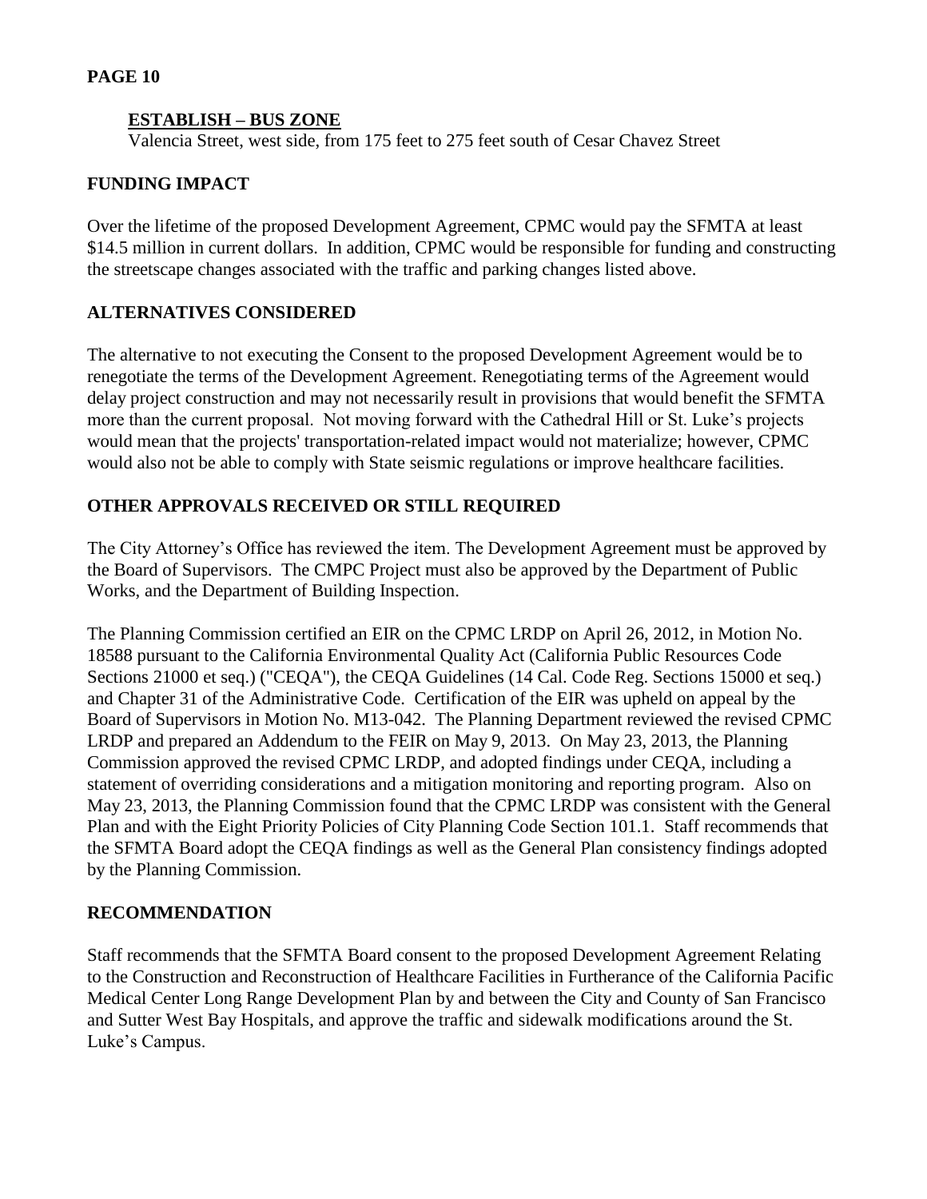**PAGE 10**

**ESTABLISH – BUS ZONE**
Valencia Street, west side, from 175 feet to 275 feet south of Cesar Chavez Street

## FUNDING IMPACT

Over the lifetime of the proposed Development Agreement, CPMC would pay the SFMTA at least $14.5 million in current dollars. In addition, CPMC would be responsible for funding and constructing the streetscape changes associated with the traffic and parking changes listed above.

## ALTERNATIVES CONSIDERED

The alternative to not executing the Consent to the proposed Development Agreement would be to renegotiate the terms of the Development Agreement. Renegotiating terms of the Agreement would delay project construction and may not necessarily result in provisions that would benefit the SFMTA more than the current proposal. Not moving forward with the Cathedral Hill or St. Luke's projects would mean that the projects' transportation-related impact would not materialize; however, CPMC would also not be able to comply with State seismic regulations or improve healthcare facilities.

## OTHER APPROVALS RECEIVED OR STILL REQUIRED

The City Attorney's Office has reviewed the item. The Development Agreement must be approved by the Board of Supervisors. The CMPC Project must also be approved by the Department of Public Works, and the Department of Building Inspection.

The Planning Commission certified an EIR on the CPMC LRDP on April 26, 2012, in Motion No. 18588 pursuant to the California Environmental Quality Act (California Public Resources Code Sections 21000 et seq.) ("CEQA"), the CEQA Guidelines (14 Cal. Code Reg. Sections 15000 et seq.) and Chapter 31 of the Administrative Code. Certification of the EIR was upheld on appeal by the Board of Supervisors in Motion No. M13-042. The Planning Department reviewed the revised CPMC LRDP and prepared an Addendum to the FEIR on May 9, 2013. On May 23, 2013, the Planning Commission approved the revised CPMC LRDP, and adopted findings under CEQA, including a statement of overriding considerations and a mitigation monitoring and reporting program. Also on May 23, 2013, the Planning Commission found that the CPMC LRDP was consistent with the General Plan and with the Eight Priority Policies of City Planning Code Section 101.1. Staff recommends that the SFMTA Board adopt the CEQA findings as well as the General Plan consistency findings adopted by the Planning Commission.

## RECOMMENDATION

Staff recommends that the SFMTA Board consent to the proposed Development Agreement Relating to the Construction and Reconstruction of Healthcare Facilities in Furtherance of the California Pacific Medical Center Long Range Development Plan by and between the City and County of San Francisco and Sutter West Bay Hospitals, and approve the traffic and sidewalk modifications around the St. Luke's Campus.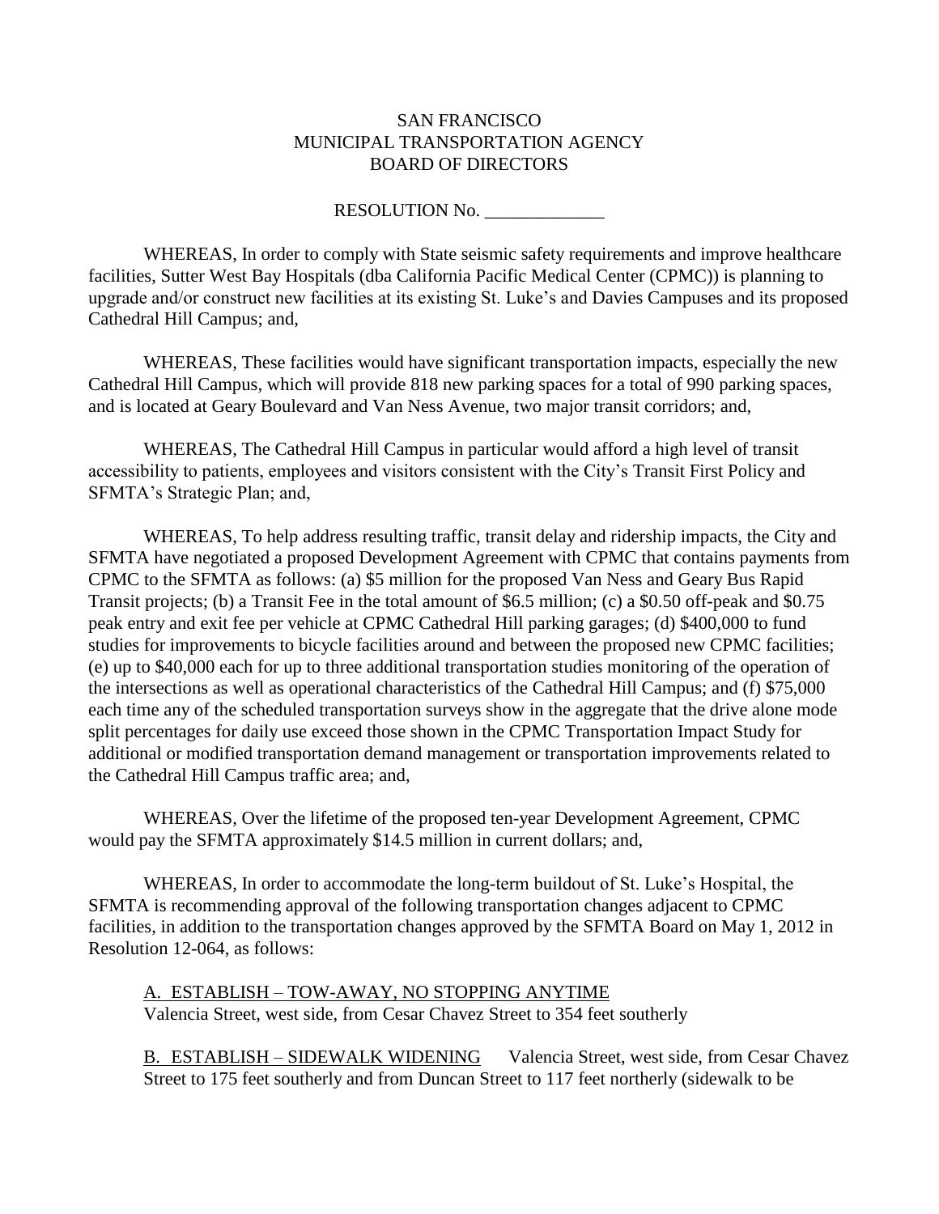SAN FRANCISCO
MUNICIPAL TRANSPORTATION AGENCY
BOARD OF DIRECTORS

RESOLUTION No. _____________

WHEREAS, In order to comply with State seismic safety requirements and improve healthcare facilities, Sutter West Bay Hospitals (dba California Pacific Medical Center (CPMC)) is planning to upgrade and/or construct new facilities at its existing St. Luke's and Davies Campuses and its proposed Cathedral Hill Campus; and,

WHEREAS, These facilities would have significant transportation impacts, especially the new Cathedral Hill Campus, which will provide 818 new parking spaces for a total of 990 parking spaces, and is located at Geary Boulevard and Van Ness Avenue, two major transit corridors; and,

WHEREAS, The Cathedral Hill Campus in particular would afford a high level of transit accessibility to patients, employees and visitors consistent with the City's Transit First Policy and SFMTA's Strategic Plan; and,

WHEREAS, To help address resulting traffic, transit delay and ridership impacts, the City and SFMTA have negotiated a proposed Development Agreement with CPMC that contains payments from CPMC to the SFMTA as follows: (a) $5 million for the proposed Van Ness and Geary Bus Rapid Transit projects; (b) a Transit Fee in the total amount of $6.5 million; (c) a $0.50 off-peak and $0.75 peak entry and exit fee per vehicle at CPMC Cathedral Hill parking garages; (d) $400,000 to fund studies for improvements to bicycle facilities around and between the proposed new CPMC facilities; (e) up to $40,000 each for up to three additional transportation studies monitoring of the operation of the intersections as well as operational characteristics of the Cathedral Hill Campus; and (f) $75,000 each time any of the scheduled transportation surveys show in the aggregate that the drive alone mode split percentages for daily use exceed those shown in the CPMC Transportation Impact Study for additional or modified transportation demand management or transportation improvements related to the Cathedral Hill Campus traffic area; and,

WHEREAS, Over the lifetime of the proposed ten-year Development Agreement, CPMC would pay the SFMTA approximately $14.5 million in current dollars; and,

WHEREAS, In order to accommodate the long-term buildout of St. Luke's Hospital, the SFMTA is recommending approval of the following transportation changes adjacent to CPMC facilities, in addition to the transportation changes approved by the SFMTA Board on May 1, 2012 in Resolution 12-064, as follows:

A. ESTABLISH – TOW-AWAY, NO STOPPING ANYTIME
Valencia Street, west side, from Cesar Chavez Street to 354 feet southerly

B. ESTABLISH – SIDEWALK WIDENING Valencia Street, west side, from Cesar Chavez Street to 175 feet southerly and from Duncan Street to 117 feet northerly (sidewalk to be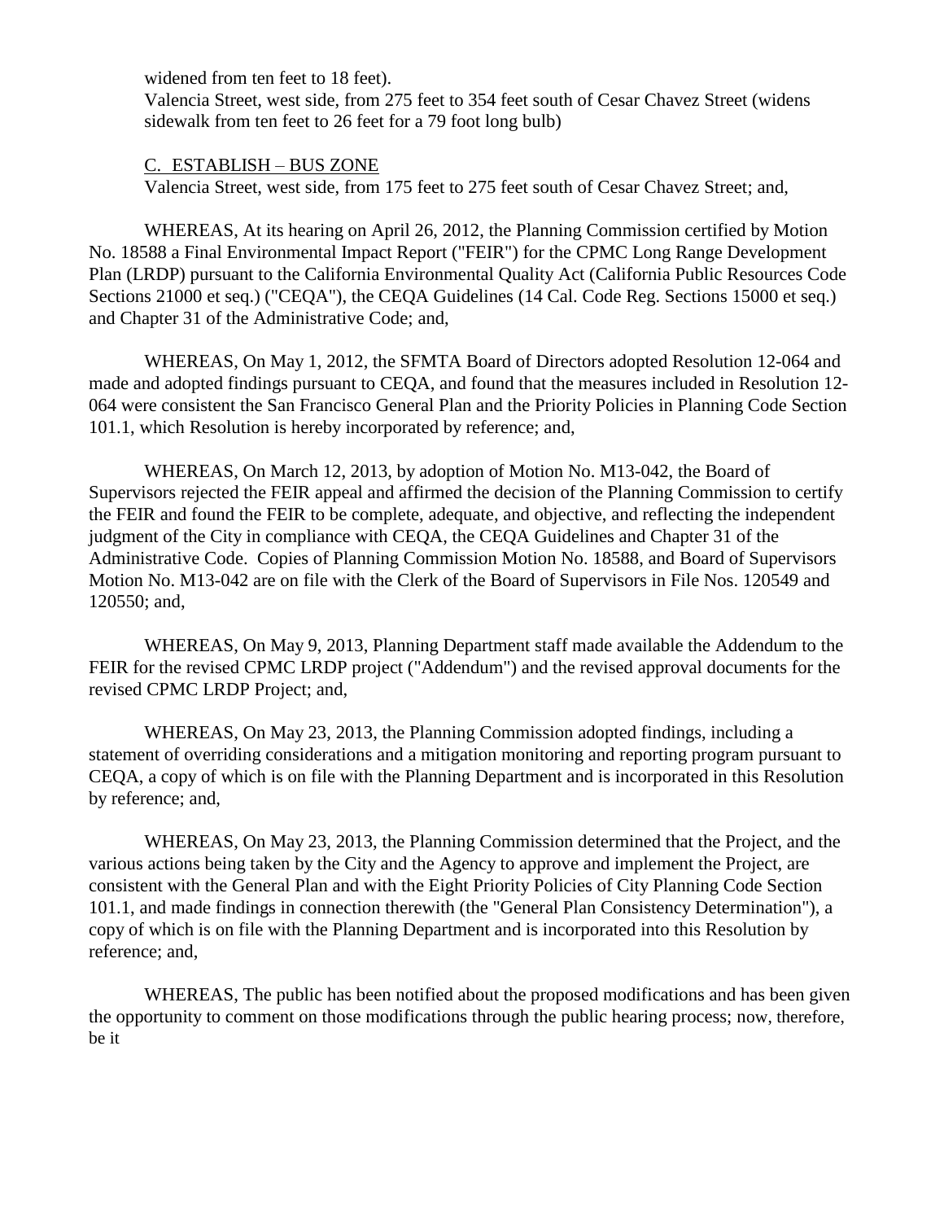widened from ten feet to 18 feet).

Valencia Street, west side, from 275 feet to 354 feet south of Cesar Chavez Street (widens sidewalk from ten feet to 26 feet for a 79 foot long bulb)

<u>C. ESTABLISH – BUS ZONE</u>

Valencia Street, west side, from 175 feet to 275 feet south of Cesar Chavez Street; and,

WHEREAS, At its hearing on April 26, 2012, the Planning Commission certified by Motion No. 18588 a Final Environmental Impact Report ("FEIR") for the CPMC Long Range Development Plan (LRDP) pursuant to the California Environmental Quality Act (California Public Resources Code Sections 21000 et seq.) ("CEQA"), the CEQA Guidelines (14 Cal. Code Reg. Sections 15000 et seq.) and Chapter 31 of the Administrative Code; and,

WHEREAS, On May 1, 2012, the SFMTA Board of Directors adopted Resolution 12-064 and made and adopted findings pursuant to CEQA, and found that the measures included in Resolution 12-064 were consistent the San Francisco General Plan and the Priority Policies in Planning Code Section 101.1, which Resolution is hereby incorporated by reference; and,

WHEREAS, On March 12, 2013, by adoption of Motion No. M13-042, the Board of Supervisors rejected the FEIR appeal and affirmed the decision of the Planning Commission to certify the FEIR and found the FEIR to be complete, adequate, and objective, and reflecting the independent judgment of the City in compliance with CEQA, the CEQA Guidelines and Chapter 31 of the Administrative Code. Copies of Planning Commission Motion No. 18588, and Board of Supervisors Motion No. M13-042 are on file with the Clerk of the Board of Supervisors in File Nos. 120549 and 120550; and,

WHEREAS, On May 9, 2013, Planning Department staff made available the Addendum to the FEIR for the revised CPMC LRDP project ("Addendum") and the revised approval documents for the revised CPMC LRDP Project; and,

WHEREAS, On May 23, 2013, the Planning Commission adopted findings, including a statement of overriding considerations and a mitigation monitoring and reporting program pursuant to CEQA, a copy of which is on file with the Planning Department and is incorporated in this Resolution by reference; and,

WHEREAS, On May 23, 2013, the Planning Commission determined that the Project, and the various actions being taken by the City and the Agency to approve and implement the Project, are consistent with the General Plan and with the Eight Priority Policies of City Planning Code Section 101.1, and made findings in connection therewith (the "General Plan Consistency Determination"), a copy of which is on file with the Planning Department and is incorporated into this Resolution by reference; and,

WHEREAS, The public has been notified about the proposed modifications and has been given the opportunity to comment on those modifications through the public hearing process; now, therefore, be it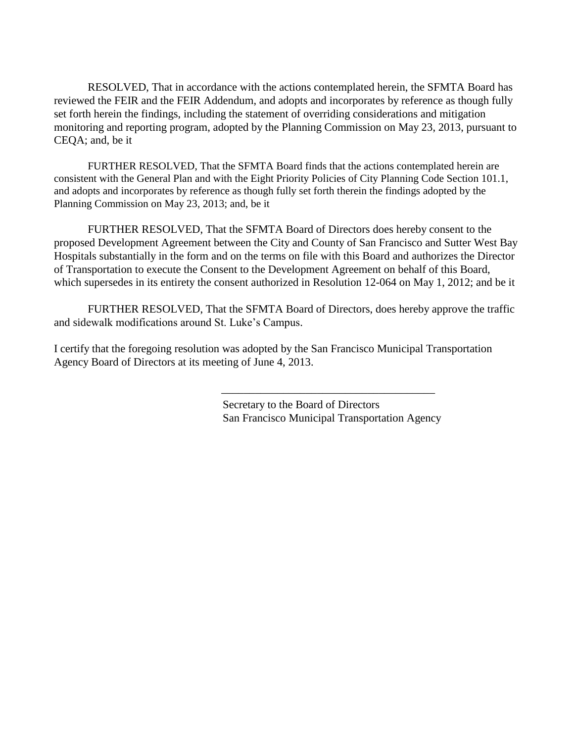RESOLVED, That in accordance with the actions contemplated herein, the SFMTA Board has reviewed the FEIR and the FEIR Addendum, and adopts and incorporates by reference as though fully set forth herein the findings, including the statement of overriding considerations and mitigation monitoring and reporting program, adopted by the Planning Commission on May 23, 2013, pursuant to CEQA; and, be it

FURTHER RESOLVED, That the SFMTA Board finds that the actions contemplated herein are consistent with the General Plan and with the Eight Priority Policies of City Planning Code Section 101.1, and adopts and incorporates by reference as though fully set forth therein the findings adopted by the Planning Commission on May 23, 2013; and, be it

FURTHER RESOLVED, That the SFMTA Board of Directors does hereby consent to the proposed Development Agreement between the City and County of San Francisco and Sutter West Bay Hospitals substantially in the form and on the terms on file with this Board and authorizes the Director of Transportation to execute the Consent to the Development Agreement on behalf of this Board, which supersedes in its entirety the consent authorized in Resolution 12-064 on May 1, 2012; and be it

FURTHER RESOLVED, That the SFMTA Board of Directors, does hereby approve the traffic and sidewalk modifications around St. Luke's Campus.

I certify that the foregoing resolution was adopted by the San Francisco Municipal Transportation Agency Board of Directors at its meeting of June 4, 2013.

______________________________________

Secretary to the Board of Directors
San Francisco Municipal Transportation Agency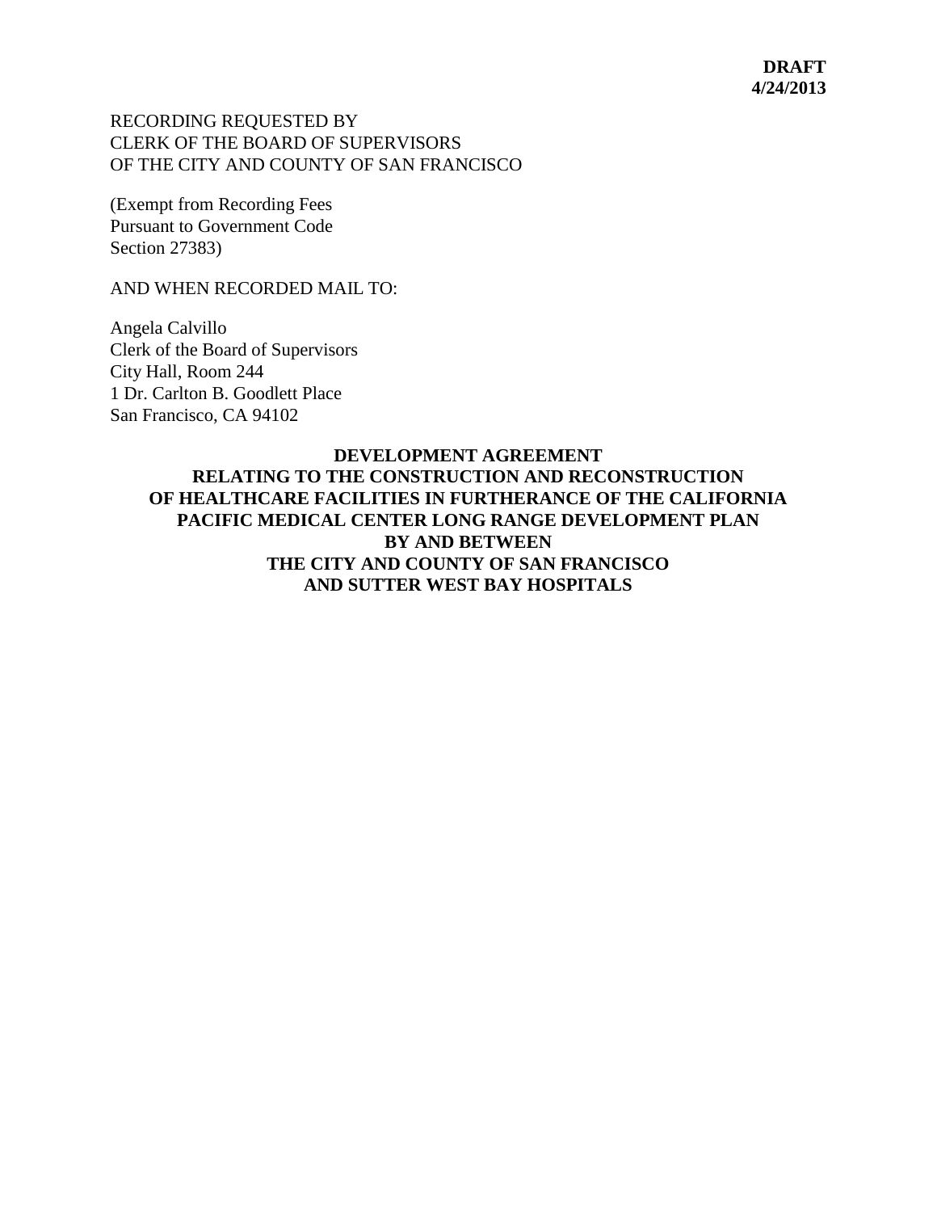**DRAFT**
**4/24/2013**

RECORDING REQUESTED BY
CLERK OF THE BOARD OF SUPERVISORS
OF THE CITY AND COUNTY OF SAN FRANCISCO

(Exempt from Recording Fees
Pursuant to Government Code
Section 27383)

AND WHEN RECORDED MAIL TO:

Angela Calvillo
Clerk of the Board of Supervisors
City Hall, Room 244
1 Dr. Carlton B. Goodlett Place
San Francisco, CA 94102

# DEVELOPMENT AGREEMENT
# RELATING TO THE CONSTRUCTION AND RECONSTRUCTION OF HEALTHCARE FACILITIES IN FURTHERANCE OF THE CALIFORNIA PACIFIC MEDICAL CENTER LONG RANGE DEVELOPMENT PLAN
# BY AND BETWEEN
# THE CITY AND COUNTY OF SAN FRANCISCO
# AND SUTTER WEST BAY HOSPITALS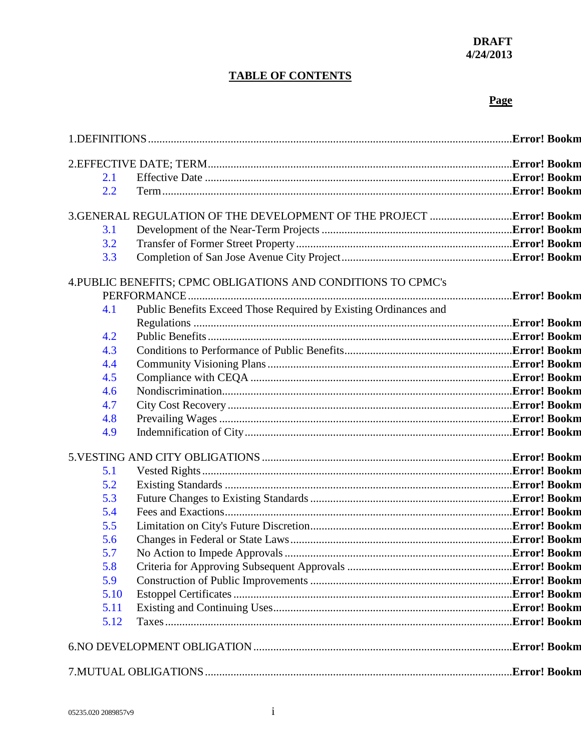**DRAFT**
**4/24/2013**

**TABLE OF CONTENTS**

**Page**

1.DEFINITIONS ............................................................ **Error! Bookm**

2.EFFECTIVE DATE; TERM ............................................................ **Error! Bookm**

- 2.1 Effective Date ............................................................ **Error! Bookm**
- 2.2 Term ............................................................ **Error! Bookm**

3.GENERAL REGULATION OF THE DEVELOPMENT OF THE PROJECT ............................ **Error! Bookm**

- 3.1 Development of the Near-Term Projects ............................................................ **Error! Bookm**
- 3.2 Transfer of Former Street Property ............................................................ **Error! Bookm**
- 3.3 Completion of San Jose Avenue City Project ............................................................ **Error! Bookm**

4.PUBLIC BENEFITS; CPMC OBLIGATIONS AND CONDITIONS TO CPMC's PERFORMANCE ............................................................ **Error! Bookm**

- 4.1 Public Benefits Exceed Those Required by Existing Ordinances and Regulations ............................................................ **Error! Bookm**
- 4.2 Public Benefits ............................................................ **Error! Bookm**
- 4.3 Conditions to Performance of Public Benefits ............................................................ **Error! Bookm**
- 4.4 Community Visioning Plans ............................................................ **Error! Bookm**
- 4.5 Compliance with CEQA ............................................................ **Error! Bookm**
- 4.6 Nondiscrimination ............................................................ **Error! Bookm**
- 4.7 City Cost Recovery ............................................................ **Error! Bookm**
- 4.8 Prevailing Wages ............................................................ **Error! Bookm**
- 4.9 Indemnification of City ............................................................ **Error! Bookm**

5.VESTING AND CITY OBLIGATIONS ............................................................ **Error! Bookm**

- 5.1 Vested Rights ............................................................ **Error! Bookm**
- 5.2 Existing Standards ............................................................ **Error! Bookm**
- 5.3 Future Changes to Existing Standards ............................................................ **Error! Bookm**
- 5.4 Fees and Exactions ............................................................ **Error! Bookm**
- 5.5 Limitation on City's Future Discretion ............................................................ **Error! Bookm**
- 5.6 Changes in Federal or State Laws ............................................................ **Error! Bookm**
- 5.7 No Action to Impede Approvals ............................................................ **Error! Bookm**
- 5.8 Criteria for Approving Subsequent Approvals ............................................................ **Error! Bookm**
- 5.9 Construction of Public Improvements ............................................................ **Error! Bookm**
- 5.10 Estoppel Certificates ............................................................ **Error! Bookm**
- 5.11 Existing and Continuing Uses ............................................................ **Error! Bookm**
- 5.12 Taxes ............................................................ **Error! Bookm**

6.NO DEVELOPMENT OBLIGATION ............................................................ **Error! Bookm**

7.MUTUAL OBLIGATIONS ............................................................ **Error! Bookm**

05235.020 2089857v9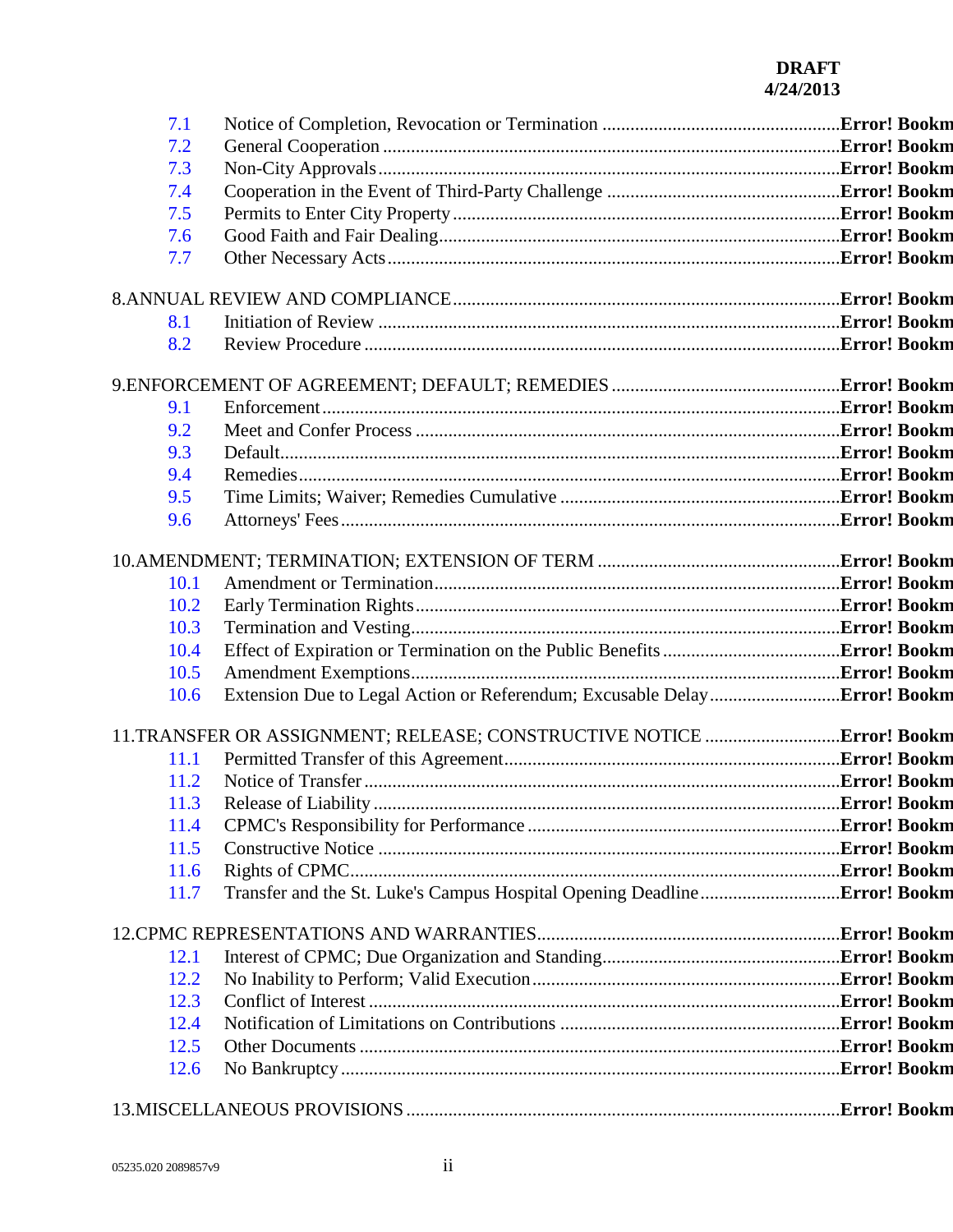DRAFT
4/24/2013

7.1 Notice of Completion, Revocation or Termination ..................................................Error! Bookm
7.2 General Cooperation ..................................................................................Error! Bookm
7.3 Non-City Approvals ...................................................................................Error! Bookm
7.4 Cooperation in the Event of Third-Party Challenge ..................................................Error! Bookm
7.5 Permits to Enter City Property ......................................................................Error! Bookm
7.6 Good Faith and Fair Dealing ........................................................................Error! Bookm
7.7 Other Necessary Acts ................................................................................Error! Bookm

8.ANNUAL REVIEW AND COMPLIANCE .......................................................................Error! Bookm
8.1 Initiation of Review ..................................................................................Error! Bookm
8.2 Review Procedure ......................................................................................Error! Bookm

9.ENFORCEMENT OF AGREEMENT; DEFAULT; REMEDIES ..................................................Error! Bookm
9.1 Enforcement ............................................................................................Error! Bookm
9.2 Meet and Confer Process ..............................................................................Error! Bookm
9.3 Default ..................................................................................................Error! Bookm
9.4 Remedies ................................................................................................Error! Bookm
9.5 Time Limits; Waiver; Remedies Cumulative ............................................................Error! Bookm
9.6 Attorneys' Fees ........................................................................................Error! Bookm

10.AMENDMENT; TERMINATION; EXTENSION OF TERM ....................................................Error! Bookm
10.1 Amendment or Termination ...........................................................................Error! Bookm
10.2 Early Termination Rights ............................................................................Error! Bookm
10.3 Termination and Vesting .............................................................................Error! Bookm
10.4 Effect of Expiration or Termination on the Public Benefits .......................................Error! Bookm
10.5 Amendment Exemptions ................................................................................Error! Bookm
10.6 Extension Due to Legal Action or Referendum; Excusable Delay ....................................Error! Bookm

11.TRANSFER OR ASSIGNMENT; RELEASE; CONSTRUCTIVE NOTICE .............................................Error! Bookm
11.1 Permitted Transfer of this Agreement ...............................................................Error! Bookm
11.2 Notice of Transfer ...................................................................................Error! Bookm
11.3 Release of Liability .................................................................................Error! Bookm
11.4 CPMC's Responsibility for Performance ..............................................................Error! Bookm
11.5 Constructive Notice ..................................................................................Error! Bookm
11.6 Rights of CPMC .........................................................................................Error! Bookm
11.7 Transfer and the St. Luke's Campus Hospital Opening Deadline ....................................Error! Bookm

12.CPMC REPRESENTATIONS AND WARRANTIES ..................................................................Error! Bookm
12.1 Interest of CPMC; Due Organization and Standing ..................................................Error! Bookm
12.2 No Inability to Perform; Valid Execution ...........................................................Error! Bookm
12.3 Conflict of Interest ..................................................................................Error! Bookm
12.4 Notification of Limitations on Contributions .......................................................Error! Bookm
12.5 Other Documents ........................................................................................Error! Bookm
12.6 No Bankruptcy ..........................................................................................Error! Bookm

13.MISCELLANEOUS PROVISIONS .............................................................................Error! Bookm

05235.020 2089857v9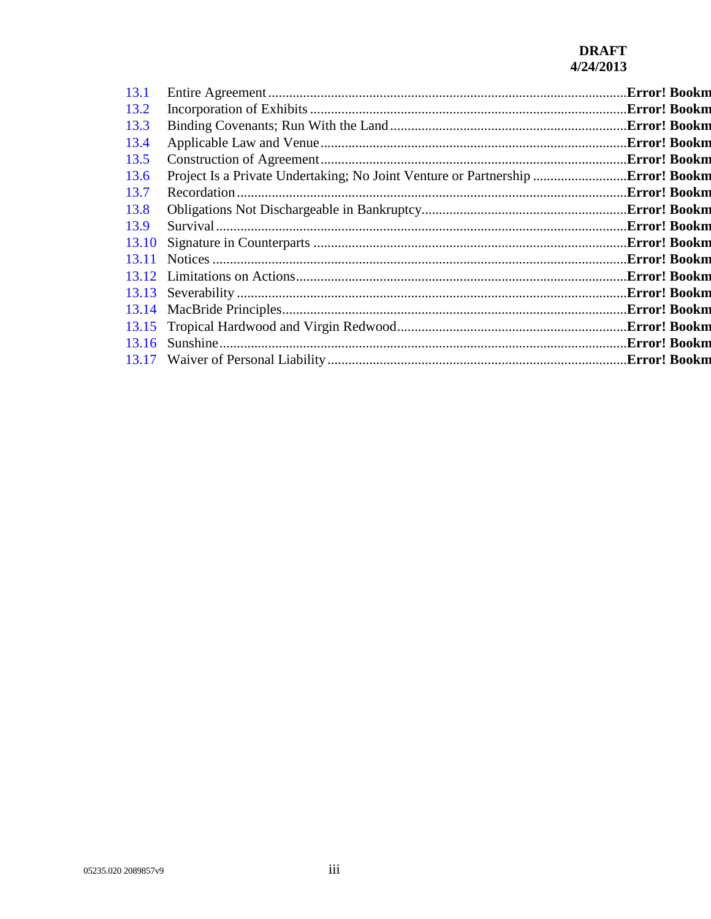DRAFT
4/24/2013

| | | |
|---|---|---|
| 13.1 | Entire Agreement | Error! Bookm |
| 13.2 | Incorporation of Exhibits | Error! Bookm |
| 13.3 | Binding Covenants; Run With the Land | Error! Bookm |
| 13.4 | Applicable Law and Venue | Error! Bookm |
| 13.5 | Construction of Agreement | Error! Bookm |
| 13.6 | Project Is a Private Undertaking; No Joint Venture or Partnership | Error! Bookm |
| 13.7 | Recordation | Error! Bookm |
| 13.8 | Obligations Not Dischargeable in Bankruptcy | Error! Bookm |
| 13.9 | Survival | Error! Bookm |
| 13.10 | Signature in Counterparts | Error! Bookm |
| 13.11 | Notices | Error! Bookm |
| 13.12 | Limitations on Actions | Error! Bookm |
| 13.13 | Severability | Error! Bookm |
| 13.14 | MacBride Principles | Error! Bookm |
| 13.15 | Tropical Hardwood and Virgin Redwood | Error! Bookm |
| 13.16 | Sunshine | Error! Bookm |
| 13.17 | Waiver of Personal Liability | Error! Bookm |

05235.020 2089857v9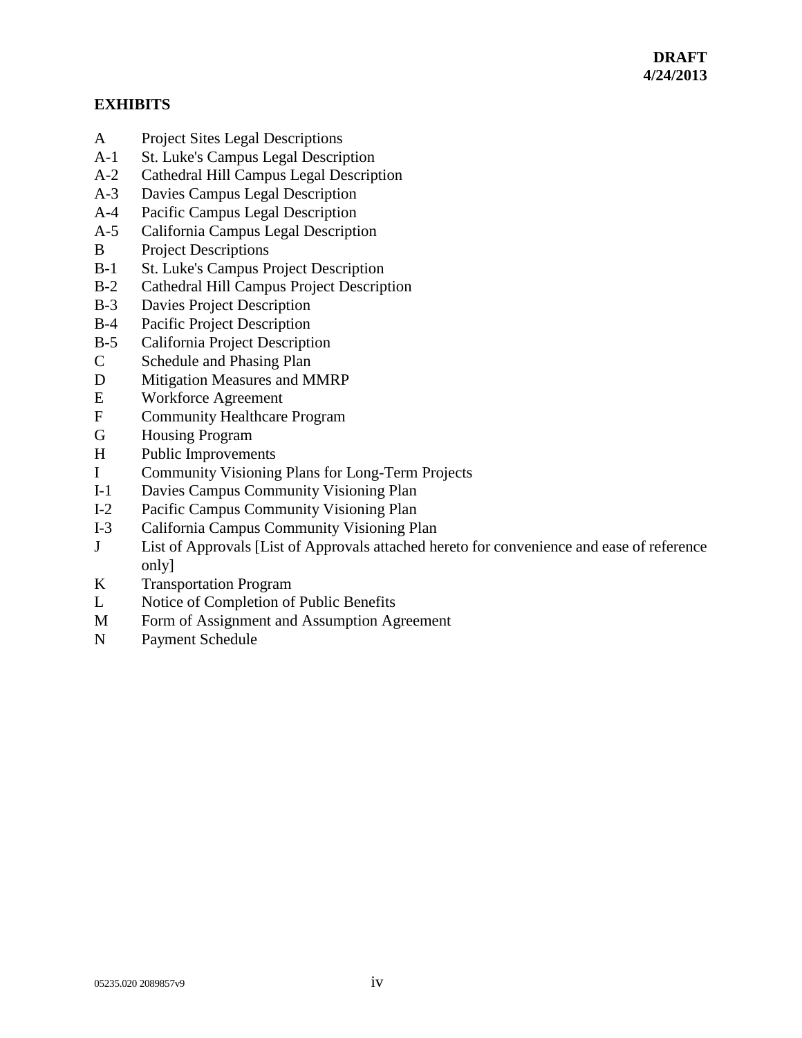**DRAFT**
**4/24/2013**

**EXHIBITS**

A Project Sites Legal Descriptions
A-1 St. Luke's Campus Legal Description
A-2 Cathedral Hill Campus Legal Description
A-3 Davies Campus Legal Description
A-4 Pacific Campus Legal Description
A-5 California Campus Legal Description
B Project Descriptions
B-1 St. Luke's Campus Project Description
B-2 Cathedral Hill Campus Project Description
B-3 Davies Project Description
B-4 Pacific Project Description
B-5 California Project Description
C Schedule and Phasing Plan
D Mitigation Measures and MMRP
E Workforce Agreement
F Community Healthcare Program
G Housing Program
H Public Improvements
I Community Visioning Plans for Long-Term Projects
I-1 Davies Campus Community Visioning Plan
I-2 Pacific Campus Community Visioning Plan
I-3 California Campus Community Visioning Plan
J List of Approvals [List of Approvals attached hereto for convenience and ease of reference only]
K Transportation Program
L Notice of Completion of Public Benefits
M Form of Assignment and Assumption Agreement
N Payment Schedule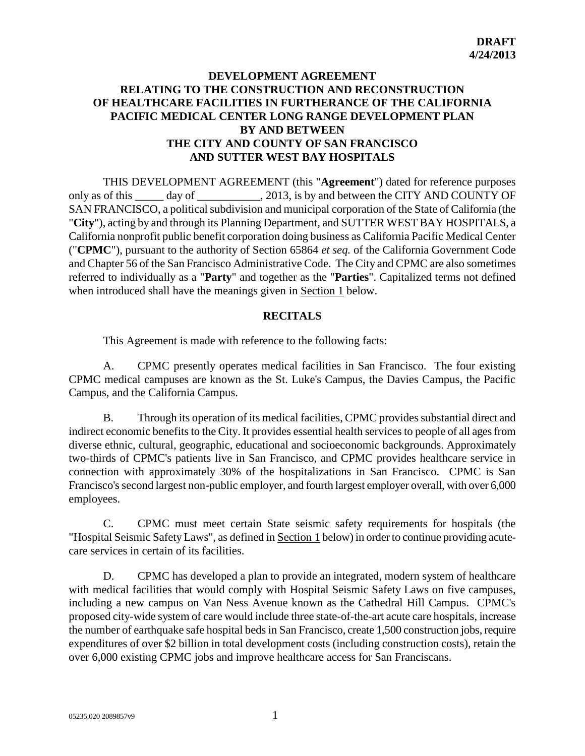**DRAFT**
**4/24/2013**

# DEVELOPMENT AGREEMENT RELATING TO THE CONSTRUCTION AND RECONSTRUCTION OF HEALTHCARE FACILITIES IN FURTHERANCE OF THE CALIFORNIA PACIFIC MEDICAL CENTER LONG RANGE DEVELOPMENT PLAN BY AND BETWEEN THE CITY AND COUNTY OF SAN FRANCISCO AND SUTTER WEST BAY HOSPITALS

THIS DEVELOPMENT AGREEMENT (this "**Agreement**") dated for reference purposes only as of this _____ day of ___________, 2013, is by and between the CITY AND COUNTY OF SAN FRANCISCO, a political subdivision and municipal corporation of the State of California (the "**City**"), acting by and through its Planning Department, and SUTTER WEST BAY HOSPITALS, a California nonprofit public benefit corporation doing business as California Pacific Medical Center ("**CPMC**"), pursuant to the authority of Section 65864 *et seq.* of the California Government Code and Chapter 56 of the San Francisco Administrative Code. The City and CPMC are also sometimes referred to individually as a "**Party**" and together as the "**Parties**". Capitalized terms not defined when introduced shall have the meanings given in Section 1 below.

## RECITALS

This Agreement is made with reference to the following facts:

A. CPMC presently operates medical facilities in San Francisco. The four existing CPMC medical campuses are known as the St. Luke's Campus, the Davies Campus, the Pacific Campus, and the California Campus.

B. Through its operation of its medical facilities, CPMC provides substantial direct and indirect economic benefits to the City. It provides essential health services to people of all ages from diverse ethnic, cultural, geographic, educational and socioeconomic backgrounds. Approximately two-thirds of CPMC's patients live in San Francisco, and CPMC provides healthcare service in connection with approximately 30% of the hospitalizations in San Francisco. CPMC is San Francisco's second largest non-public employer, and fourth largest employer overall, with over 6,000 employees.

C. CPMC must meet certain State seismic safety requirements for hospitals (the "Hospital Seismic Safety Laws", as defined in Section 1 below) in order to continue providing acute-care services in certain of its facilities.

D. CPMC has developed a plan to provide an integrated, modern system of healthcare with medical facilities that would comply with Hospital Seismic Safety Laws on five campuses, including a new campus on Van Ness Avenue known as the Cathedral Hill Campus. CPMC's proposed city-wide system of care would include three state-of-the-art acute care hospitals, increase the number of earthquake safe hospital beds in San Francisco, create 1,500 construction jobs, require expenditures of over $2 billion in total development costs (including construction costs), retain the over 6,000 existing CPMC jobs and improve healthcare access for San Franciscans.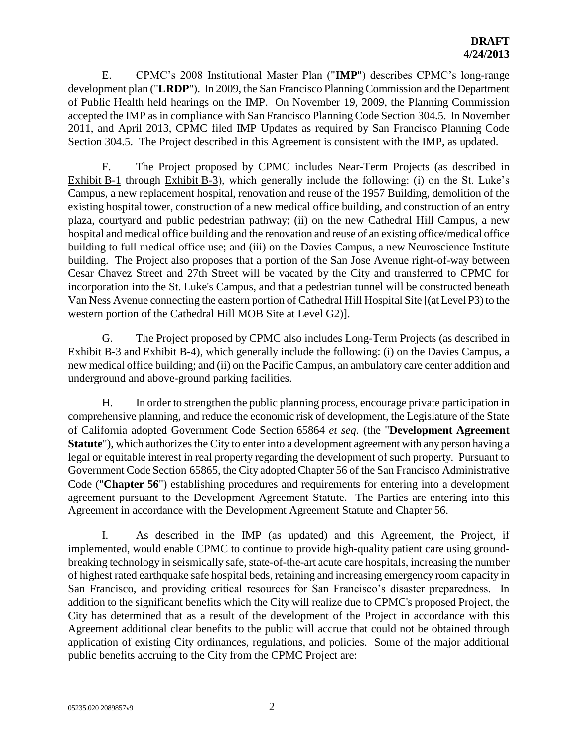E. CPMC's 2008 Institutional Master Plan ("**IMP**") describes CPMC's long-range development plan ("**LRDP**"). In 2009, the San Francisco Planning Commission and the Department of Public Health held hearings on the IMP. On November 19, 2009, the Planning Commission accepted the IMP as in compliance with San Francisco Planning Code Section 304.5. In November 2011, and April 2013, CPMC filed IMP Updates as required by San Francisco Planning Code Section 304.5. The Project described in this Agreement is consistent with the IMP, as updated.

F. The Project proposed by CPMC includes Near-Term Projects (as described in Exhibit B-1 through Exhibit B-3), which generally include the following: (i) on the St. Luke's Campus, a new replacement hospital, renovation and reuse of the 1957 Building, demolition of the existing hospital tower, construction of a new medical office building, and construction of an entry plaza, courtyard and public pedestrian pathway; (ii) on the new Cathedral Hill Campus, a new hospital and medical office building and the renovation and reuse of an existing office/medical office building to full medical office use; and (iii) on the Davies Campus, a new Neuroscience Institute building. The Project also proposes that a portion of the San Jose Avenue right-of-way between Cesar Chavez Street and 27th Street will be vacated by the City and transferred to CPMC for incorporation into the St. Luke's Campus, and that a pedestrian tunnel will be constructed beneath Van Ness Avenue connecting the eastern portion of Cathedral Hill Hospital Site [(at Level P3) to the western portion of the Cathedral Hill MOB Site at Level G2)].

G. The Project proposed by CPMC also includes Long-Term Projects (as described in Exhibit B-3 and Exhibit B-4), which generally include the following: (i) on the Davies Campus, a new medical office building; and (ii) on the Pacific Campus, an ambulatory care center addition and underground and above-ground parking facilities.

H. In order to strengthen the public planning process, encourage private participation in comprehensive planning, and reduce the economic risk of development, the Legislature of the State of California adopted Government Code Section 65864 *et seq.* (the "**Development Agreement Statute**"), which authorizes the City to enter into a development agreement with any person having a legal or equitable interest in real property regarding the development of such property. Pursuant to Government Code Section 65865, the City adopted Chapter 56 of the San Francisco Administrative Code ("**Chapter 56**") establishing procedures and requirements for entering into a development agreement pursuant to the Development Agreement Statute. The Parties are entering into this Agreement in accordance with the Development Agreement Statute and Chapter 56.

I. As described in the IMP (as updated) and this Agreement, the Project, if implemented, would enable CPMC to continue to provide high-quality patient care using ground-breaking technology in seismically safe, state-of-the-art acute care hospitals, increasing the number of highest rated earthquake safe hospital beds, retaining and increasing emergency room capacity in San Francisco, and providing critical resources for San Francisco's disaster preparedness. In addition to the significant benefits which the City will realize due to CPMC's proposed Project, the City has determined that as a result of the development of the Project in accordance with this Agreement additional clear benefits to the public will accrue that could not be obtained through application of existing City ordinances, regulations, and policies. Some of the major additional public benefits accruing to the City from the CPMC Project are: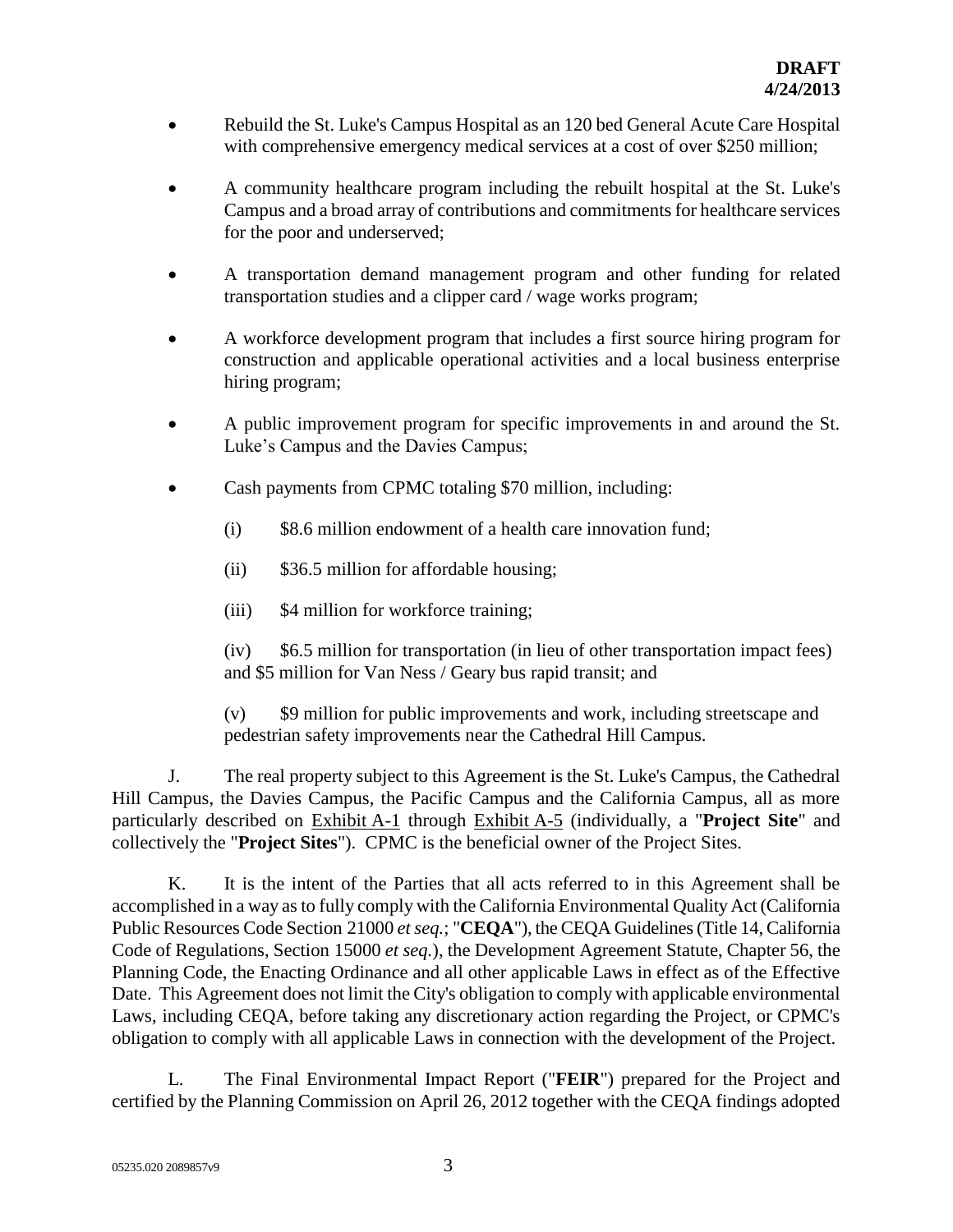- Rebuild the St. Luke's Campus Hospital as an 120 bed General Acute Care Hospital with comprehensive emergency medical services at a cost of over $250 million;

- A community healthcare program including the rebuilt hospital at the St. Luke's Campus and a broad array of contributions and commitments for healthcare services for the poor and underserved;

- A transportation demand management program and other funding for related transportation studies and a clipper card / wage works program;

- A workforce development program that includes a first source hiring program for construction and applicable operational activities and a local business enterprise hiring program;

- A public improvement program for specific improvements in and around the St. Luke's Campus and the Davies Campus;

- Cash payments from CPMC totaling $70 million, including:

  (i) $8.6 million endowment of a health care innovation fund;

  (ii) $36.5 million for affordable housing;

  (iii) $4 million for workforce training;

  (iv) $6.5 million for transportation (in lieu of other transportation impact fees) and $5 million for Van Ness / Geary bus rapid transit; and

  (v) $9 million for public improvements and work, including streetscape and pedestrian safety improvements near the Cathedral Hill Campus.

J. The real property subject to this Agreement is the St. Luke's Campus, the Cathedral Hill Campus, the Davies Campus, the Pacific Campus and the California Campus, all as more particularly described on Exhibit A-1 through Exhibit A-5 (individually, a "**Project Site**" and collectively the "**Project Sites**"). CPMC is the beneficial owner of the Project Sites.

K. It is the intent of the Parties that all acts referred to in this Agreement shall be accomplished in a way as to fully comply with the California Environmental Quality Act (California Public Resources Code Section 21000 *et seq.*; "**CEQA**"), the CEQA Guidelines (Title 14, California Code of Regulations, Section 15000 *et seq.*), the Development Agreement Statute, Chapter 56, the Planning Code, the Enacting Ordinance and all other applicable Laws in effect as of the Effective Date. This Agreement does not limit the City's obligation to comply with applicable environmental Laws, including CEQA, before taking any discretionary action regarding the Project, or CPMC's obligation to comply with all applicable Laws in connection with the development of the Project.

L. The Final Environmental Impact Report ("**FEIR**") prepared for the Project and certified by the Planning Commission on April 26, 2012 together with the CEQA findings adopted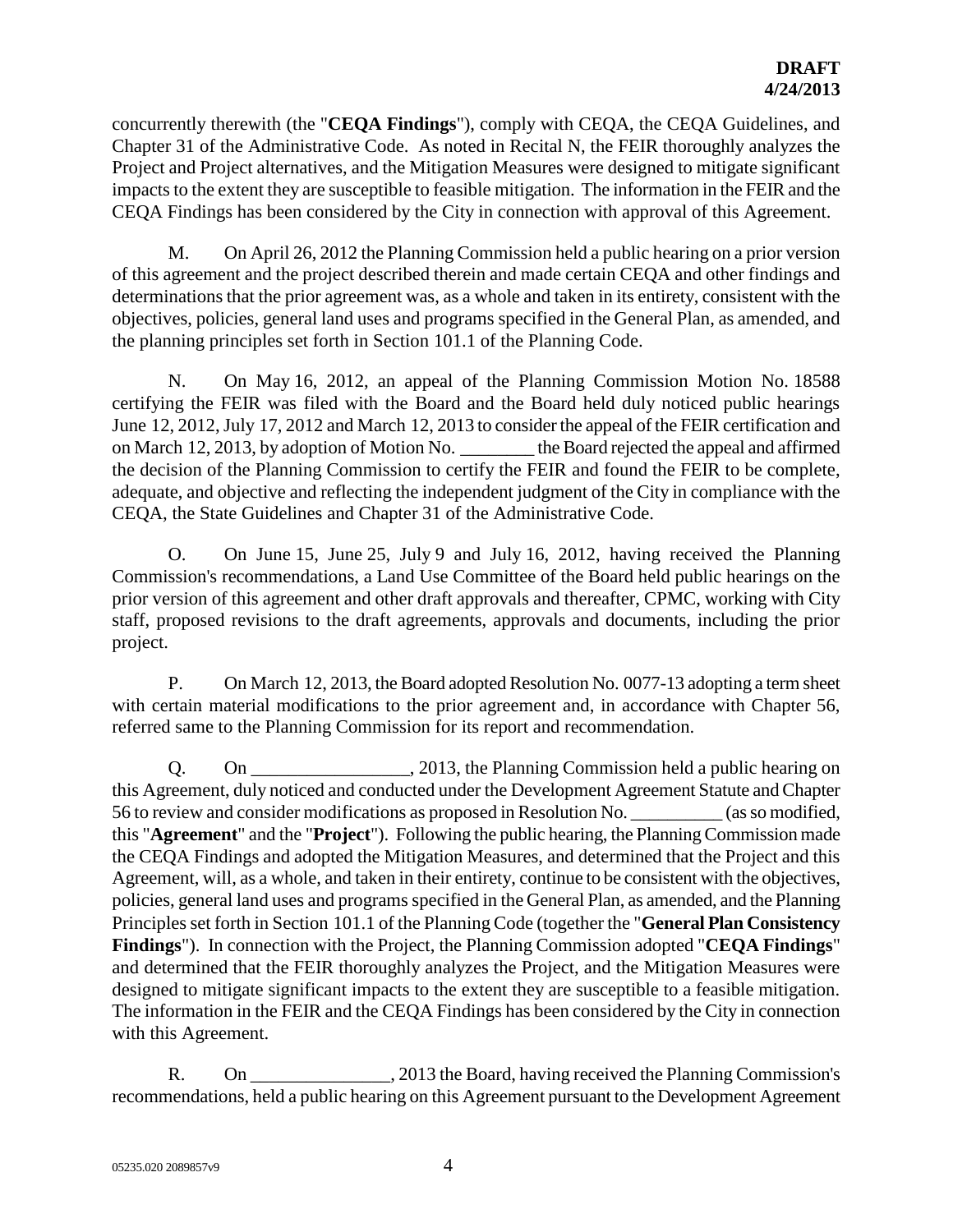concurrently therewith (the "**CEQA Findings**"), comply with CEQA, the CEQA Guidelines, and Chapter 31 of the Administrative Code. As noted in Recital N, the FEIR thoroughly analyzes the Project and Project alternatives, and the Mitigation Measures were designed to mitigate significant impacts to the extent they are susceptible to feasible mitigation. The information in the FEIR and the CEQA Findings has been considered by the City in connection with approval of this Agreement.

M. On April 26, 2012 the Planning Commission held a public hearing on a prior version of this agreement and the project described therein and made certain CEQA and other findings and determinations that the prior agreement was, as a whole and taken in its entirety, consistent with the objectives, policies, general land uses and programs specified in the General Plan, as amended, and the planning principles set forth in Section 101.1 of the Planning Code.

N. On May 16, 2012, an appeal of the Planning Commission Motion No. 18588 certifying the FEIR was filed with the Board and the Board held duly noticed public hearings June 12, 2012, July 17, 2012 and March 12, 2013 to consider the appeal of the FEIR certification and on March 12, 2013, by adoption of Motion No. ________ the Board rejected the appeal and affirmed the decision of the Planning Commission to certify the FEIR and found the FEIR to be complete, adequate, and objective and reflecting the independent judgment of the City in compliance with the CEQA, the State Guidelines and Chapter 31 of the Administrative Code.

O. On June 15, June 25, July 9 and July 16, 2012, having received the Planning Commission's recommendations, a Land Use Committee of the Board held public hearings on the prior version of this agreement and other draft approvals and thereafter, CPMC, working with City staff, proposed revisions to the draft agreements, approvals and documents, including the prior project.

P. On March 12, 2013, the Board adopted Resolution No. 0077-13 adopting a term sheet with certain material modifications to the prior agreement and, in accordance with Chapter 56, referred same to the Planning Commission for its report and recommendation.

Q. On _________________, 2013, the Planning Commission held a public hearing on this Agreement, duly noticed and conducted under the Development Agreement Statute and Chapter 56 to review and consider modifications as proposed in Resolution No. __________ (as so modified, this "**Agreement**" and the "**Project**"). Following the public hearing, the Planning Commission made the CEQA Findings and adopted the Mitigation Measures, and determined that the Project and this Agreement, will, as a whole, and taken in their entirety, continue to be consistent with the objectives, policies, general land uses and programs specified in the General Plan, as amended, and the Planning Principles set forth in Section 101.1 of the Planning Code (together the "**General Plan Consistency Findings**"). In connection with the Project, the Planning Commission adopted "**CEQA Findings**" and determined that the FEIR thoroughly analyzes the Project, and the Mitigation Measures were designed to mitigate significant impacts to the extent they are susceptible to a feasible mitigation. The information in the FEIR and the CEQA Findings has been considered by the City in connection with this Agreement.

R. On _______________, 2013 the Board, having received the Planning Commission's recommendations, held a public hearing on this Agreement pursuant to the Development Agreement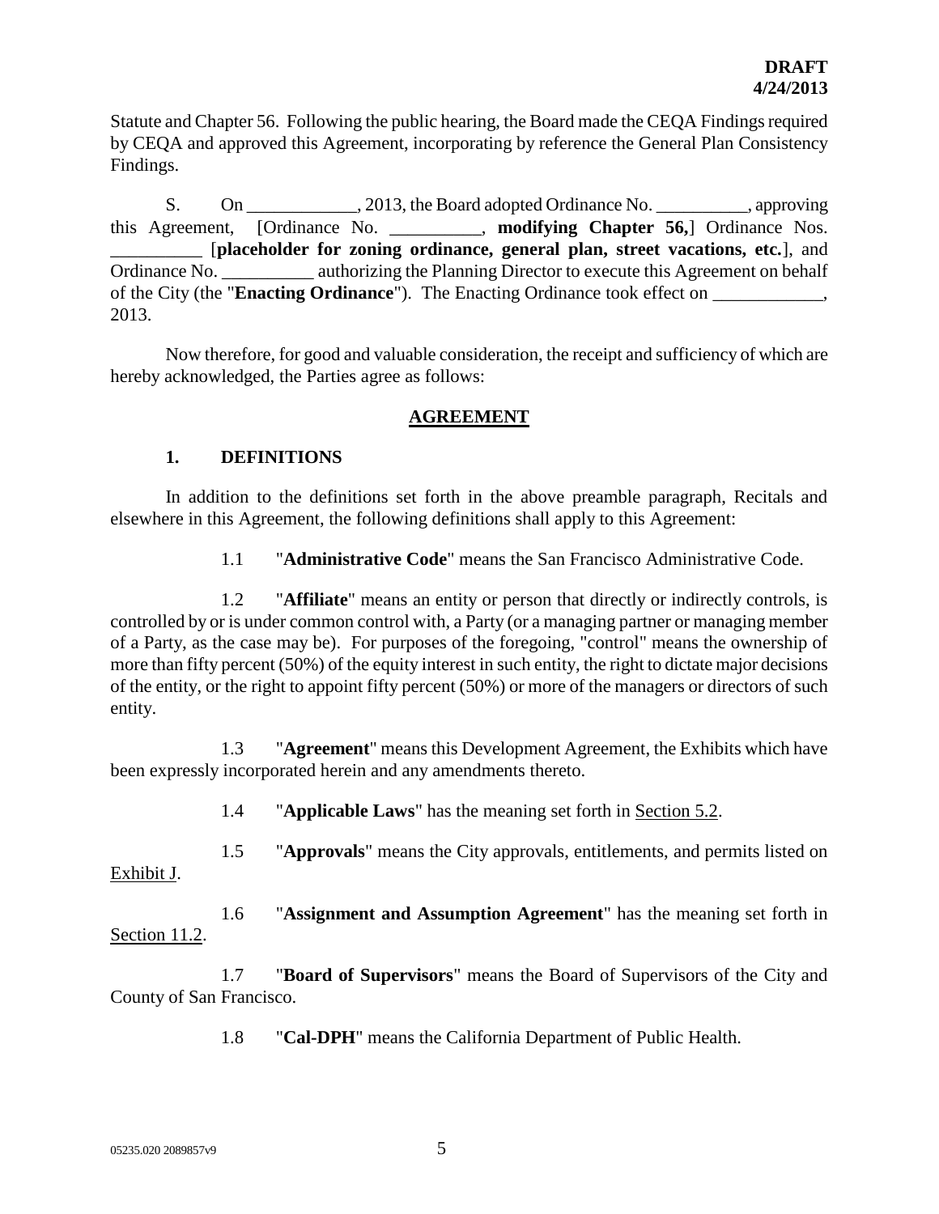Statute and Chapter 56. Following the public hearing, the Board made the CEQA Findings required by CEQA and approved this Agreement, incorporating by reference the General Plan Consistency Findings.

S. On ____________, 2013, the Board adopted Ordinance No. __________, approving this Agreement, [Ordinance No. __________, **modifying Chapter 56,**] Ordinance Nos. __________ [**placeholder for zoning ordinance, general plan, street vacations, etc.**], and Ordinance No. __________ authorizing the Planning Director to execute this Agreement on behalf of the City (the "**Enacting Ordinance**"). The Enacting Ordinance took effect on ____________, 2013.

Now therefore, for good and valuable consideration, the receipt and sufficiency of which are hereby acknowledged, the Parties agree as follows:

## AGREEMENT

### 1. DEFINITIONS

In addition to the definitions set forth in the above preamble paragraph, Recitals and elsewhere in this Agreement, the following definitions shall apply to this Agreement:

1.1 "**Administrative Code**" means the San Francisco Administrative Code.

1.2 "**Affiliate**" means an entity or person that directly or indirectly controls, is controlled by or is under common control with, a Party (or a managing partner or managing member of a Party, as the case may be). For purposes of the foregoing, "control" means the ownership of more than fifty percent (50%) of the equity interest in such entity, the right to dictate major decisions of the entity, or the right to appoint fifty percent (50%) or more of the managers or directors of such entity.

1.3 "**Agreement**" means this Development Agreement, the Exhibits which have been expressly incorporated herein and any amendments thereto.

1.4 "**Applicable Laws**" has the meaning set forth in Section 5.2.

1.5 "**Approvals**" means the City approvals, entitlements, and permits listed on Exhibit J.

1.6 "**Assignment and Assumption Agreement**" has the meaning set forth in Section 11.2.

1.7 "**Board of Supervisors**" means the Board of Supervisors of the City and County of San Francisco.

1.8 "**Cal-DPH**" means the California Department of Public Health.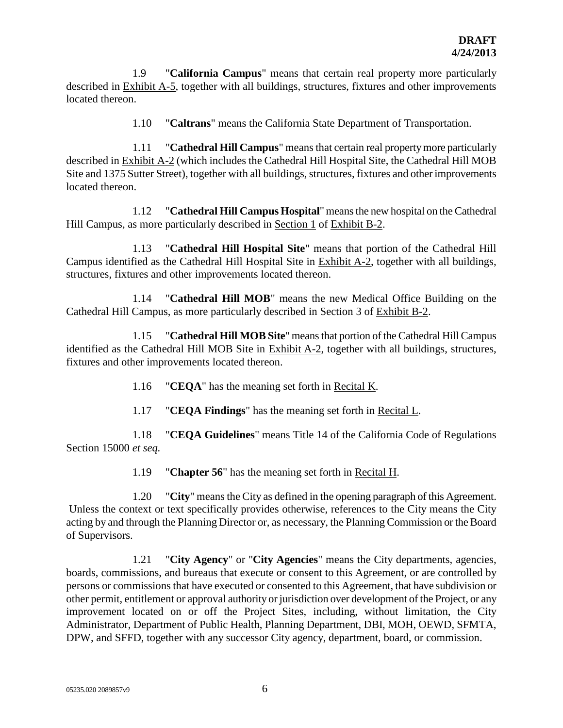1.9 "**California Campus**" means that certain real property more particularly described in Exhibit A-5, together with all buildings, structures, fixtures and other improvements located thereon.

1.10 "**Caltrans**" means the California State Department of Transportation.

1.11 "**Cathedral Hill Campus**" means that certain real property more particularly described in Exhibit A-2 (which includes the Cathedral Hill Hospital Site, the Cathedral Hill MOB Site and 1375 Sutter Street), together with all buildings, structures, fixtures and other improvements located thereon.

1.12 "**Cathedral Hill Campus Hospital**" means the new hospital on the Cathedral Hill Campus, as more particularly described in Section 1 of Exhibit B-2.

1.13 "**Cathedral Hill Hospital Site**" means that portion of the Cathedral Hill Campus identified as the Cathedral Hill Hospital Site in Exhibit A-2, together with all buildings, structures, fixtures and other improvements located thereon.

1.14 "**Cathedral Hill MOB**" means the new Medical Office Building on the Cathedral Hill Campus, as more particularly described in Section 3 of Exhibit B-2.

1.15 "**Cathedral Hill MOB Site**" means that portion of the Cathedral Hill Campus identified as the Cathedral Hill MOB Site in Exhibit A-2, together with all buildings, structures, fixtures and other improvements located thereon.

1.16 "**CEQA**" has the meaning set forth in Recital K.

1.17 "**CEQA Findings**" has the meaning set forth in Recital L.

1.18 "**CEQA Guidelines**" means Title 14 of the California Code of Regulations Section 15000 *et seq.*

1.19 "**Chapter 56**" has the meaning set forth in Recital H.

1.20 "**City**" means the City as defined in the opening paragraph of this Agreement. Unless the context or text specifically provides otherwise, references to the City means the City acting by and through the Planning Director or, as necessary, the Planning Commission or the Board of Supervisors.

1.21 "**City Agency**" or "**City Agencies**" means the City departments, agencies, boards, commissions, and bureaus that execute or consent to this Agreement, or are controlled by persons or commissions that have executed or consented to this Agreement, that have subdivision or other permit, entitlement or approval authority or jurisdiction over development of the Project, or any improvement located on or off the Project Sites, including, without limitation, the City Administrator, Department of Public Health, Planning Department, DBI, MOH, OEWD, SFMTA, DPW, and SFFD, together with any successor City agency, department, board, or commission.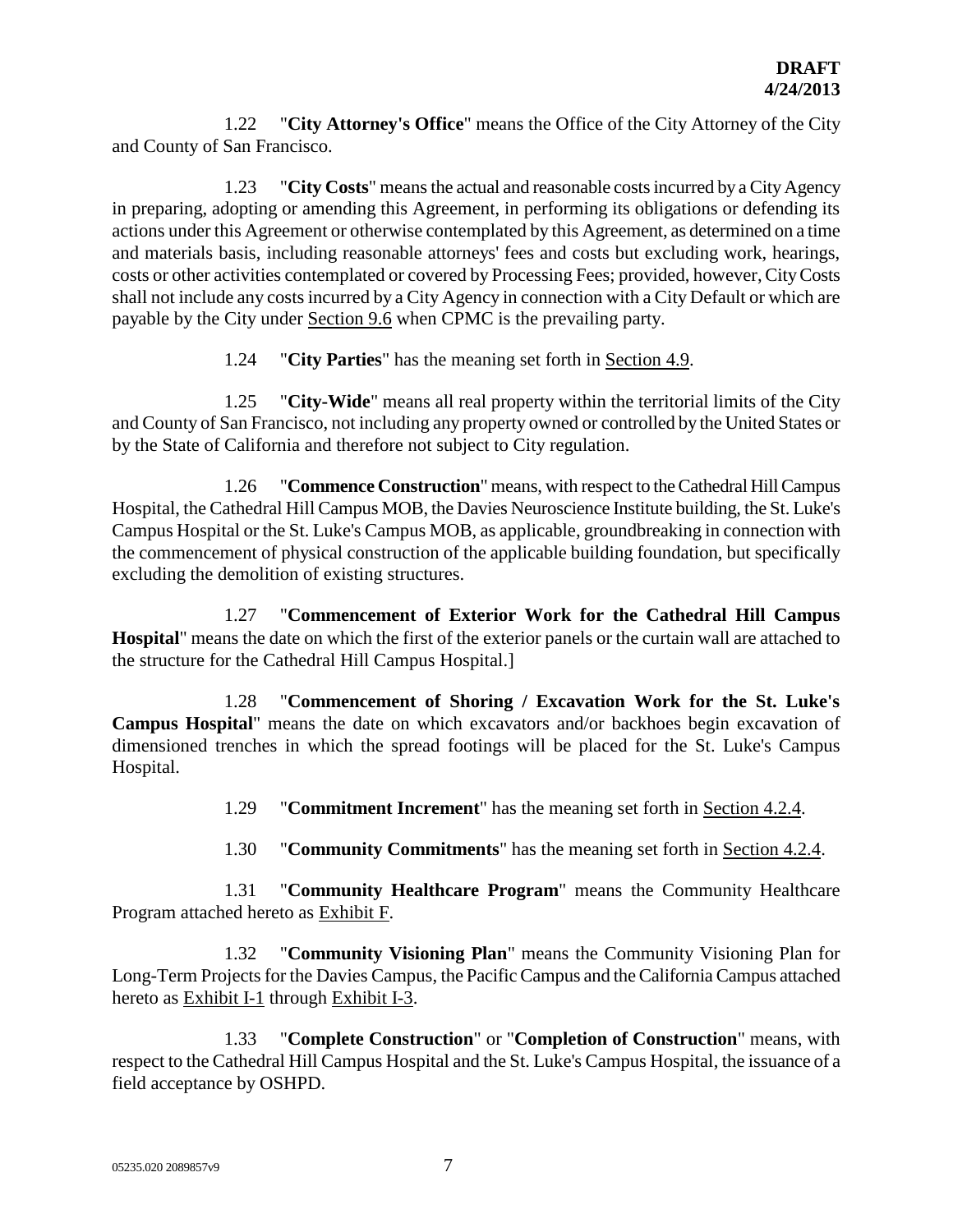**DRAFT**
**4/24/2013**

1.22 "**City Attorney's Office**" means the Office of the City Attorney of the City and County of San Francisco.

1.23 "**City Costs**" means the actual and reasonable costs incurred by a City Agency in preparing, adopting or amending this Agreement, in performing its obligations or defending its actions under this Agreement or otherwise contemplated by this Agreement, as determined on a time and materials basis, including reasonable attorneys' fees and costs but excluding work, hearings, costs or other activities contemplated or covered by Processing Fees; provided, however, City Costs shall not include any costs incurred by a City Agency in connection with a City Default or which are payable by the City under Section 9.6 when CPMC is the prevailing party.

1.24 "**City Parties**" has the meaning set forth in Section 4.9.

1.25 "**City-Wide**" means all real property within the territorial limits of the City and County of San Francisco, not including any property owned or controlled by the United States or by the State of California and therefore not subject to City regulation.

1.26 "**Commence Construction**" means, with respect to the Cathedral Hill Campus Hospital, the Cathedral Hill Campus MOB, the Davies Neuroscience Institute building, the St. Luke's Campus Hospital or the St. Luke's Campus MOB, as applicable, groundbreaking in connection with the commencement of physical construction of the applicable building foundation, but specifically excluding the demolition of existing structures.

1.27 "**Commencement of Exterior Work for the Cathedral Hill Campus Hospital**" means the date on which the first of the exterior panels or the curtain wall are attached to the structure for the Cathedral Hill Campus Hospital.]

1.28 "**Commencement of Shoring / Excavation Work for the St. Luke's Campus Hospital**" means the date on which excavators and/or backhoes begin excavation of dimensioned trenches in which the spread footings will be placed for the St. Luke's Campus Hospital.

1.29 "**Commitment Increment**" has the meaning set forth in Section 4.2.4.

1.30 "**Community Commitments**" has the meaning set forth in Section 4.2.4.

1.31 "**Community Healthcare Program**" means the Community Healthcare Program attached hereto as Exhibit F.

1.32 "**Community Visioning Plan**" means the Community Visioning Plan for Long-Term Projects for the Davies Campus, the Pacific Campus and the California Campus attached hereto as Exhibit I-1 through Exhibit I-3.

1.33 "**Complete Construction**" or "**Completion of Construction**" means, with respect to the Cathedral Hill Campus Hospital and the St. Luke's Campus Hospital, the issuance of a field acceptance by OSHPD.

05235.020 2089857v9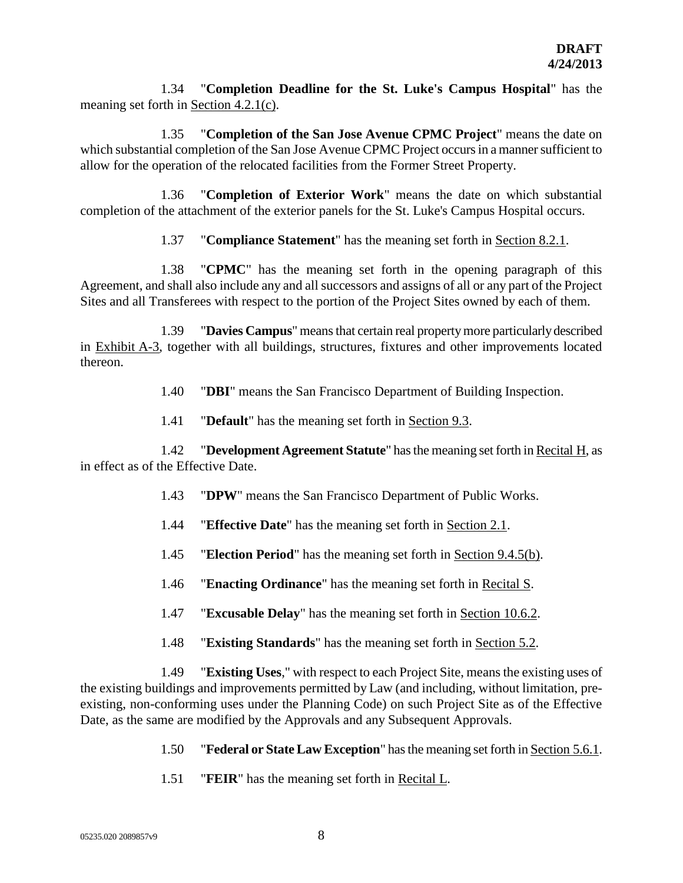**DRAFT**
**4/24/2013**

1.34 "**Completion Deadline for the St. Luke's Campus Hospital**" has the meaning set forth in Section 4.2.1(c).

1.35 "**Completion of the San Jose Avenue CPMC Project**" means the date on which substantial completion of the San Jose Avenue CPMC Project occurs in a manner sufficient to allow for the operation of the relocated facilities from the Former Street Property.

1.36 "**Completion of Exterior Work**" means the date on which substantial completion of the attachment of the exterior panels for the St. Luke's Campus Hospital occurs.

1.37 "**Compliance Statement**" has the meaning set forth in Section 8.2.1.

1.38 "**CPMC**" has the meaning set forth in the opening paragraph of this Agreement, and shall also include any and all successors and assigns of all or any part of the Project Sites and all Transferees with respect to the portion of the Project Sites owned by each of them.

1.39 "**Davies Campus**" means that certain real property more particularly described in Exhibit A-3, together with all buildings, structures, fixtures and other improvements located thereon.

1.40 "**DBI**" means the San Francisco Department of Building Inspection.

1.41 "**Default**" has the meaning set forth in Section 9.3.

1.42 "**Development Agreement Statute**" has the meaning set forth in Recital H, as in effect as of the Effective Date.

1.43 "**DPW**" means the San Francisco Department of Public Works.

1.44 "**Effective Date**" has the meaning set forth in Section 2.1.

1.45 "**Election Period**" has the meaning set forth in Section 9.4.5(b).

1.46 "**Enacting Ordinance**" has the meaning set forth in Recital S.

1.47 "**Excusable Delay**" has the meaning set forth in Section 10.6.2.

1.48 "**Existing Standards**" has the meaning set forth in Section 5.2.

1.49 "**Existing Uses**," with respect to each Project Site, means the existing uses of the existing buildings and improvements permitted by Law (and including, without limitation, pre-existing, non-conforming uses under the Planning Code) on such Project Site as of the Effective Date, as the same are modified by the Approvals and any Subsequent Approvals.

1.50 "**Federal or State Law Exception**" has the meaning set forth in Section 5.6.1.

1.51 "**FEIR**" has the meaning set forth in Recital L.

05235.020 2089857v9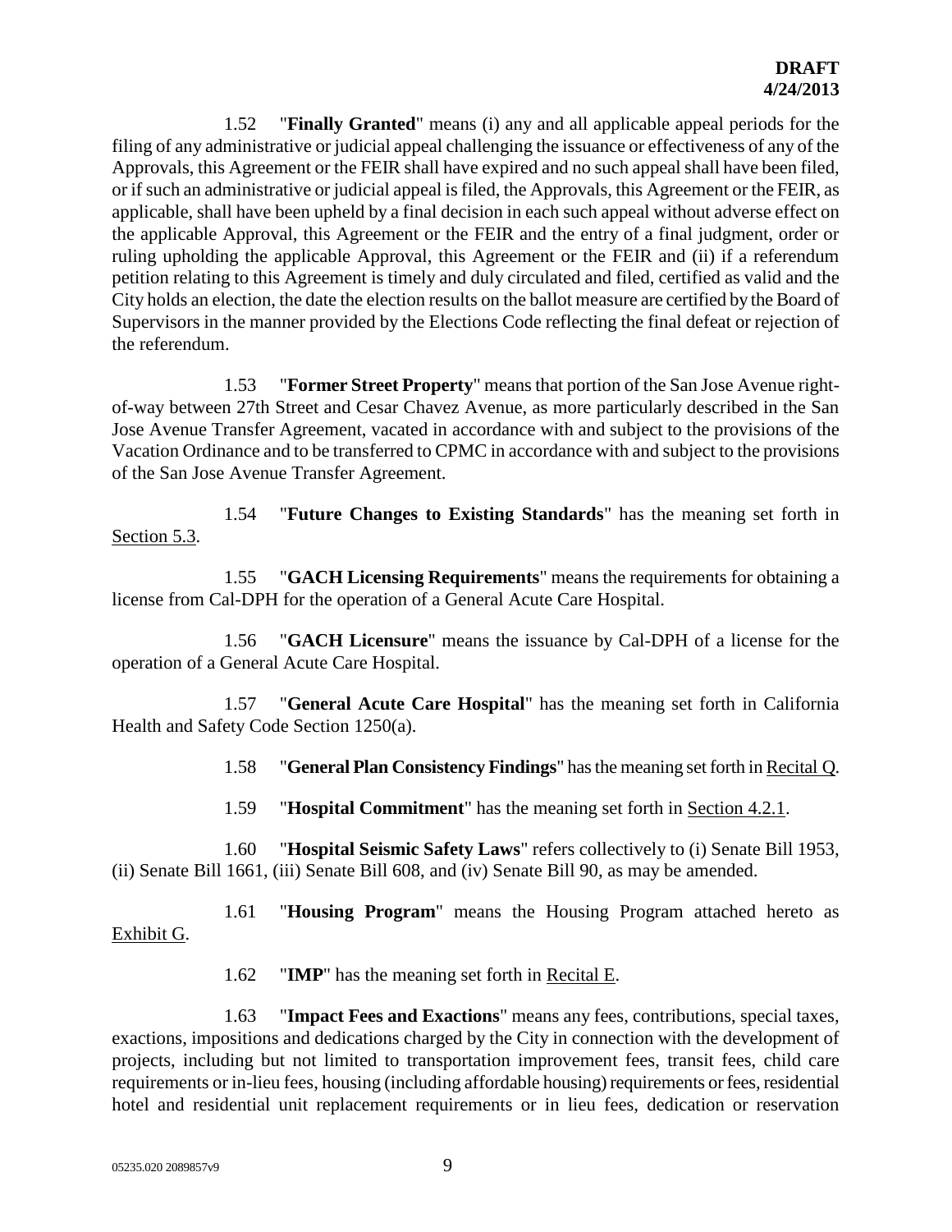1.52 "**Finally Granted**" means (i) any and all applicable appeal periods for the filing of any administrative or judicial appeal challenging the issuance or effectiveness of any of the Approvals, this Agreement or the FEIR shall have expired and no such appeal shall have been filed, or if such an administrative or judicial appeal is filed, the Approvals, this Agreement or the FEIR, as applicable, shall have been upheld by a final decision in each such appeal without adverse effect on the applicable Approval, this Agreement or the FEIR and the entry of a final judgment, order or ruling upholding the applicable Approval, this Agreement or the FEIR and (ii) if a referendum petition relating to this Agreement is timely and duly circulated and filed, certified as valid and the City holds an election, the date the election results on the ballot measure are certified by the Board of Supervisors in the manner provided by the Elections Code reflecting the final defeat or rejection of the referendum.

1.53 "**Former Street Property**" means that portion of the San Jose Avenue right-of-way between 27th Street and Cesar Chavez Avenue, as more particularly described in the San Jose Avenue Transfer Agreement, vacated in accordance with and subject to the provisions of the Vacation Ordinance and to be transferred to CPMC in accordance with and subject to the provisions of the San Jose Avenue Transfer Agreement.

1.54 "**Future Changes to Existing Standards**" has the meaning set forth in Section 5.3.

1.55 "**GACH Licensing Requirements**" means the requirements for obtaining a license from Cal-DPH for the operation of a General Acute Care Hospital.

1.56 "**GACH Licensure**" means the issuance by Cal-DPH of a license for the operation of a General Acute Care Hospital.

1.57 "**General Acute Care Hospital**" has the meaning set forth in California Health and Safety Code Section 1250(a).

1.58 "**General Plan Consistency Findings**" has the meaning set forth in Recital Q.

1.59 "**Hospital Commitment**" has the meaning set forth in Section 4.2.1.

1.60 "**Hospital Seismic Safety Laws**" refers collectively to (i) Senate Bill 1953, (ii) Senate Bill 1661, (iii) Senate Bill 608, and (iv) Senate Bill 90, as may be amended.

1.61 "**Housing Program**" means the Housing Program attached hereto as Exhibit G.

1.62 "**IMP**" has the meaning set forth in Recital E.

1.63 "**Impact Fees and Exactions**" means any fees, contributions, special taxes, exactions, impositions and dedications charged by the City in connection with the development of projects, including but not limited to transportation improvement fees, transit fees, child care requirements or in-lieu fees, housing (including affordable housing) requirements or fees, residential hotel and residential unit replacement requirements or in lieu fees, dedication or reservation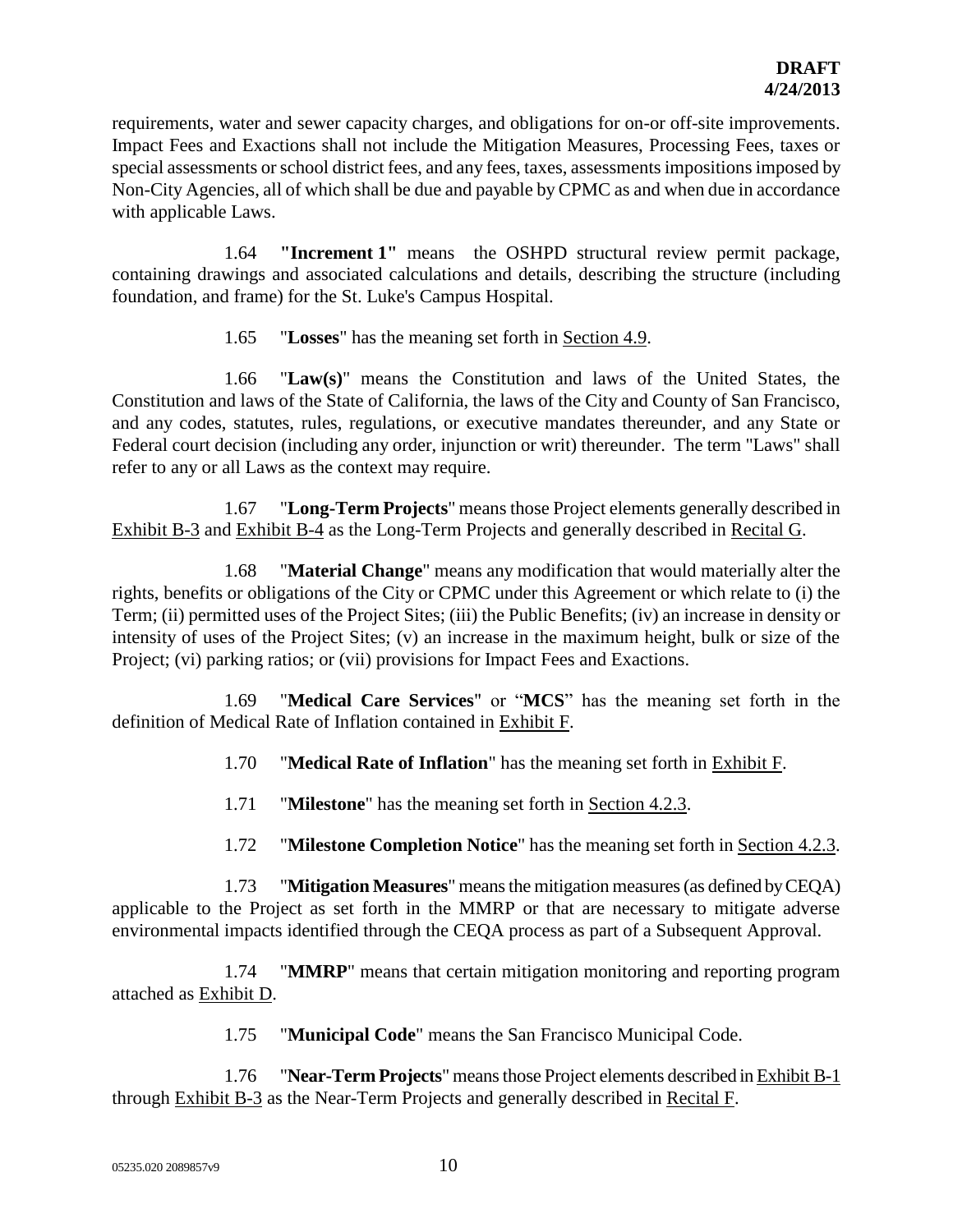requirements, water and sewer capacity charges, and obligations for on-or off-site improvements. Impact Fees and Exactions shall not include the Mitigation Measures, Processing Fees, taxes or special assessments or school district fees, and any fees, taxes, assessments impositions imposed by Non-City Agencies, all of which shall be due and payable by CPMC as and when due in accordance with applicable Laws.

1.64 **"Increment 1"** means the OSHPD structural review permit package, containing drawings and associated calculations and details, describing the structure (including foundation, and frame) for the St. Luke's Campus Hospital.

1.65 "**Losses**" has the meaning set forth in Section 4.9.

1.66 "**Law(s)**" means the Constitution and laws of the United States, the Constitution and laws of the State of California, the laws of the City and County of San Francisco, and any codes, statutes, rules, regulations, or executive mandates thereunder, and any State or Federal court decision (including any order, injunction or writ) thereunder. The term "Laws" shall refer to any or all Laws as the context may require.

1.67 "**Long-Term Projects**" means those Project elements generally described in Exhibit B-3 and Exhibit B-4 as the Long-Term Projects and generally described in Recital G.

1.68 "**Material Change**" means any modification that would materially alter the rights, benefits or obligations of the City or CPMC under this Agreement or which relate to (i) the Term; (ii) permitted uses of the Project Sites; (iii) the Public Benefits; (iv) an increase in density or intensity of uses of the Project Sites; (v) an increase in the maximum height, bulk or size of the Project; (vi) parking ratios; or (vii) provisions for Impact Fees and Exactions.

1.69 "**Medical Care Services**" or "**MCS**" has the meaning set forth in the definition of Medical Rate of Inflation contained in Exhibit F.

1.70 "**Medical Rate of Inflation**" has the meaning set forth in Exhibit F.

1.71 "**Milestone**" has the meaning set forth in Section 4.2.3.

1.72 "**Milestone Completion Notice**" has the meaning set forth in Section 4.2.3.

1.73 "**Mitigation Measures**" means the mitigation measures (as defined by CEQA) applicable to the Project as set forth in the MMRP or that are necessary to mitigate adverse environmental impacts identified through the CEQA process as part of a Subsequent Approval.

1.74 "**MMRP**" means that certain mitigation monitoring and reporting program attached as Exhibit D.

1.75 "**Municipal Code**" means the San Francisco Municipal Code.

1.76 "**Near-Term Projects**" means those Project elements described in Exhibit B-1 through Exhibit B-3 as the Near-Term Projects and generally described in Recital F.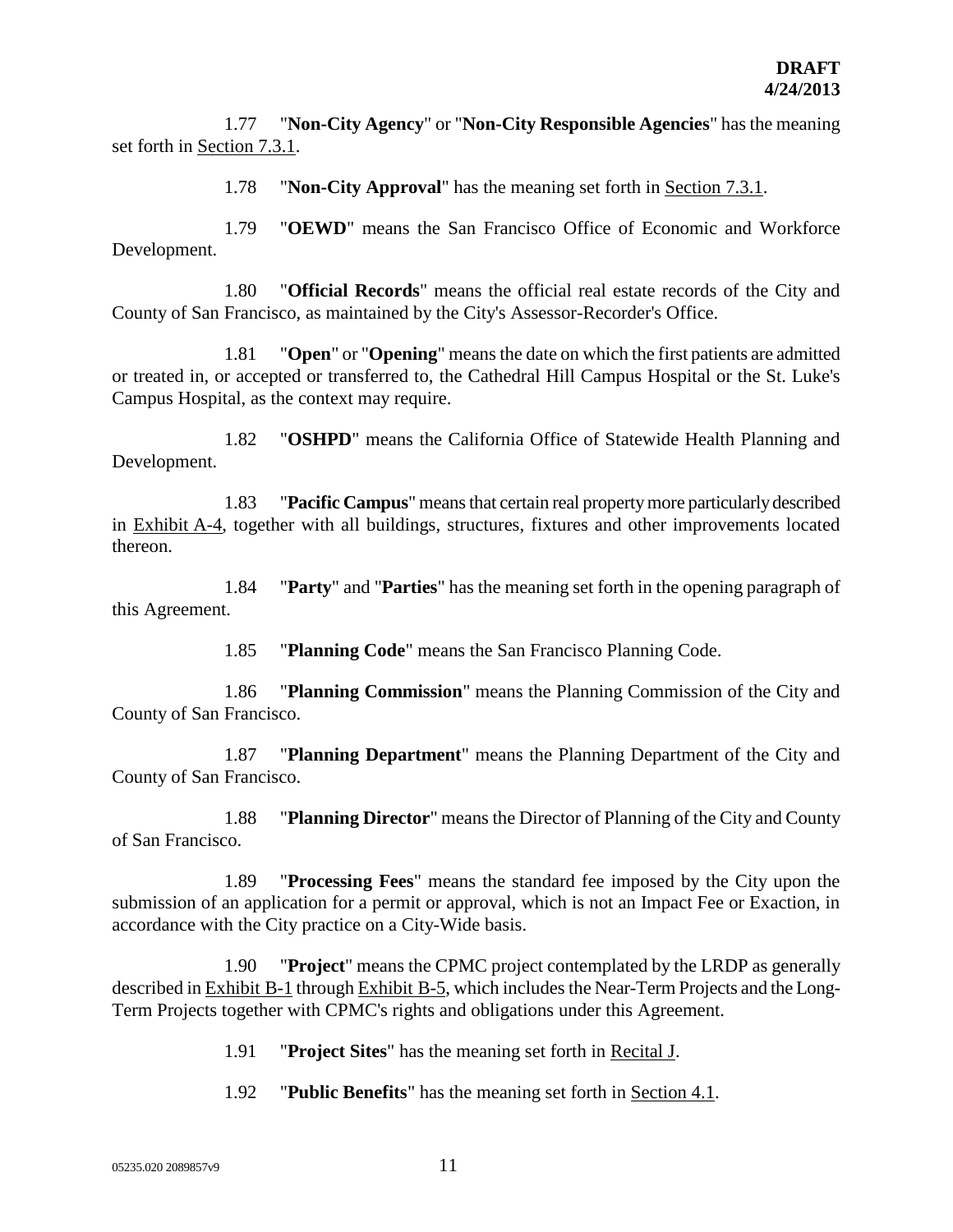1.77 "**Non-City Agency**" or "**Non-City Responsible Agencies**" has the meaning set forth in Section 7.3.1.

1.78 "**Non-City Approval**" has the meaning set forth in Section 7.3.1.

1.79 "**OEWD**" means the San Francisco Office of Economic and Workforce Development.

1.80 "**Official Records**" means the official real estate records of the City and County of San Francisco, as maintained by the City's Assessor-Recorder's Office.

1.81 "**Open**" or "**Opening**" means the date on which the first patients are admitted or treated in, or accepted or transferred to, the Cathedral Hill Campus Hospital or the St. Luke's Campus Hospital, as the context may require.

1.82 "**OSHPD**" means the California Office of Statewide Health Planning and Development.

1.83 "**Pacific Campus**" means that certain real property more particularly described in Exhibit A-4, together with all buildings, structures, fixtures and other improvements located thereon.

1.84 "**Party**" and "**Parties**" has the meaning set forth in the opening paragraph of this Agreement.

1.85 "**Planning Code**" means the San Francisco Planning Code.

1.86 "**Planning Commission**" means the Planning Commission of the City and County of San Francisco.

1.87 "**Planning Department**" means the Planning Department of the City and County of San Francisco.

1.88 "**Planning Director**" means the Director of Planning of the City and County of San Francisco.

1.89 "**Processing Fees**" means the standard fee imposed by the City upon the submission of an application for a permit or approval, which is not an Impact Fee or Exaction, in accordance with the City practice on a City-Wide basis.

1.90 "**Project**" means the CPMC project contemplated by the LRDP as generally described in Exhibit B-1 through Exhibit B-5, which includes the Near-Term Projects and the Long-Term Projects together with CPMC's rights and obligations under this Agreement.

1.91 "**Project Sites**" has the meaning set forth in Recital J.

1.92 "**Public Benefits**" has the meaning set forth in Section 4.1.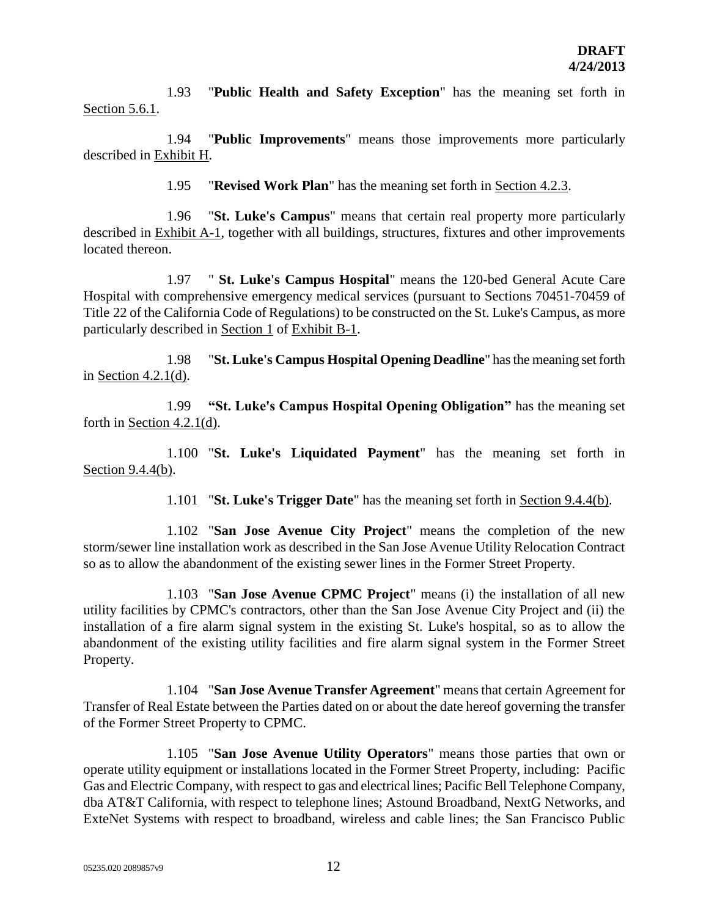1.93 "**Public Health and Safety Exception**" has the meaning set forth in Section 5.6.1.

1.94 "**Public Improvements**" means those improvements more particularly described in Exhibit H.

1.95 "**Revised Work Plan**" has the meaning set forth in Section 4.2.3.

1.96 "**St. Luke's Campus**" means that certain real property more particularly described in Exhibit A-1, together with all buildings, structures, fixtures and other improvements located thereon.

1.97 " **St. Luke's Campus Hospital**" means the 120-bed General Acute Care Hospital with comprehensive emergency medical services (pursuant to Sections 70451-70459 of Title 22 of the California Code of Regulations) to be constructed on the St. Luke's Campus, as more particularly described in Section 1 of Exhibit B-1.

1.98 "**St. Luke's Campus Hospital Opening Deadline**" has the meaning set forth in Section 4.2.1(d).

1.99 **"St. Luke's Campus Hospital Opening Obligation"** has the meaning set forth in Section 4.2.1(d).

1.100 "**St. Luke's Liquidated Payment**" has the meaning set forth in Section 9.4.4(b).

1.101 "**St. Luke's Trigger Date**" has the meaning set forth in Section 9.4.4(b).

1.102 "**San Jose Avenue City Project**" means the completion of the new storm/sewer line installation work as described in the San Jose Avenue Utility Relocation Contract so as to allow the abandonment of the existing sewer lines in the Former Street Property.

1.103 "**San Jose Avenue CPMC Project**" means (i) the installation of all new utility facilities by CPMC's contractors, other than the San Jose Avenue City Project and (ii) the installation of a fire alarm signal system in the existing St. Luke's hospital, so as to allow the abandonment of the existing utility facilities and fire alarm signal system in the Former Street Property.

1.104 "**San Jose Avenue Transfer Agreement**" means that certain Agreement for Transfer of Real Estate between the Parties dated on or about the date hereof governing the transfer of the Former Street Property to CPMC.

1.105 "**San Jose Avenue Utility Operators**" means those parties that own or operate utility equipment or installations located in the Former Street Property, including: Pacific Gas and Electric Company, with respect to gas and electrical lines; Pacific Bell Telephone Company, dba AT&T California, with respect to telephone lines; Astound Broadband, NextG Networks, and ExteNet Systems with respect to broadband, wireless and cable lines; the San Francisco Public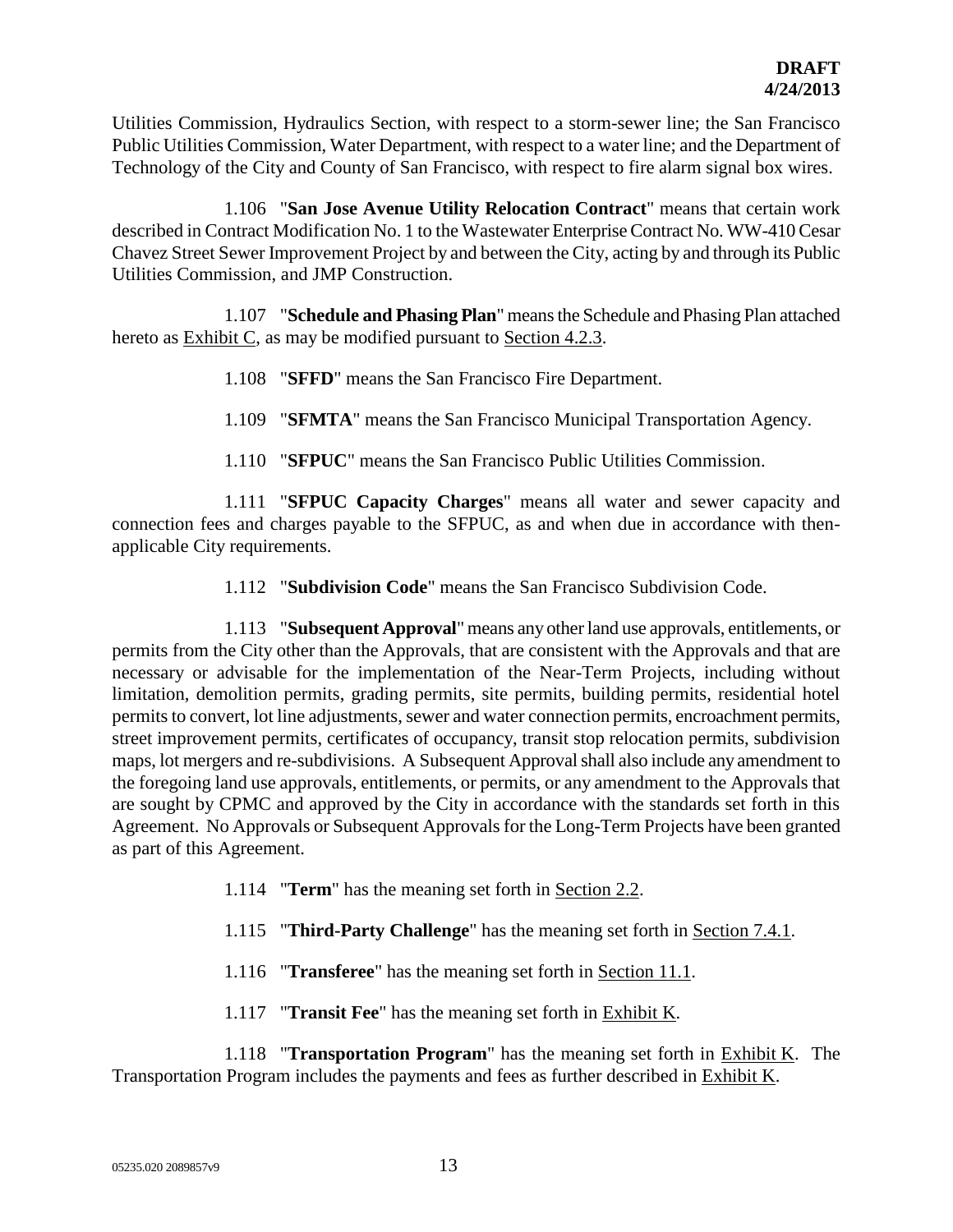Utilities Commission, Hydraulics Section, with respect to a storm-sewer line; the San Francisco Public Utilities Commission, Water Department, with respect to a water line; and the Department of Technology of the City and County of San Francisco, with respect to fire alarm signal box wires.

1.106 "**San Jose Avenue Utility Relocation Contract**" means that certain work described in Contract Modification No. 1 to the Wastewater Enterprise Contract No. WW-410 Cesar Chavez Street Sewer Improvement Project by and between the City, acting by and through its Public Utilities Commission, and JMP Construction.

1.107 "**Schedule and Phasing Plan**" means the Schedule and Phasing Plan attached hereto as Exhibit C, as may be modified pursuant to Section 4.2.3.

1.108 "**SFFD**" means the San Francisco Fire Department.

1.109 "**SFMTA**" means the San Francisco Municipal Transportation Agency.

1.110 "**SFPUC**" means the San Francisco Public Utilities Commission.

1.111 "**SFPUC Capacity Charges**" means all water and sewer capacity and connection fees and charges payable to the SFPUC, as and when due in accordance with then-applicable City requirements.

1.112 "**Subdivision Code**" means the San Francisco Subdivision Code.

1.113 "**Subsequent Approval**" means any other land use approvals, entitlements, or permits from the City other than the Approvals, that are consistent with the Approvals and that are necessary or advisable for the implementation of the Near-Term Projects, including without limitation, demolition permits, grading permits, site permits, building permits, residential hotel permits to convert, lot line adjustments, sewer and water connection permits, encroachment permits, street improvement permits, certificates of occupancy, transit stop relocation permits, subdivision maps, lot mergers and re-subdivisions. A Subsequent Approval shall also include any amendment to the foregoing land use approvals, entitlements, or permits, or any amendment to the Approvals that are sought by CPMC and approved by the City in accordance with the standards set forth in this Agreement. No Approvals or Subsequent Approvals for the Long-Term Projects have been granted as part of this Agreement.

1.114 "**Term**" has the meaning set forth in Section 2.2.

1.115 "**Third-Party Challenge**" has the meaning set forth in Section 7.4.1.

1.116 "**Transferee**" has the meaning set forth in Section 11.1.

1.117 "**Transit Fee**" has the meaning set forth in Exhibit K.

1.118 "**Transportation Program**" has the meaning set forth in Exhibit K. The Transportation Program includes the payments and fees as further described in Exhibit K.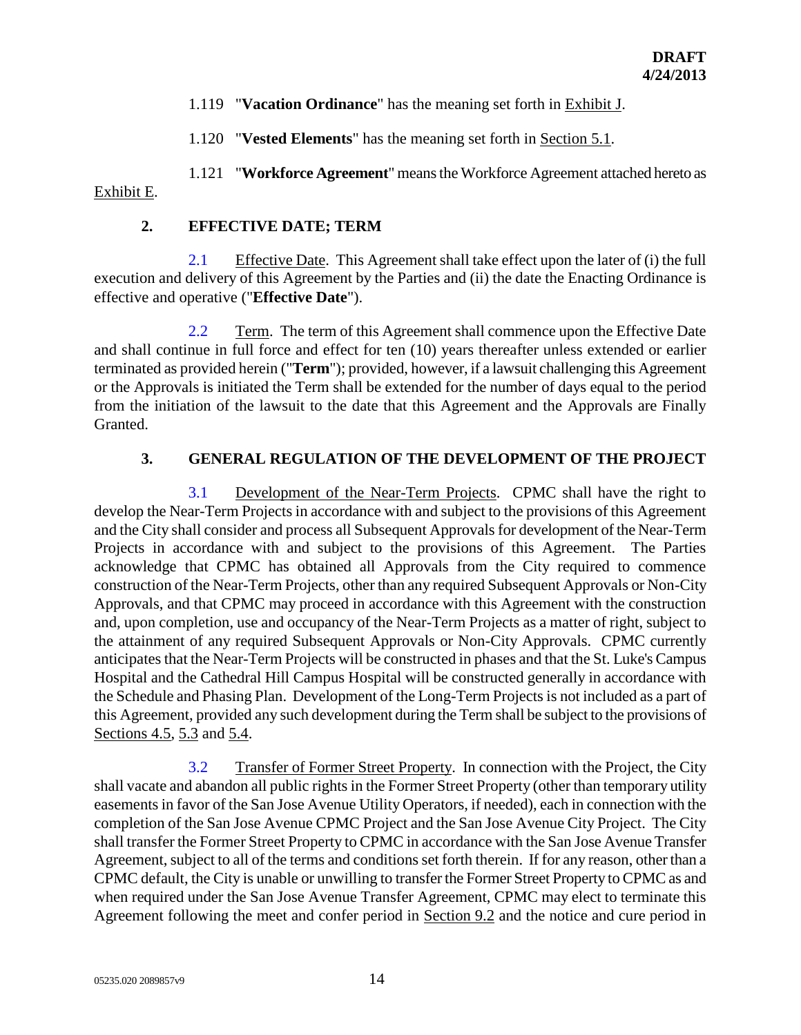1.119 "**Vacation Ordinance**" has the meaning set forth in Exhibit J.

1.120 "**Vested Elements**" has the meaning set forth in Section 5.1.

1.121 "**Workforce Agreement**" means the Workforce Agreement attached hereto as Exhibit E.

## 2. EFFECTIVE DATE; TERM

2.1 Effective Date. This Agreement shall take effect upon the later of (i) the full execution and delivery of this Agreement by the Parties and (ii) the date the Enacting Ordinance is effective and operative ("**Effective Date**").

2.2 Term. The term of this Agreement shall commence upon the Effective Date and shall continue in full force and effect for ten (10) years thereafter unless extended or earlier terminated as provided herein ("**Term**"); provided, however, if a lawsuit challenging this Agreement or the Approvals is initiated the Term shall be extended for the number of days equal to the period from the initiation of the lawsuit to the date that this Agreement and the Approvals are Finally Granted.

## 3. GENERAL REGULATION OF THE DEVELOPMENT OF THE PROJECT

3.1 Development of the Near-Term Projects. CPMC shall have the right to develop the Near-Term Projects in accordance with and subject to the provisions of this Agreement and the City shall consider and process all Subsequent Approvals for development of the Near-Term Projects in accordance with and subject to the provisions of this Agreement. The Parties acknowledge that CPMC has obtained all Approvals from the City required to commence construction of the Near-Term Projects, other than any required Subsequent Approvals or Non-City Approvals, and that CPMC may proceed in accordance with this Agreement with the construction and, upon completion, use and occupancy of the Near-Term Projects as a matter of right, subject to the attainment of any required Subsequent Approvals or Non-City Approvals. CPMC currently anticipates that the Near-Term Projects will be constructed in phases and that the St. Luke's Campus Hospital and the Cathedral Hill Campus Hospital will be constructed generally in accordance with the Schedule and Phasing Plan. Development of the Long-Term Projects is not included as a part of this Agreement, provided any such development during the Term shall be subject to the provisions of Sections 4.5, 5.3 and 5.4.

3.2 Transfer of Former Street Property. In connection with the Project, the City shall vacate and abandon all public rights in the Former Street Property (other than temporary utility easements in favor of the San Jose Avenue Utility Operators, if needed), each in connection with the completion of the San Jose Avenue CPMC Project and the San Jose Avenue City Project. The City shall transfer the Former Street Property to CPMC in accordance with the San Jose Avenue Transfer Agreement, subject to all of the terms and conditions set forth therein. If for any reason, other than a CPMC default, the City is unable or unwilling to transfer the Former Street Property to CPMC as and when required under the San Jose Avenue Transfer Agreement, CPMC may elect to terminate this Agreement following the meet and confer period in Section 9.2 and the notice and cure period in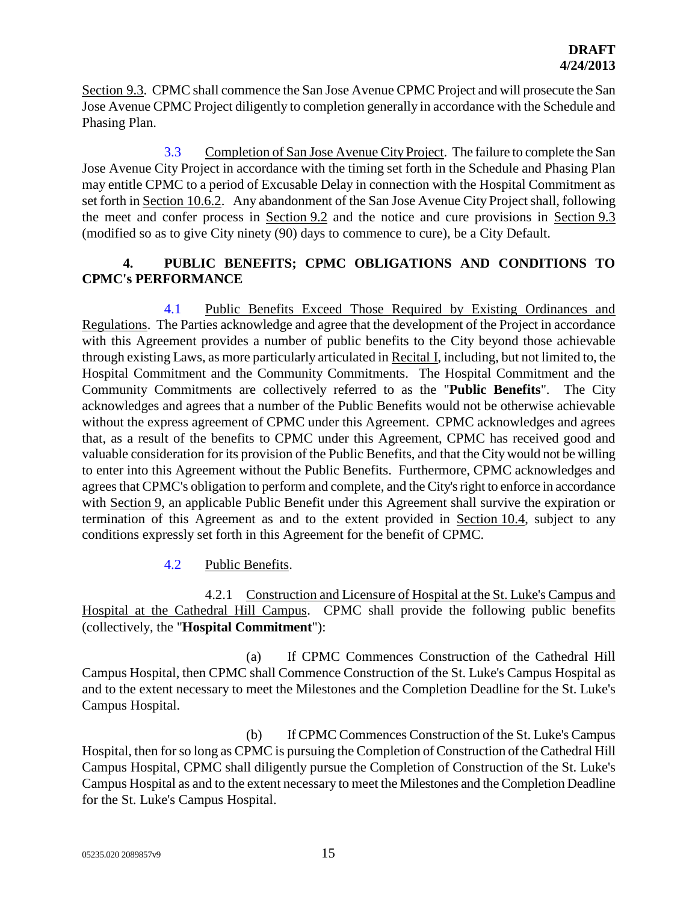Section 9.3. CPMC shall commence the San Jose Avenue CPMC Project and will prosecute the San Jose Avenue CPMC Project diligently to completion generally in accordance with the Schedule and Phasing Plan.

3.3 Completion of San Jose Avenue City Project. The failure to complete the San Jose Avenue City Project in accordance with the timing set forth in the Schedule and Phasing Plan may entitle CPMC to a period of Excusable Delay in connection with the Hospital Commitment as set forth in Section 10.6.2. Any abandonment of the San Jose Avenue City Project shall, following the meet and confer process in Section 9.2 and the notice and cure provisions in Section 9.3 (modified so as to give City ninety (90) days to commence to cure), be a City Default.

## 4. PUBLIC BENEFITS; CPMC OBLIGATIONS AND CONDITIONS TO CPMC's PERFORMANCE

4.1 Public Benefits Exceed Those Required by Existing Ordinances and Regulations. The Parties acknowledge and agree that the development of the Project in accordance with this Agreement provides a number of public benefits to the City beyond those achievable through existing Laws, as more particularly articulated in Recital I, including, but not limited to, the Hospital Commitment and the Community Commitments. The Hospital Commitment and the Community Commitments are collectively referred to as the "**Public Benefits**". The City acknowledges and agrees that a number of the Public Benefits would not be otherwise achievable without the express agreement of CPMC under this Agreement. CPMC acknowledges and agrees that, as a result of the benefits to CPMC under this Agreement, CPMC has received good and valuable consideration for its provision of the Public Benefits, and that the City would not be willing to enter into this Agreement without the Public Benefits. Furthermore, CPMC acknowledges and agrees that CPMC's obligation to perform and complete, and the City's right to enforce in accordance with Section 9, an applicable Public Benefit under this Agreement shall survive the expiration or termination of this Agreement as and to the extent provided in Section 10.4, subject to any conditions expressly set forth in this Agreement for the benefit of CPMC.

4.2 Public Benefits.

4.2.1 Construction and Licensure of Hospital at the St. Luke's Campus and Hospital at the Cathedral Hill Campus. CPMC shall provide the following public benefits (collectively, the "**Hospital Commitment**"):

(a) If CPMC Commences Construction of the Cathedral Hill Campus Hospital, then CPMC shall Commence Construction of the St. Luke's Campus Hospital as and to the extent necessary to meet the Milestones and the Completion Deadline for the St. Luke's Campus Hospital.

(b) If CPMC Commences Construction of the St. Luke's Campus Hospital, then for so long as CPMC is pursuing the Completion of Construction of the Cathedral Hill Campus Hospital, CPMC shall diligently pursue the Completion of Construction of the St. Luke's Campus Hospital as and to the extent necessary to meet the Milestones and the Completion Deadline for the St. Luke's Campus Hospital.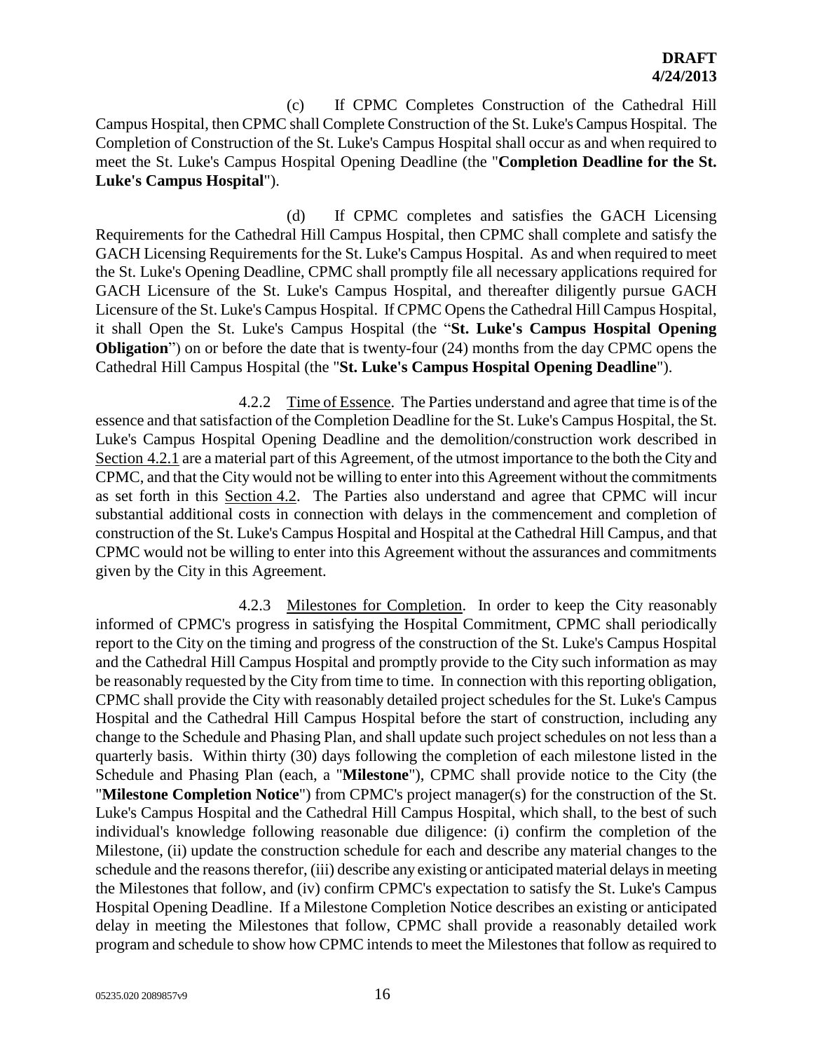(c) If CPMC Completes Construction of the Cathedral Hill Campus Hospital, then CPMC shall Complete Construction of the St. Luke's Campus Hospital. The Completion of Construction of the St. Luke's Campus Hospital shall occur as and when required to meet the St. Luke's Campus Hospital Opening Deadline (the "**Completion Deadline for the St. Luke's Campus Hospital**").

(d) If CPMC completes and satisfies the GACH Licensing Requirements for the Cathedral Hill Campus Hospital, then CPMC shall complete and satisfy the GACH Licensing Requirements for the St. Luke's Campus Hospital. As and when required to meet the St. Luke's Opening Deadline, CPMC shall promptly file all necessary applications required for GACH Licensure of the St. Luke's Campus Hospital, and thereafter diligently pursue GACH Licensure of the St. Luke's Campus Hospital. If CPMC Opens the Cathedral Hill Campus Hospital, it shall Open the St. Luke's Campus Hospital (the "**St. Luke's Campus Hospital Opening Obligation**") on or before the date that is twenty-four (24) months from the day CPMC opens the Cathedral Hill Campus Hospital (the "**St. Luke's Campus Hospital Opening Deadline**").

4.2.2 Time of Essence. The Parties understand and agree that time is of the essence and that satisfaction of the Completion Deadline for the St. Luke's Campus Hospital, the St. Luke's Campus Hospital Opening Deadline and the demolition/construction work described in Section 4.2.1 are a material part of this Agreement, of the utmost importance to the both the City and CPMC, and that the City would not be willing to enter into this Agreement without the commitments as set forth in this Section 4.2. The Parties also understand and agree that CPMC will incur substantial additional costs in connection with delays in the commencement and completion of construction of the St. Luke's Campus Hospital and Hospital at the Cathedral Hill Campus, and that CPMC would not be willing to enter into this Agreement without the assurances and commitments given by the City in this Agreement.

4.2.3 Milestones for Completion. In order to keep the City reasonably informed of CPMC's progress in satisfying the Hospital Commitment, CPMC shall periodically report to the City on the timing and progress of the construction of the St. Luke's Campus Hospital and the Cathedral Hill Campus Hospital and promptly provide to the City such information as may be reasonably requested by the City from time to time. In connection with this reporting obligation, CPMC shall provide the City with reasonably detailed project schedules for the St. Luke's Campus Hospital and the Cathedral Hill Campus Hospital before the start of construction, including any change to the Schedule and Phasing Plan, and shall update such project schedules on not less than a quarterly basis. Within thirty (30) days following the completion of each milestone listed in the Schedule and Phasing Plan (each, a "**Milestone**"), CPMC shall provide notice to the City (the "**Milestone Completion Notice**") from CPMC's project manager(s) for the construction of the St. Luke's Campus Hospital and the Cathedral Hill Campus Hospital, which shall, to the best of such individual's knowledge following reasonable due diligence: (i) confirm the completion of the Milestone, (ii) update the construction schedule for each and describe any material changes to the schedule and the reasons therefor, (iii) describe any existing or anticipated material delays in meeting the Milestones that follow, and (iv) confirm CPMC's expectation to satisfy the St. Luke's Campus Hospital Opening Deadline. If a Milestone Completion Notice describes an existing or anticipated delay in meeting the Milestones that follow, CPMC shall provide a reasonably detailed work program and schedule to show how CPMC intends to meet the Milestones that follow as required to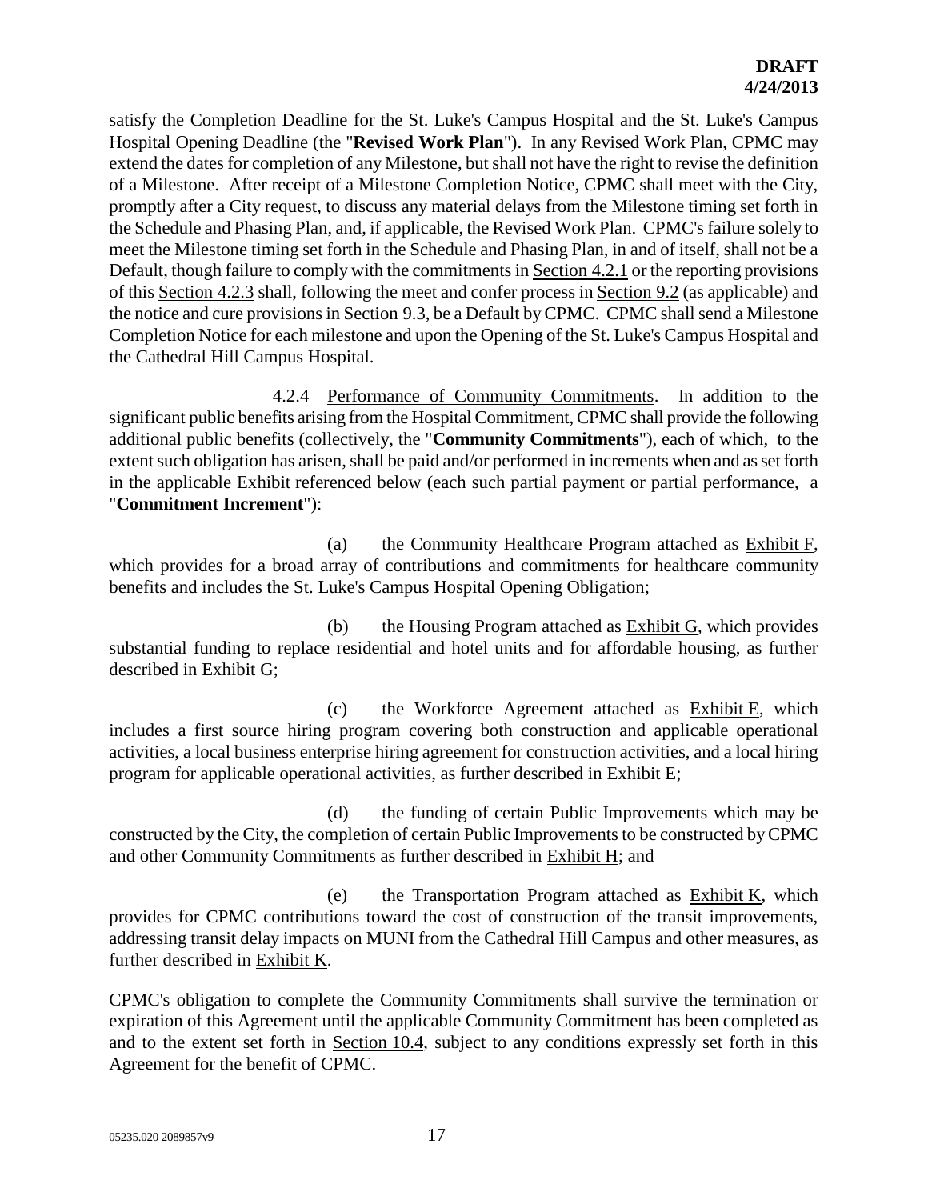satisfy the Completion Deadline for the St. Luke's Campus Hospital and the St. Luke's Campus Hospital Opening Deadline (the "**Revised Work Plan**"). In any Revised Work Plan, CPMC may extend the dates for completion of any Milestone, but shall not have the right to revise the definition of a Milestone. After receipt of a Milestone Completion Notice, CPMC shall meet with the City, promptly after a City request, to discuss any material delays from the Milestone timing set forth in the Schedule and Phasing Plan, and, if applicable, the Revised Work Plan. CPMC's failure solely to meet the Milestone timing set forth in the Schedule and Phasing Plan, in and of itself, shall not be a Default, though failure to comply with the commitments in Section 4.2.1 or the reporting provisions of this Section 4.2.3 shall, following the meet and confer process in Section 9.2 (as applicable) and the notice and cure provisions in Section 9.3, be a Default by CPMC. CPMC shall send a Milestone Completion Notice for each milestone and upon the Opening of the St. Luke's Campus Hospital and the Cathedral Hill Campus Hospital.

4.2.4 Performance of Community Commitments. In addition to the significant public benefits arising from the Hospital Commitment, CPMC shall provide the following additional public benefits (collectively, the "**Community Commitments**"), each of which, to the extent such obligation has arisen, shall be paid and/or performed in increments when and as set forth in the applicable Exhibit referenced below (each such partial payment or partial performance, a "**Commitment Increment**"):

(a) the Community Healthcare Program attached as Exhibit F, which provides for a broad array of contributions and commitments for healthcare community benefits and includes the St. Luke's Campus Hospital Opening Obligation;

(b) the Housing Program attached as Exhibit G, which provides substantial funding to replace residential and hotel units and for affordable housing, as further described in Exhibit G;

(c) the Workforce Agreement attached as Exhibit E, which includes a first source hiring program covering both construction and applicable operational activities, a local business enterprise hiring agreement for construction activities, and a local hiring program for applicable operational activities, as further described in Exhibit E;

(d) the funding of certain Public Improvements which may be constructed by the City, the completion of certain Public Improvements to be constructed by CPMC and other Community Commitments as further described in Exhibit H; and

(e) the Transportation Program attached as Exhibit K, which provides for CPMC contributions toward the cost of construction of the transit improvements, addressing transit delay impacts on MUNI from the Cathedral Hill Campus and other measures, as further described in Exhibit K.

CPMC's obligation to complete the Community Commitments shall survive the termination or expiration of this Agreement until the applicable Community Commitment has been completed as and to the extent set forth in Section 10.4, subject to any conditions expressly set forth in this Agreement for the benefit of CPMC.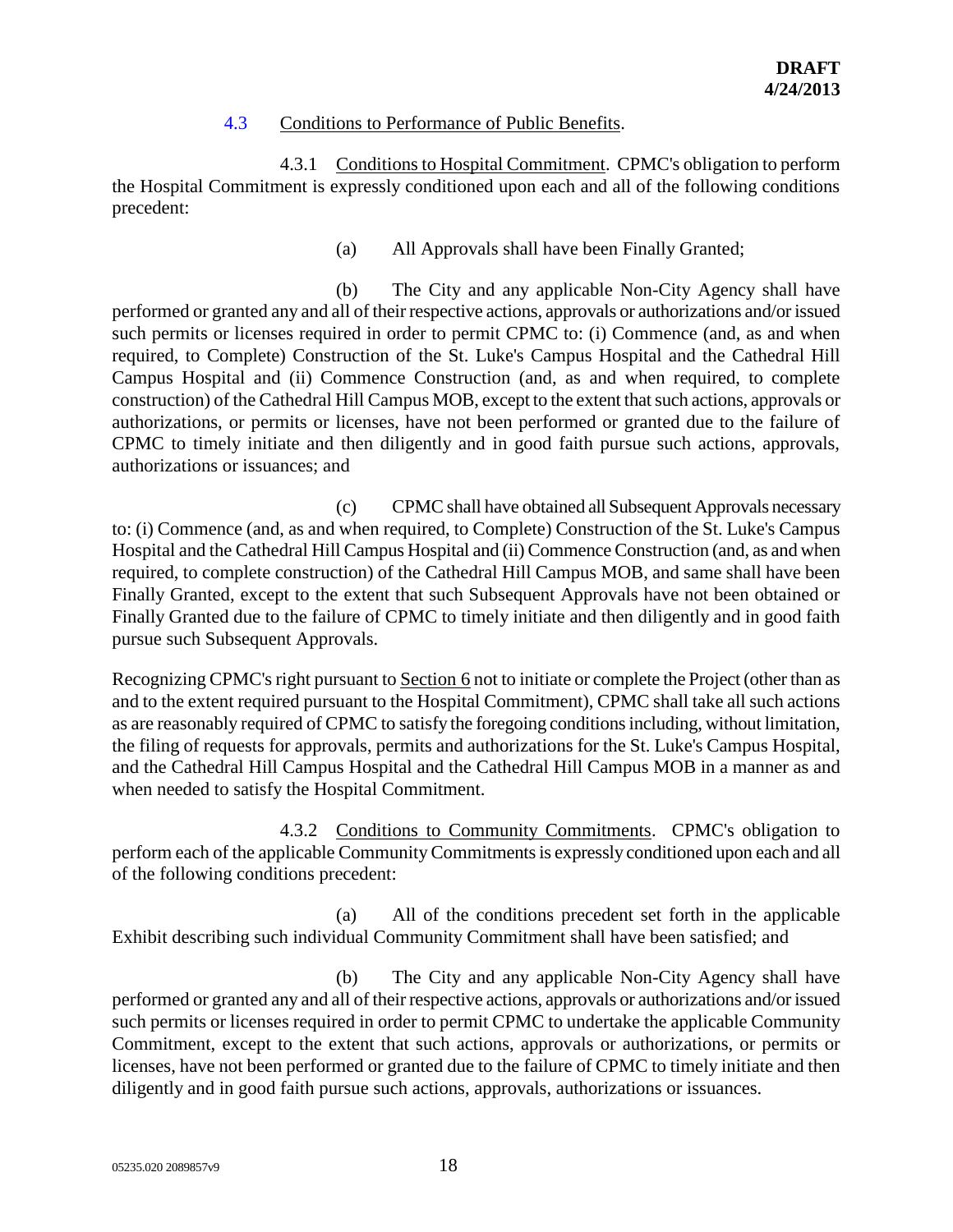DRAFT
4/24/2013

### 4.3 Conditions to Performance of Public Benefits.

4.3.1 Conditions to Hospital Commitment. CPMC's obligation to perform the Hospital Commitment is expressly conditioned upon each and all of the following conditions precedent:

(a) All Approvals shall have been Finally Granted;

(b) The City and any applicable Non-City Agency shall have performed or granted any and all of their respective actions, approvals or authorizations and/or issued such permits or licenses required in order to permit CPMC to: (i) Commence (and, as and when required, to Complete) Construction of the St. Luke's Campus Hospital and the Cathedral Hill Campus Hospital and (ii) Commence Construction (and, as and when required, to complete construction) of the Cathedral Hill Campus MOB, except to the extent that such actions, approvals or authorizations, or permits or licenses, have not been performed or granted due to the failure of CPMC to timely initiate and then diligently and in good faith pursue such actions, approvals, authorizations or issuances; and

(c) CPMC shall have obtained all Subsequent Approvals necessary to: (i) Commence (and, as and when required, to Complete) Construction of the St. Luke's Campus Hospital and the Cathedral Hill Campus Hospital and (ii) Commence Construction (and, as and when required, to complete construction) of the Cathedral Hill Campus MOB, and same shall have been Finally Granted, except to the extent that such Subsequent Approvals have not been obtained or Finally Granted due to the failure of CPMC to timely initiate and then diligently and in good faith pursue such Subsequent Approvals.

Recognizing CPMC's right pursuant to Section 6 not to initiate or complete the Project (other than as and to the extent required pursuant to the Hospital Commitment), CPMC shall take all such actions as are reasonably required of CPMC to satisfy the foregoing conditions including, without limitation, the filing of requests for approvals, permits and authorizations for the St. Luke's Campus Hospital, and the Cathedral Hill Campus Hospital and the Cathedral Hill Campus MOB in a manner as and when needed to satisfy the Hospital Commitment.

4.3.2 Conditions to Community Commitments. CPMC's obligation to perform each of the applicable Community Commitments is expressly conditioned upon each and all of the following conditions precedent:

(a) All of the conditions precedent set forth in the applicable Exhibit describing such individual Community Commitment shall have been satisfied; and

(b) The City and any applicable Non-City Agency shall have performed or granted any and all of their respective actions, approvals or authorizations and/or issued such permits or licenses required in order to permit CPMC to undertake the applicable Community Commitment, except to the extent that such actions, approvals or authorizations, or permits or licenses, have not been performed or granted due to the failure of CPMC to timely initiate and then diligently and in good faith pursue such actions, approvals, authorizations or issuances.

05235.020 2089857v9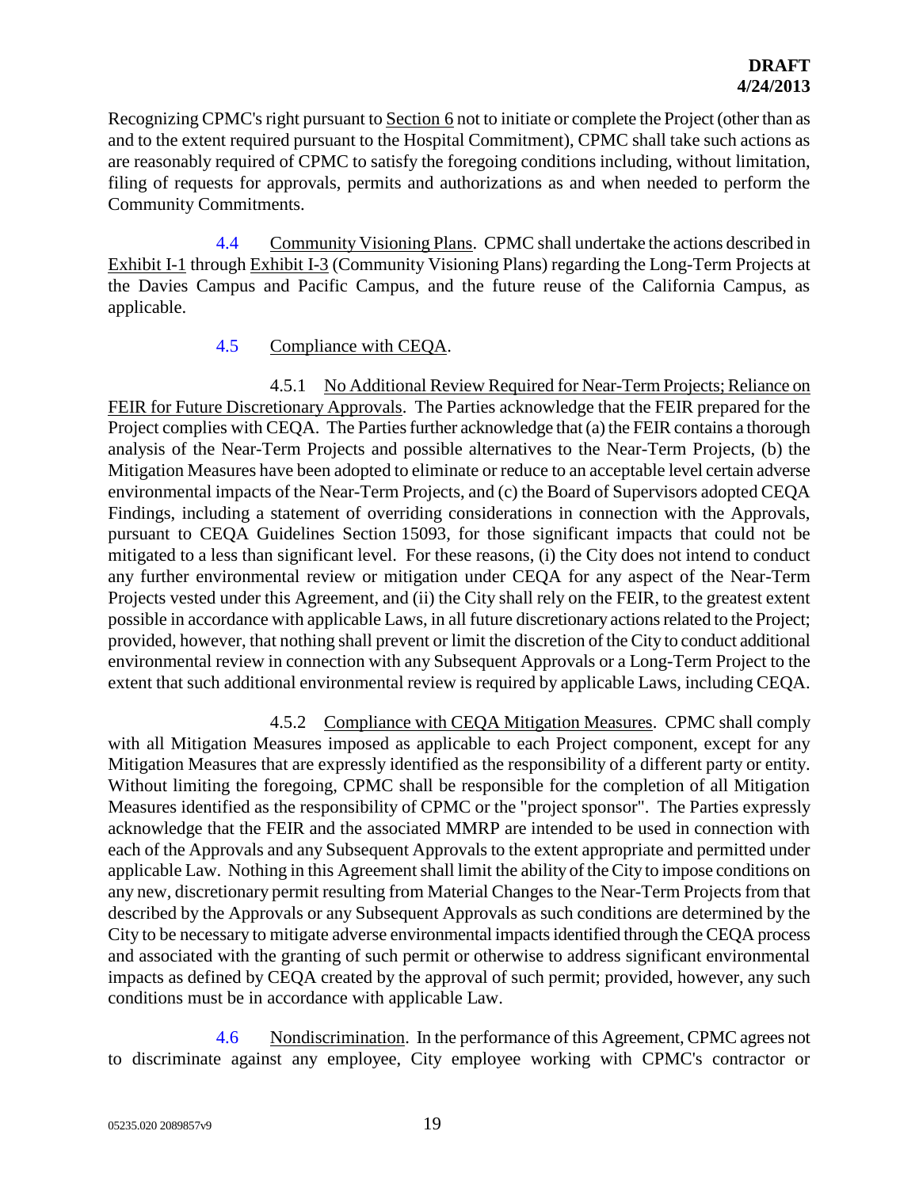Recognizing CPMC's right pursuant to Section 6 not to initiate or complete the Project (other than as and to the extent required pursuant to the Hospital Commitment), CPMC shall take such actions as are reasonably required of CPMC to satisfy the foregoing conditions including, without limitation, filing of requests for approvals, permits and authorizations as and when needed to perform the Community Commitments.

4.4 Community Visioning Plans. CPMC shall undertake the actions described in Exhibit I-1 through Exhibit I-3 (Community Visioning Plans) regarding the Long-Term Projects at the Davies Campus and Pacific Campus, and the future reuse of the California Campus, as applicable.

4.5 Compliance with CEQA.

4.5.1 No Additional Review Required for Near-Term Projects; Reliance on FEIR for Future Discretionary Approvals. The Parties acknowledge that the FEIR prepared for the Project complies with CEQA. The Parties further acknowledge that (a) the FEIR contains a thorough analysis of the Near-Term Projects and possible alternatives to the Near-Term Projects, (b) the Mitigation Measures have been adopted to eliminate or reduce to an acceptable level certain adverse environmental impacts of the Near-Term Projects, and (c) the Board of Supervisors adopted CEQA Findings, including a statement of overriding considerations in connection with the Approvals, pursuant to CEQA Guidelines Section 15093, for those significant impacts that could not be mitigated to a less than significant level. For these reasons, (i) the City does not intend to conduct any further environmental review or mitigation under CEQA for any aspect of the Near-Term Projects vested under this Agreement, and (ii) the City shall rely on the FEIR, to the greatest extent possible in accordance with applicable Laws, in all future discretionary actions related to the Project; provided, however, that nothing shall prevent or limit the discretion of the City to conduct additional environmental review in connection with any Subsequent Approvals or a Long-Term Project to the extent that such additional environmental review is required by applicable Laws, including CEQA.

4.5.2 Compliance with CEQA Mitigation Measures. CPMC shall comply with all Mitigation Measures imposed as applicable to each Project component, except for any Mitigation Measures that are expressly identified as the responsibility of a different party or entity. Without limiting the foregoing, CPMC shall be responsible for the completion of all Mitigation Measures identified as the responsibility of CPMC or the "project sponsor". The Parties expressly acknowledge that the FEIR and the associated MMRP are intended to be used in connection with each of the Approvals and any Subsequent Approvals to the extent appropriate and permitted under applicable Law. Nothing in this Agreement shall limit the ability of the City to impose conditions on any new, discretionary permit resulting from Material Changes to the Near-Term Projects from that described by the Approvals or any Subsequent Approvals as such conditions are determined by the City to be necessary to mitigate adverse environmental impacts identified through the CEQA process and associated with the granting of such permit or otherwise to address significant environmental impacts as defined by CEQA created by the approval of such permit; provided, however, any such conditions must be in accordance with applicable Law.

4.6 Nondiscrimination. In the performance of this Agreement, CPMC agrees not to discriminate against any employee, City employee working with CPMC's contractor or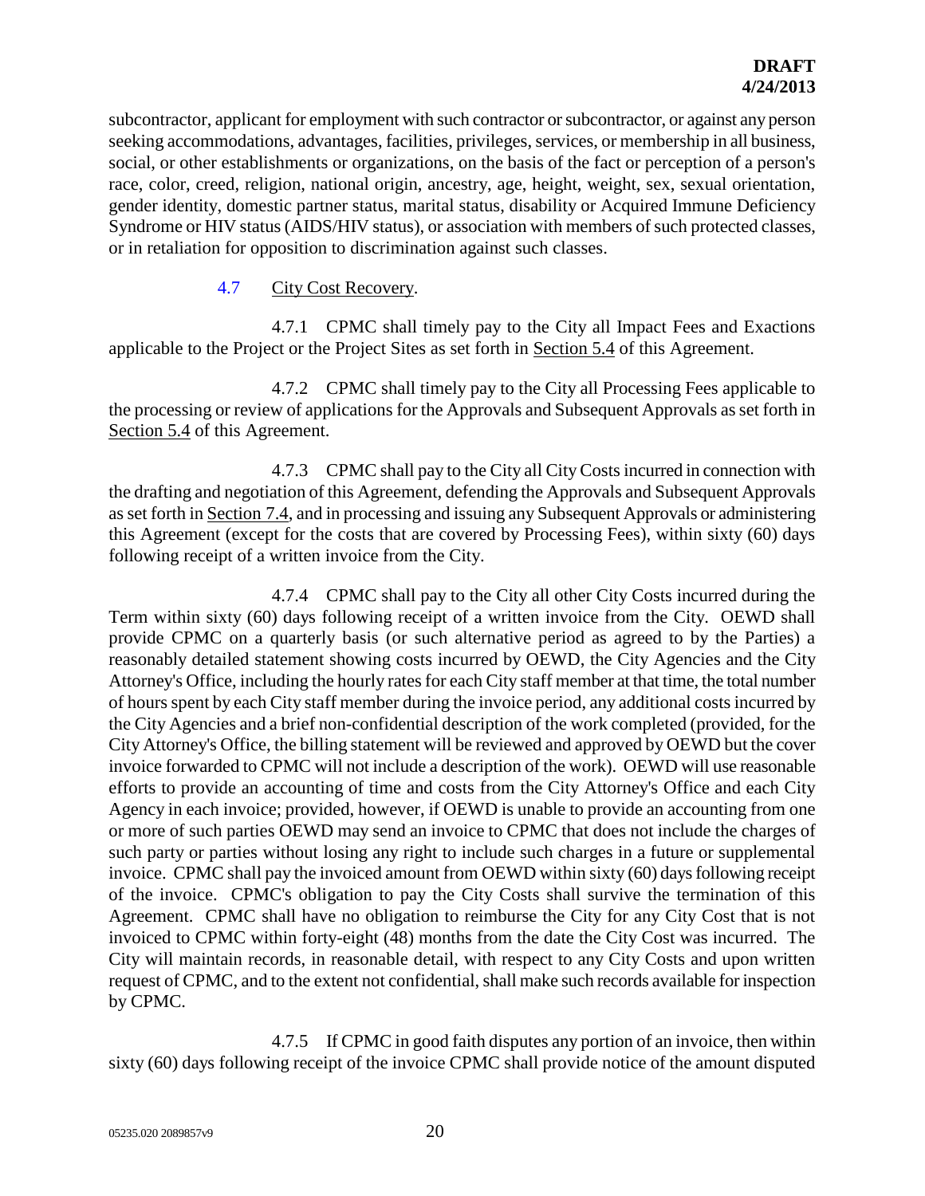subcontractor, applicant for employment with such contractor or subcontractor, or against any person seeking accommodations, advantages, facilities, privileges, services, or membership in all business, social, or other establishments or organizations, on the basis of the fact or perception of a person's race, color, creed, religion, national origin, ancestry, age, height, weight, sex, sexual orientation, gender identity, domestic partner status, marital status, disability or Acquired Immune Deficiency Syndrome or HIV status (AIDS/HIV status), or association with members of such protected classes, or in retaliation for opposition to discrimination against such classes.

4.7 City Cost Recovery.

4.7.1 CPMC shall timely pay to the City all Impact Fees and Exactions applicable to the Project or the Project Sites as set forth in Section 5.4 of this Agreement.

4.7.2 CPMC shall timely pay to the City all Processing Fees applicable to the processing or review of applications for the Approvals and Subsequent Approvals as set forth in Section 5.4 of this Agreement.

4.7.3 CPMC shall pay to the City all City Costs incurred in connection with the drafting and negotiation of this Agreement, defending the Approvals and Subsequent Approvals as set forth in Section 7.4, and in processing and issuing any Subsequent Approvals or administering this Agreement (except for the costs that are covered by Processing Fees), within sixty (60) days following receipt of a written invoice from the City.

4.7.4 CPMC shall pay to the City all other City Costs incurred during the Term within sixty (60) days following receipt of a written invoice from the City. OEWD shall provide CPMC on a quarterly basis (or such alternative period as agreed to by the Parties) a reasonably detailed statement showing costs incurred by OEWD, the City Agencies and the City Attorney's Office, including the hourly rates for each City staff member at that time, the total number of hours spent by each City staff member during the invoice period, any additional costs incurred by the City Agencies and a brief non-confidential description of the work completed (provided, for the City Attorney's Office, the billing statement will be reviewed and approved by OEWD but the cover invoice forwarded to CPMC will not include a description of the work). OEWD will use reasonable efforts to provide an accounting of time and costs from the City Attorney's Office and each City Agency in each invoice; provided, however, if OEWD is unable to provide an accounting from one or more of such parties OEWD may send an invoice to CPMC that does not include the charges of such party or parties without losing any right to include such charges in a future or supplemental invoice. CPMC shall pay the invoiced amount from OEWD within sixty (60) days following receipt of the invoice. CPMC's obligation to pay the City Costs shall survive the termination of this Agreement. CPMC shall have no obligation to reimburse the City for any City Cost that is not invoiced to CPMC within forty-eight (48) months from the date the City Cost was incurred. The City will maintain records, in reasonable detail, with respect to any City Costs and upon written request of CPMC, and to the extent not confidential, shall make such records available for inspection by CPMC.

4.7.5 If CPMC in good faith disputes any portion of an invoice, then within sixty (60) days following receipt of the invoice CPMC shall provide notice of the amount disputed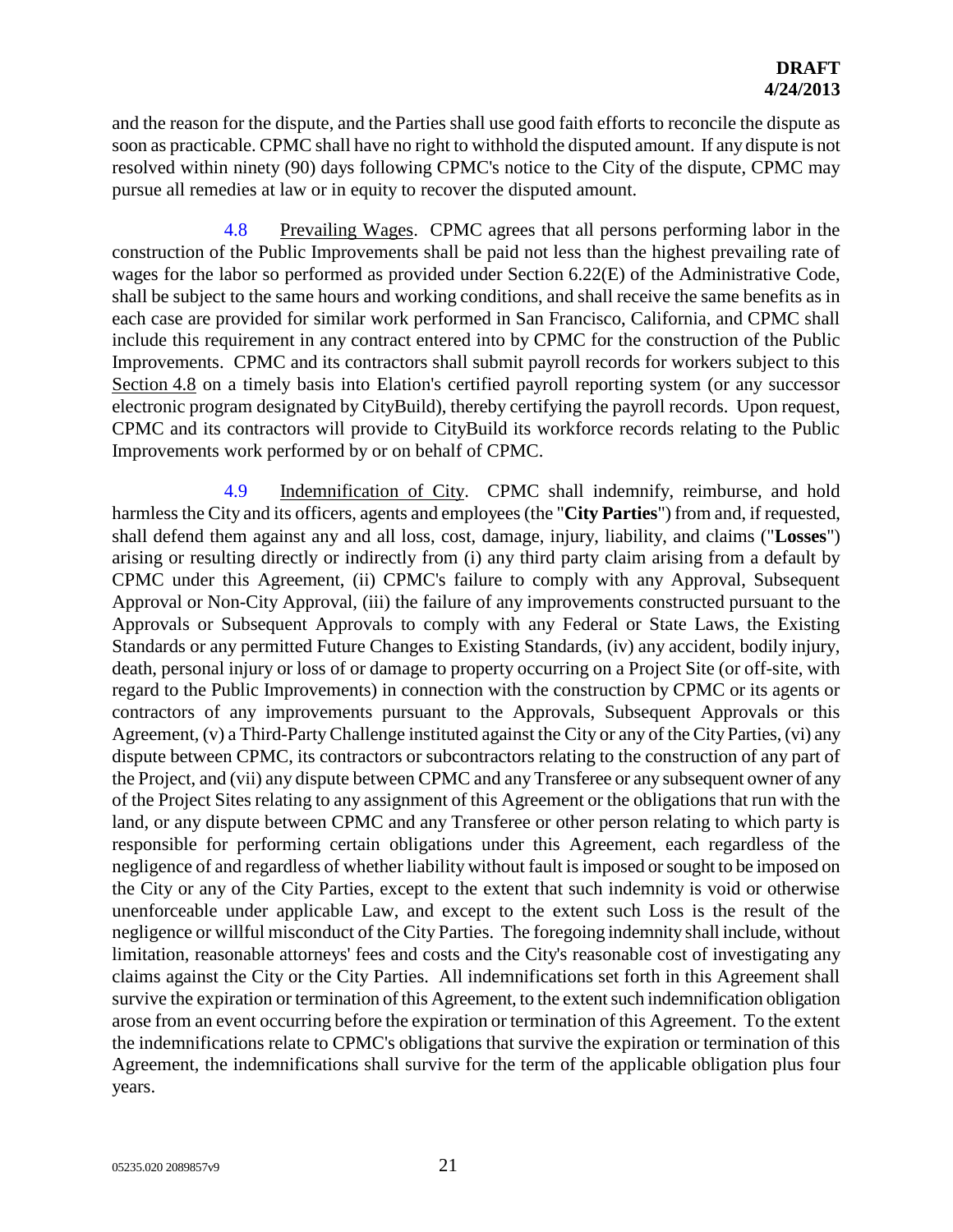and the reason for the dispute, and the Parties shall use good faith efforts to reconcile the dispute as soon as practicable. CPMC shall have no right to withhold the disputed amount. If any dispute is not resolved within ninety (90) days following CPMC's notice to the City of the dispute, CPMC may pursue all remedies at law or in equity to recover the disputed amount.

4.8 Prevailing Wages. CPMC agrees that all persons performing labor in the construction of the Public Improvements shall be paid not less than the highest prevailing rate of wages for the labor so performed as provided under Section 6.22(E) of the Administrative Code, shall be subject to the same hours and working conditions, and shall receive the same benefits as in each case are provided for similar work performed in San Francisco, California, and CPMC shall include this requirement in any contract entered into by CPMC for the construction of the Public Improvements. CPMC and its contractors shall submit payroll records for workers subject to this Section 4.8 on a timely basis into Elation's certified payroll reporting system (or any successor electronic program designated by CityBuild), thereby certifying the payroll records. Upon request, CPMC and its contractors will provide to CityBuild its workforce records relating to the Public Improvements work performed by or on behalf of CPMC.

4.9 Indemnification of City. CPMC shall indemnify, reimburse, and hold harmless the City and its officers, agents and employees (the "**City Parties**") from and, if requested, shall defend them against any and all loss, cost, damage, injury, liability, and claims ("**Losses**") arising or resulting directly or indirectly from (i) any third party claim arising from a default by CPMC under this Agreement, (ii) CPMC's failure to comply with any Approval, Subsequent Approval or Non-City Approval, (iii) the failure of any improvements constructed pursuant to the Approvals or Subsequent Approvals to comply with any Federal or State Laws, the Existing Standards or any permitted Future Changes to Existing Standards, (iv) any accident, bodily injury, death, personal injury or loss of or damage to property occurring on a Project Site (or off-site, with regard to the Public Improvements) in connection with the construction by CPMC or its agents or contractors of any improvements pursuant to the Approvals, Subsequent Approvals or this Agreement, (v) a Third-Party Challenge instituted against the City or any of the City Parties, (vi) any dispute between CPMC, its contractors or subcontractors relating to the construction of any part of the Project, and (vii) any dispute between CPMC and any Transferee or any subsequent owner of any of the Project Sites relating to any assignment of this Agreement or the obligations that run with the land, or any dispute between CPMC and any Transferee or other person relating to which party is responsible for performing certain obligations under this Agreement, each regardless of the negligence of and regardless of whether liability without fault is imposed or sought to be imposed on the City or any of the City Parties, except to the extent that such indemnity is void or otherwise unenforceable under applicable Law, and except to the extent such Loss is the result of the negligence or willful misconduct of the City Parties. The foregoing indemnity shall include, without limitation, reasonable attorneys' fees and costs and the City's reasonable cost of investigating any claims against the City or the City Parties. All indemnifications set forth in this Agreement shall survive the expiration or termination of this Agreement, to the extent such indemnification obligation arose from an event occurring before the expiration or termination of this Agreement. To the extent the indemnifications relate to CPMC's obligations that survive the expiration or termination of this Agreement, the indemnifications shall survive for the term of the applicable obligation plus four years.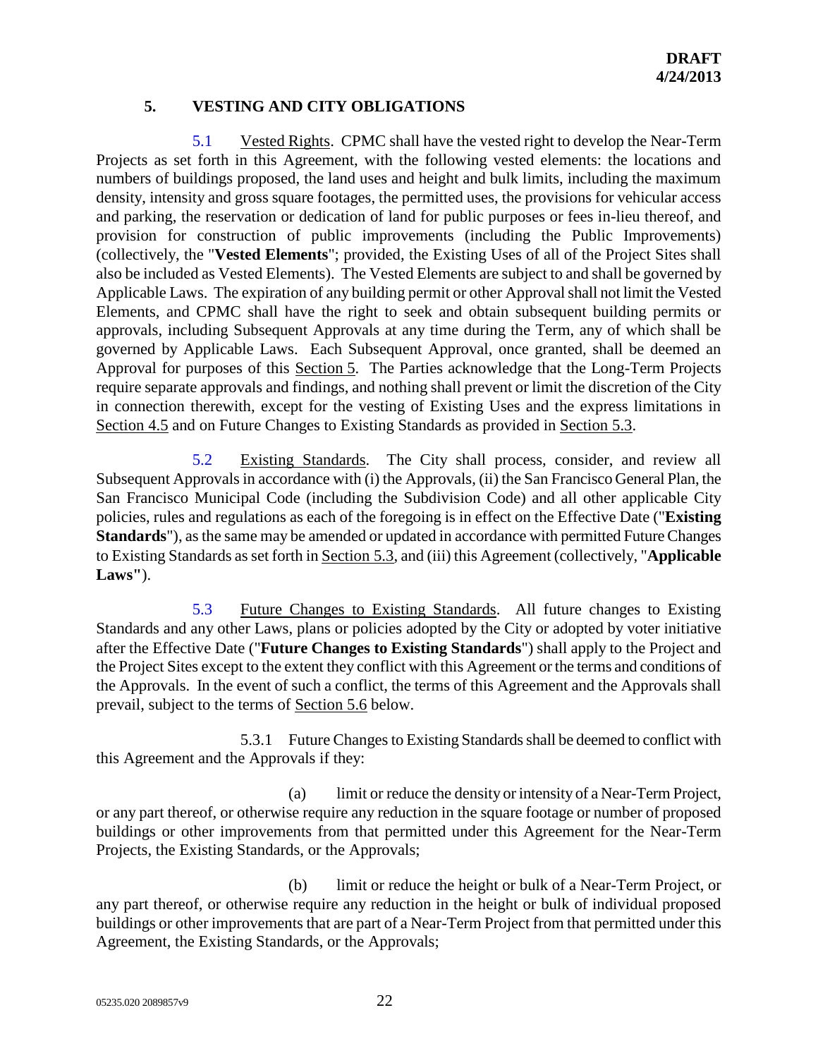**DRAFT**
**4/24/2013**

## 5. VESTING AND CITY OBLIGATIONS

5.1 Vested Rights. CPMC shall have the vested right to develop the Near-Term Projects as set forth in this Agreement, with the following vested elements: the locations and numbers of buildings proposed, the land uses and height and bulk limits, including the maximum density, intensity and gross square footages, the permitted uses, the provisions for vehicular access and parking, the reservation or dedication of land for public purposes or fees in-lieu thereof, and provision for construction of public improvements (including the Public Improvements) (collectively, the "**Vested Elements**"; provided, the Existing Uses of all of the Project Sites shall also be included as Vested Elements). The Vested Elements are subject to and shall be governed by Applicable Laws. The expiration of any building permit or other Approval shall not limit the Vested Elements, and CPMC shall have the right to seek and obtain subsequent building permits or approvals, including Subsequent Approvals at any time during the Term, any of which shall be governed by Applicable Laws. Each Subsequent Approval, once granted, shall be deemed an Approval for purposes of this Section 5. The Parties acknowledge that the Long-Term Projects require separate approvals and findings, and nothing shall prevent or limit the discretion of the City in connection therewith, except for the vesting of Existing Uses and the express limitations in Section 4.5 and on Future Changes to Existing Standards as provided in Section 5.3.

5.2 Existing Standards. The City shall process, consider, and review all Subsequent Approvals in accordance with (i) the Approvals, (ii) the San Francisco General Plan, the San Francisco Municipal Code (including the Subdivision Code) and all other applicable City policies, rules and regulations as each of the foregoing is in effect on the Effective Date ("**Existing Standards**"), as the same may be amended or updated in accordance with permitted Future Changes to Existing Standards as set forth in Section 5.3, and (iii) this Agreement (collectively, "**Applicable Laws"**).

5.3 Future Changes to Existing Standards. All future changes to Existing Standards and any other Laws, plans or policies adopted by the City or adopted by voter initiative after the Effective Date ("**Future Changes to Existing Standards**") shall apply to the Project and the Project Sites except to the extent they conflict with this Agreement or the terms and conditions of the Approvals. In the event of such a conflict, the terms of this Agreement and the Approvals shall prevail, subject to the terms of Section 5.6 below.

5.3.1 Future Changes to Existing Standards shall be deemed to conflict with this Agreement and the Approvals if they:

(a) limit or reduce the density or intensity of a Near-Term Project, or any part thereof, or otherwise require any reduction in the square footage or number of proposed buildings or other improvements from that permitted under this Agreement for the Near-Term Projects, the Existing Standards, or the Approvals;

(b) limit or reduce the height or bulk of a Near-Term Project, or any part thereof, or otherwise require any reduction in the height or bulk of individual proposed buildings or other improvements that are part of a Near-Term Project from that permitted under this Agreement, the Existing Standards, or the Approvals;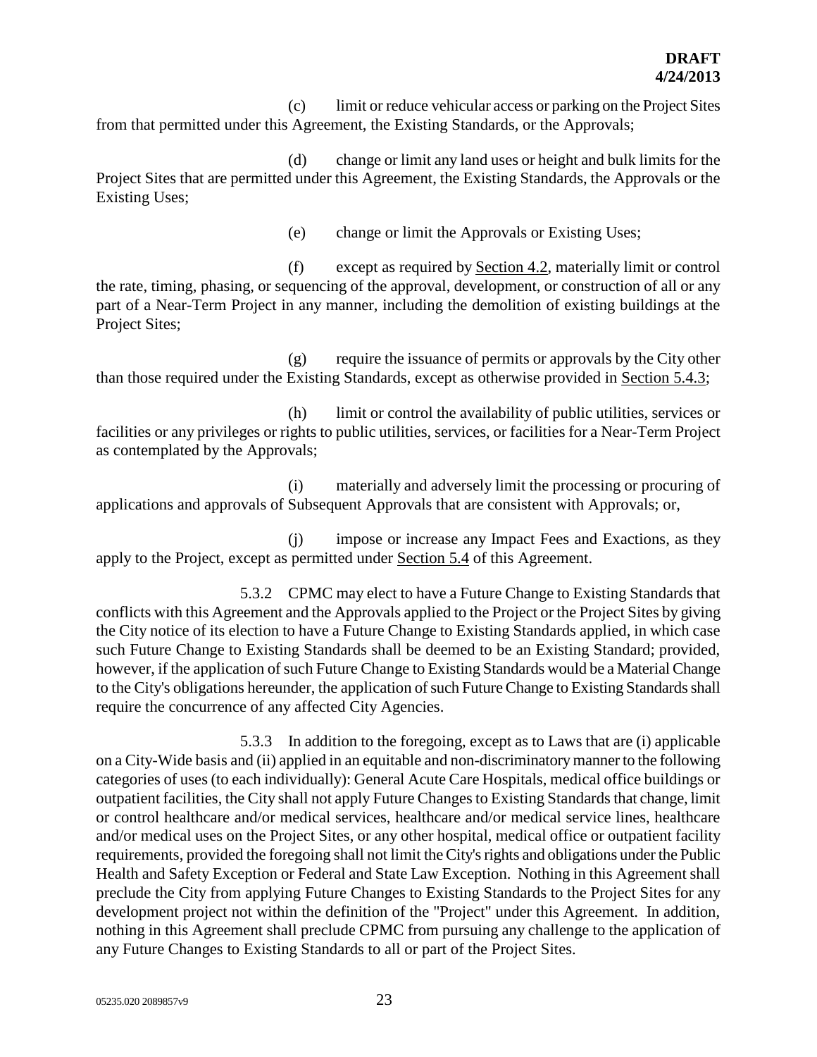(c) limit or reduce vehicular access or parking on the Project Sites from that permitted under this Agreement, the Existing Standards, or the Approvals;

(d) change or limit any land uses or height and bulk limits for the Project Sites that are permitted under this Agreement, the Existing Standards, the Approvals or the Existing Uses;

(e) change or limit the Approvals or Existing Uses;

(f) except as required by Section 4.2, materially limit or control the rate, timing, phasing, or sequencing of the approval, development, or construction of all or any part of a Near-Term Project in any manner, including the demolition of existing buildings at the Project Sites;

(g) require the issuance of permits or approvals by the City other than those required under the Existing Standards, except as otherwise provided in Section 5.4.3;

(h) limit or control the availability of public utilities, services or facilities or any privileges or rights to public utilities, services, or facilities for a Near-Term Project as contemplated by the Approvals;

(i) materially and adversely limit the processing or procuring of applications and approvals of Subsequent Approvals that are consistent with Approvals; or,

(j) impose or increase any Impact Fees and Exactions, as they apply to the Project, except as permitted under Section 5.4 of this Agreement.

5.3.2 CPMC may elect to have a Future Change to Existing Standards that conflicts with this Agreement and the Approvals applied to the Project or the Project Sites by giving the City notice of its election to have a Future Change to Existing Standards applied, in which case such Future Change to Existing Standards shall be deemed to be an Existing Standard; provided, however, if the application of such Future Change to Existing Standards would be a Material Change to the City's obligations hereunder, the application of such Future Change to Existing Standards shall require the concurrence of any affected City Agencies.

5.3.3 In addition to the foregoing, except as to Laws that are (i) applicable on a City-Wide basis and (ii) applied in an equitable and non-discriminatory manner to the following categories of uses (to each individually): General Acute Care Hospitals, medical office buildings or outpatient facilities, the City shall not apply Future Changes to Existing Standards that change, limit or control healthcare and/or medical services, healthcare and/or medical service lines, healthcare and/or medical uses on the Project Sites, or any other hospital, medical office or outpatient facility requirements, provided the foregoing shall not limit the City's rights and obligations under the Public Health and Safety Exception or Federal and State Law Exception. Nothing in this Agreement shall preclude the City from applying Future Changes to Existing Standards to the Project Sites for any development project not within the definition of the "Project" under this Agreement. In addition, nothing in this Agreement shall preclude CPMC from pursuing any challenge to the application of any Future Changes to Existing Standards to all or part of the Project Sites.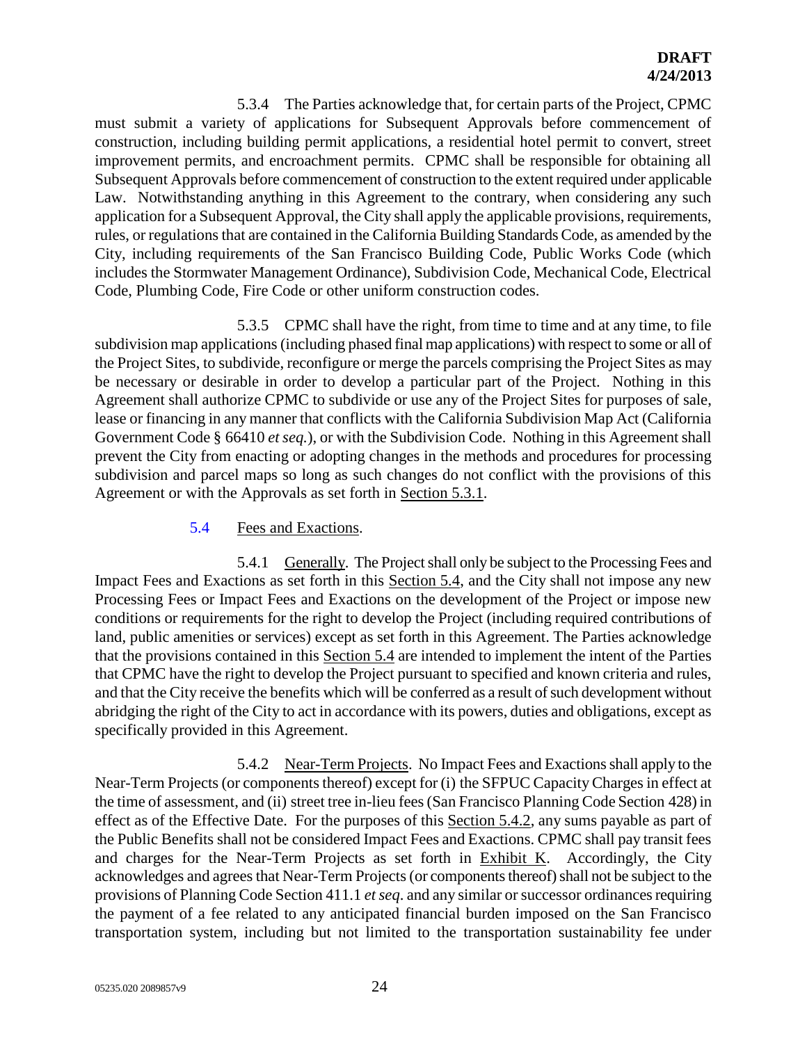5.3.4 The Parties acknowledge that, for certain parts of the Project, CPMC must submit a variety of applications for Subsequent Approvals before commencement of construction, including building permit applications, a residential hotel permit to convert, street improvement permits, and encroachment permits. CPMC shall be responsible for obtaining all Subsequent Approvals before commencement of construction to the extent required under applicable Law. Notwithstanding anything in this Agreement to the contrary, when considering any such application for a Subsequent Approval, the City shall apply the applicable provisions, requirements, rules, or regulations that are contained in the California Building Standards Code, as amended by the City, including requirements of the San Francisco Building Code, Public Works Code (which includes the Stormwater Management Ordinance), Subdivision Code, Mechanical Code, Electrical Code, Plumbing Code, Fire Code or other uniform construction codes.

5.3.5 CPMC shall have the right, from time to time and at any time, to file subdivision map applications (including phased final map applications) with respect to some or all of the Project Sites, to subdivide, reconfigure or merge the parcels comprising the Project Sites as may be necessary or desirable in order to develop a particular part of the Project. Nothing in this Agreement shall authorize CPMC to subdivide or use any of the Project Sites for purposes of sale, lease or financing in any manner that conflicts with the California Subdivision Map Act (California Government Code § 66410 *et seq.*), or with the Subdivision Code. Nothing in this Agreement shall prevent the City from enacting or adopting changes in the methods and procedures for processing subdivision and parcel maps so long as such changes do not conflict with the provisions of this Agreement or with the Approvals as set forth in Section 5.3.1.

### 5.4 Fees and Exactions.

5.4.1 Generally. The Project shall only be subject to the Processing Fees and Impact Fees and Exactions as set forth in this Section 5.4, and the City shall not impose any new Processing Fees or Impact Fees and Exactions on the development of the Project or impose new conditions or requirements for the right to develop the Project (including required contributions of land, public amenities or services) except as set forth in this Agreement. The Parties acknowledge that the provisions contained in this Section 5.4 are intended to implement the intent of the Parties that CPMC have the right to develop the Project pursuant to specified and known criteria and rules, and that the City receive the benefits which will be conferred as a result of such development without abridging the right of the City to act in accordance with its powers, duties and obligations, except as specifically provided in this Agreement.

5.4.2 Near-Term Projects. No Impact Fees and Exactions shall apply to the Near-Term Projects (or components thereof) except for (i) the SFPUC Capacity Charges in effect at the time of assessment, and (ii) street tree in-lieu fees (San Francisco Planning Code Section 428) in effect as of the Effective Date. For the purposes of this Section 5.4.2, any sums payable as part of the Public Benefits shall not be considered Impact Fees and Exactions. CPMC shall pay transit fees and charges for the Near-Term Projects as set forth in Exhibit K. Accordingly, the City acknowledges and agrees that Near-Term Projects (or components thereof) shall not be subject to the provisions of Planning Code Section 411.1 *et seq*. and any similar or successor ordinances requiring the payment of a fee related to any anticipated financial burden imposed on the San Francisco transportation system, including but not limited to the transportation sustainability fee under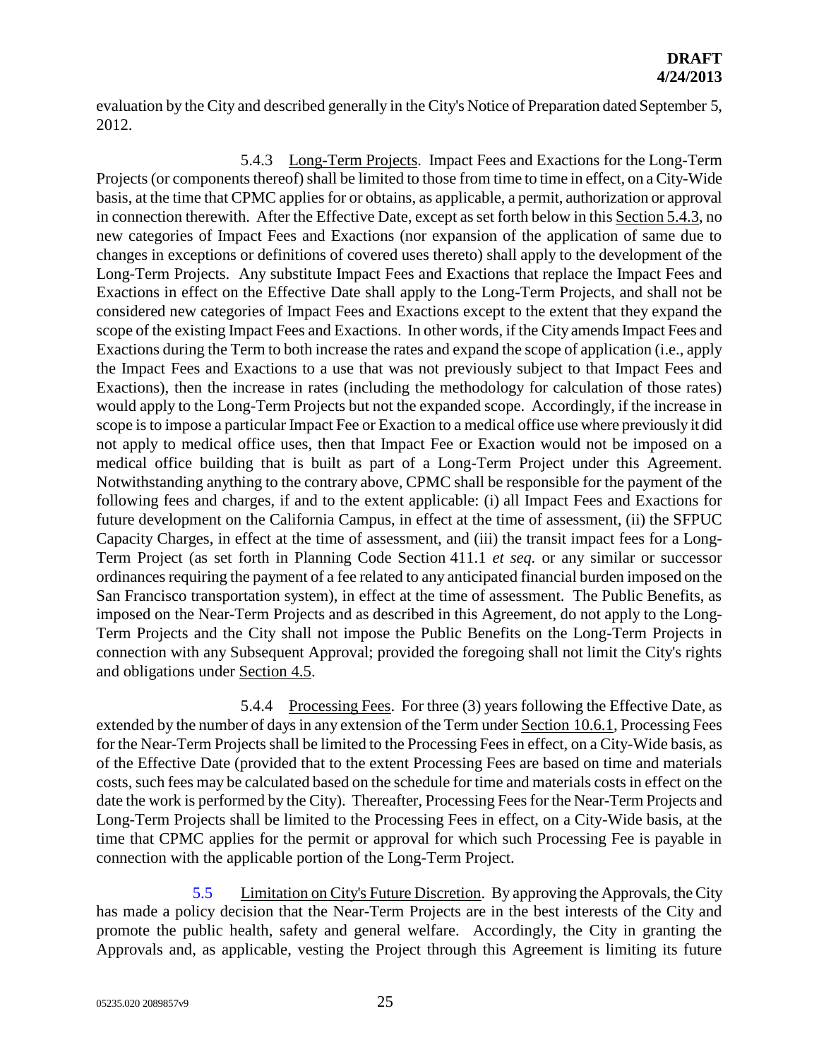evaluation by the City and described generally in the City's Notice of Preparation dated September 5, 2012.

5.4.3 Long-Term Projects. Impact Fees and Exactions for the Long-Term Projects (or components thereof) shall be limited to those from time to time in effect, on a City-Wide basis, at the time that CPMC applies for or obtains, as applicable, a permit, authorization or approval in connection therewith. After the Effective Date, except as set forth below in this Section 5.4.3, no new categories of Impact Fees and Exactions (nor expansion of the application of same due to changes in exceptions or definitions of covered uses thereto) shall apply to the development of the Long-Term Projects. Any substitute Impact Fees and Exactions that replace the Impact Fees and Exactions in effect on the Effective Date shall apply to the Long-Term Projects, and shall not be considered new categories of Impact Fees and Exactions except to the extent that they expand the scope of the existing Impact Fees and Exactions. In other words, if the City amends Impact Fees and Exactions during the Term to both increase the rates and expand the scope of application (i.e., apply the Impact Fees and Exactions to a use that was not previously subject to that Impact Fees and Exactions), then the increase in rates (including the methodology for calculation of those rates) would apply to the Long-Term Projects but not the expanded scope. Accordingly, if the increase in scope is to impose a particular Impact Fee or Exaction to a medical office use where previously it did not apply to medical office uses, then that Impact Fee or Exaction would not be imposed on a medical office building that is built as part of a Long-Term Project under this Agreement. Notwithstanding anything to the contrary above, CPMC shall be responsible for the payment of the following fees and charges, if and to the extent applicable: (i) all Impact Fees and Exactions for future development on the California Campus, in effect at the time of assessment, (ii) the SFPUC Capacity Charges, in effect at the time of assessment, and (iii) the transit impact fees for a Long-Term Project (as set forth in Planning Code Section 411.1 *et seq.* or any similar or successor ordinances requiring the payment of a fee related to any anticipated financial burden imposed on the San Francisco transportation system), in effect at the time of assessment. The Public Benefits, as imposed on the Near-Term Projects and as described in this Agreement, do not apply to the Long-Term Projects and the City shall not impose the Public Benefits on the Long-Term Projects in connection with any Subsequent Approval; provided the foregoing shall not limit the City's rights and obligations under Section 4.5.

5.4.4 Processing Fees. For three (3) years following the Effective Date, as extended by the number of days in any extension of the Term under Section 10.6.1, Processing Fees for the Near-Term Projects shall be limited to the Processing Fees in effect, on a City-Wide basis, as of the Effective Date (provided that to the extent Processing Fees are based on time and materials costs, such fees may be calculated based on the schedule for time and materials costs in effect on the date the work is performed by the City). Thereafter, Processing Fees for the Near-Term Projects and Long-Term Projects shall be limited to the Processing Fees in effect, on a City-Wide basis, at the time that CPMC applies for the permit or approval for which such Processing Fee is payable in connection with the applicable portion of the Long-Term Project.

5.5 Limitation on City's Future Discretion. By approving the Approvals, the City has made a policy decision that the Near-Term Projects are in the best interests of the City and promote the public health, safety and general welfare. Accordingly, the City in granting the Approvals and, as applicable, vesting the Project through this Agreement is limiting its future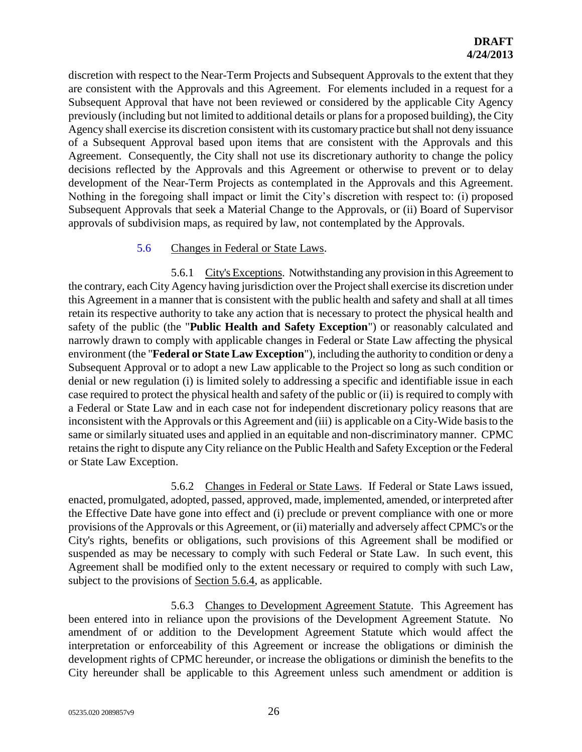discretion with respect to the Near-Term Projects and Subsequent Approvals to the extent that they are consistent with the Approvals and this Agreement. For elements included in a request for a Subsequent Approval that have not been reviewed or considered by the applicable City Agency previously (including but not limited to additional details or plans for a proposed building), the City Agency shall exercise its discretion consistent with its customary practice but shall not deny issuance of a Subsequent Approval based upon items that are consistent with the Approvals and this Agreement. Consequently, the City shall not use its discretionary authority to change the policy decisions reflected by the Approvals and this Agreement or otherwise to prevent or to delay development of the Near-Term Projects as contemplated in the Approvals and this Agreement. Nothing in the foregoing shall impact or limit the City's discretion with respect to: (i) proposed Subsequent Approvals that seek a Material Change to the Approvals, or (ii) Board of Supervisor approvals of subdivision maps, as required by law, not contemplated by the Approvals.

### 5.6 Changes in Federal or State Laws.

5.6.1 City's Exceptions. Notwithstanding any provision in this Agreement to the contrary, each City Agency having jurisdiction over the Project shall exercise its discretion under this Agreement in a manner that is consistent with the public health and safety and shall at all times retain its respective authority to take any action that is necessary to protect the physical health and safety of the public (the "**Public Health and Safety Exception**") or reasonably calculated and narrowly drawn to comply with applicable changes in Federal or State Law affecting the physical environment (the "**Federal or State Law Exception**"), including the authority to condition or deny a Subsequent Approval or to adopt a new Law applicable to the Project so long as such condition or denial or new regulation (i) is limited solely to addressing a specific and identifiable issue in each case required to protect the physical health and safety of the public or (ii) is required to comply with a Federal or State Law and in each case not for independent discretionary policy reasons that are inconsistent with the Approvals or this Agreement and (iii) is applicable on a City-Wide basis to the same or similarly situated uses and applied in an equitable and non-discriminatory manner. CPMC retains the right to dispute any City reliance on the Public Health and Safety Exception or the Federal or State Law Exception.

5.6.2 Changes in Federal or State Laws. If Federal or State Laws issued, enacted, promulgated, adopted, passed, approved, made, implemented, amended, or interpreted after the Effective Date have gone into effect and (i) preclude or prevent compliance with one or more provisions of the Approvals or this Agreement, or (ii) materially and adversely affect CPMC's or the City's rights, benefits or obligations, such provisions of this Agreement shall be modified or suspended as may be necessary to comply with such Federal or State Law. In such event, this Agreement shall be modified only to the extent necessary or required to comply with such Law, subject to the provisions of Section 5.6.4, as applicable.

5.6.3 Changes to Development Agreement Statute. This Agreement has been entered into in reliance upon the provisions of the Development Agreement Statute. No amendment of or addition to the Development Agreement Statute which would affect the interpretation or enforceability of this Agreement or increase the obligations or diminish the development rights of CPMC hereunder, or increase the obligations or diminish the benefits to the City hereunder shall be applicable to this Agreement unless such amendment or addition is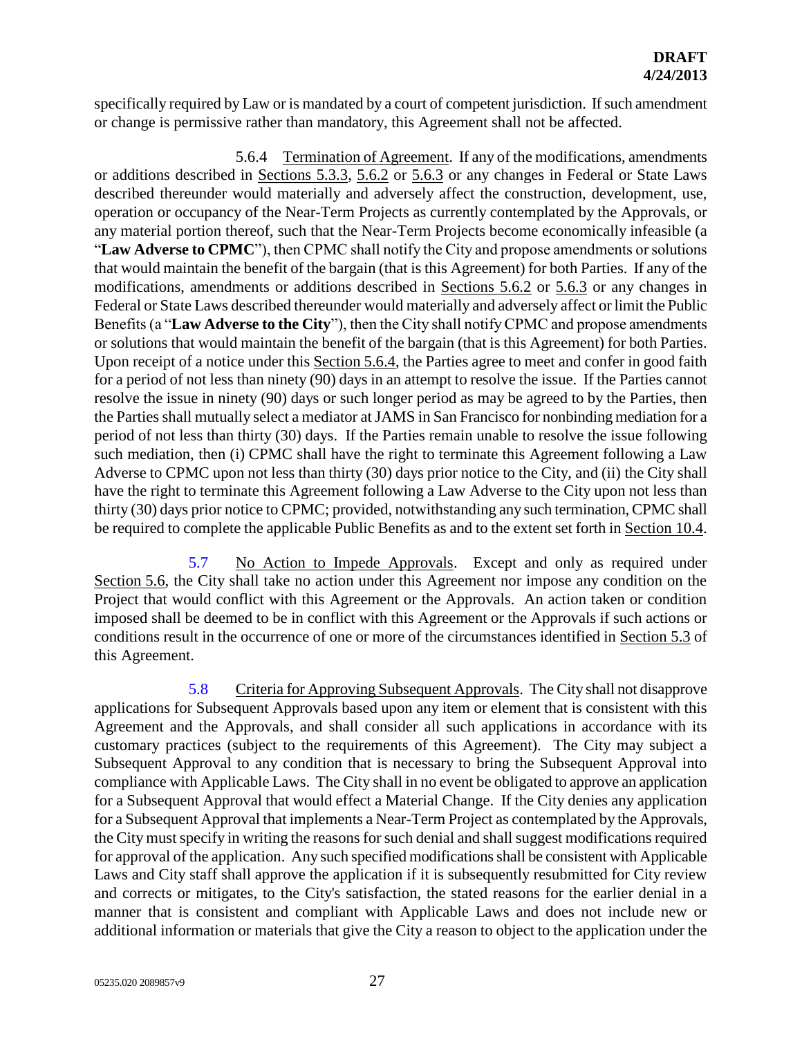specifically required by Law or is mandated by a court of competent jurisdiction. If such amendment or change is permissive rather than mandatory, this Agreement shall not be affected.

5.6.4 Termination of Agreement. If any of the modifications, amendments or additions described in Sections 5.3.3, 5.6.2 or 5.6.3 or any changes in Federal or State Laws described thereunder would materially and adversely affect the construction, development, use, operation or occupancy of the Near-Term Projects as currently contemplated by the Approvals, or any material portion thereof, such that the Near-Term Projects become economically infeasible (a "**Law Adverse to CPMC**"), then CPMC shall notify the City and propose amendments or solutions that would maintain the benefit of the bargain (that is this Agreement) for both Parties. If any of the modifications, amendments or additions described in Sections 5.6.2 or 5.6.3 or any changes in Federal or State Laws described thereunder would materially and adversely affect or limit the Public Benefits (a "**Law Adverse to the City**"), then the City shall notify CPMC and propose amendments or solutions that would maintain the benefit of the bargain (that is this Agreement) for both Parties. Upon receipt of a notice under this Section 5.6.4, the Parties agree to meet and confer in good faith for a period of not less than ninety (90) days in an attempt to resolve the issue. If the Parties cannot resolve the issue in ninety (90) days or such longer period as may be agreed to by the Parties, then the Parties shall mutually select a mediator at JAMS in San Francisco for nonbinding mediation for a period of not less than thirty (30) days. If the Parties remain unable to resolve the issue following such mediation, then (i) CPMC shall have the right to terminate this Agreement following a Law Adverse to CPMC upon not less than thirty (30) days prior notice to the City, and (ii) the City shall have the right to terminate this Agreement following a Law Adverse to the City upon not less than thirty (30) days prior notice to CPMC; provided, notwithstanding any such termination, CPMC shall be required to complete the applicable Public Benefits as and to the extent set forth in Section 10.4.

5.7 No Action to Impede Approvals. Except and only as required under Section 5.6, the City shall take no action under this Agreement nor impose any condition on the Project that would conflict with this Agreement or the Approvals. An action taken or condition imposed shall be deemed to be in conflict with this Agreement or the Approvals if such actions or conditions result in the occurrence of one or more of the circumstances identified in Section 5.3 of this Agreement.

5.8 Criteria for Approving Subsequent Approvals. The City shall not disapprove applications for Subsequent Approvals based upon any item or element that is consistent with this Agreement and the Approvals, and shall consider all such applications in accordance with its customary practices (subject to the requirements of this Agreement). The City may subject a Subsequent Approval to any condition that is necessary to bring the Subsequent Approval into compliance with Applicable Laws. The City shall in no event be obligated to approve an application for a Subsequent Approval that would effect a Material Change. If the City denies any application for a Subsequent Approval that implements a Near-Term Project as contemplated by the Approvals, the City must specify in writing the reasons for such denial and shall suggest modifications required for approval of the application. Any such specified modifications shall be consistent with Applicable Laws and City staff shall approve the application if it is subsequently resubmitted for City review and corrects or mitigates, to the City's satisfaction, the stated reasons for the earlier denial in a manner that is consistent and compliant with Applicable Laws and does not include new or additional information or materials that give the City a reason to object to the application under the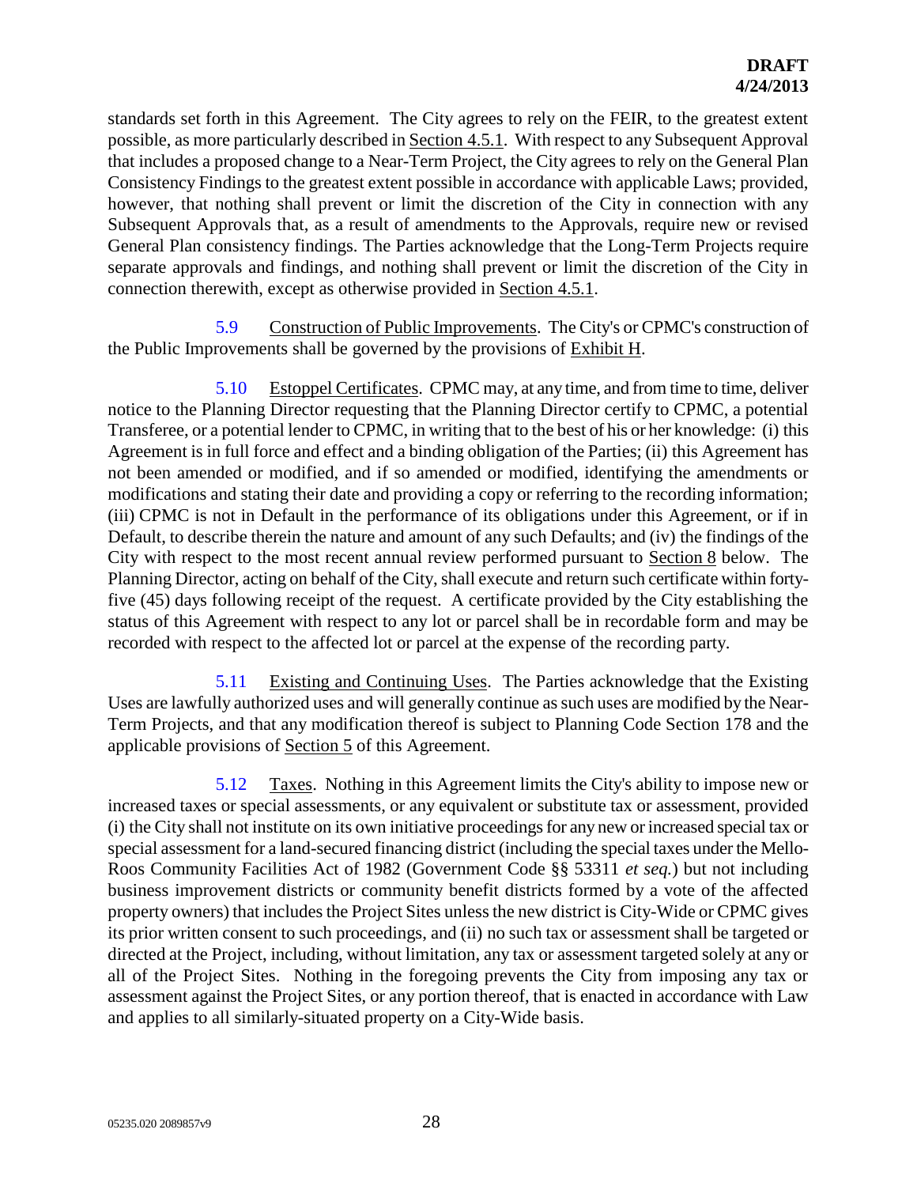standards set forth in this Agreement. The City agrees to rely on the FEIR, to the greatest extent possible, as more particularly described in Section 4.5.1. With respect to any Subsequent Approval that includes a proposed change to a Near-Term Project, the City agrees to rely on the General Plan Consistency Findings to the greatest extent possible in accordance with applicable Laws; provided, however, that nothing shall prevent or limit the discretion of the City in connection with any Subsequent Approvals that, as a result of amendments to the Approvals, require new or revised General Plan consistency findings. The Parties acknowledge that the Long-Term Projects require separate approvals and findings, and nothing shall prevent or limit the discretion of the City in connection therewith, except as otherwise provided in Section 4.5.1.

5.9 Construction of Public Improvements. The City's or CPMC's construction of the Public Improvements shall be governed by the provisions of Exhibit H.

5.10 Estoppel Certificates. CPMC may, at any time, and from time to time, deliver notice to the Planning Director requesting that the Planning Director certify to CPMC, a potential Transferee, or a potential lender to CPMC, in writing that to the best of his or her knowledge: (i) this Agreement is in full force and effect and a binding obligation of the Parties; (ii) this Agreement has not been amended or modified, and if so amended or modified, identifying the amendments or modifications and stating their date and providing a copy or referring to the recording information; (iii) CPMC is not in Default in the performance of its obligations under this Agreement, or if in Default, to describe therein the nature and amount of any such Defaults; and (iv) the findings of the City with respect to the most recent annual review performed pursuant to Section 8 below. The Planning Director, acting on behalf of the City, shall execute and return such certificate within forty-five (45) days following receipt of the request. A certificate provided by the City establishing the status of this Agreement with respect to any lot or parcel shall be in recordable form and may be recorded with respect to the affected lot or parcel at the expense of the recording party.

5.11 Existing and Continuing Uses. The Parties acknowledge that the Existing Uses are lawfully authorized uses and will generally continue as such uses are modified by the Near-Term Projects, and that any modification thereof is subject to Planning Code Section 178 and the applicable provisions of Section 5 of this Agreement.

5.12 Taxes. Nothing in this Agreement limits the City's ability to impose new or increased taxes or special assessments, or any equivalent or substitute tax or assessment, provided (i) the City shall not institute on its own initiative proceedings for any new or increased special tax or special assessment for a land-secured financing district (including the special taxes under the Mello-Roos Community Facilities Act of 1982 (Government Code §§ 53311 *et seq.*) but not including business improvement districts or community benefit districts formed by a vote of the affected property owners) that includes the Project Sites unless the new district is City-Wide or CPMC gives its prior written consent to such proceedings, and (ii) no such tax or assessment shall be targeted or directed at the Project, including, without limitation, any tax or assessment targeted solely at any or all of the Project Sites. Nothing in the foregoing prevents the City from imposing any tax or assessment against the Project Sites, or any portion thereof, that is enacted in accordance with Law and applies to all similarly-situated property on a City-Wide basis.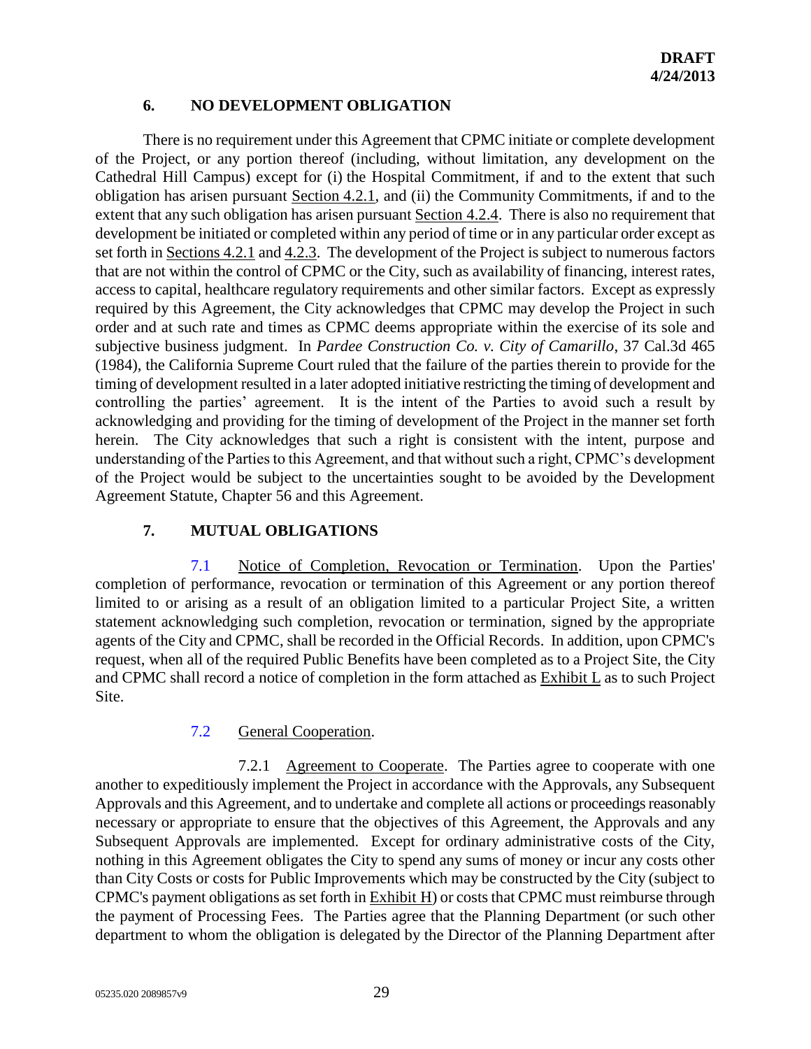## 6. NO DEVELOPMENT OBLIGATION

There is no requirement under this Agreement that CPMC initiate or complete development of the Project, or any portion thereof (including, without limitation, any development on the Cathedral Hill Campus) except for (i) the Hospital Commitment, if and to the extent that such obligation has arisen pursuant Section 4.2.1, and (ii) the Community Commitments, if and to the extent that any such obligation has arisen pursuant Section 4.2.4. There is also no requirement that development be initiated or completed within any period of time or in any particular order except as set forth in Sections 4.2.1 and 4.2.3. The development of the Project is subject to numerous factors that are not within the control of CPMC or the City, such as availability of financing, interest rates, access to capital, healthcare regulatory requirements and other similar factors. Except as expressly required by this Agreement, the City acknowledges that CPMC may develop the Project in such order and at such rate and times as CPMC deems appropriate within the exercise of its sole and subjective business judgment. In *Pardee Construction Co. v. City of Camarillo*, 37 Cal.3d 465 (1984), the California Supreme Court ruled that the failure of the parties therein to provide for the timing of development resulted in a later adopted initiative restricting the timing of development and controlling the parties' agreement. It is the intent of the Parties to avoid such a result by acknowledging and providing for the timing of development of the Project in the manner set forth herein. The City acknowledges that such a right is consistent with the intent, purpose and understanding of the Parties to this Agreement, and that without such a right, CPMC's development of the Project would be subject to the uncertainties sought to be avoided by the Development Agreement Statute, Chapter 56 and this Agreement.

## 7. MUTUAL OBLIGATIONS

7.1 Notice of Completion, Revocation or Termination. Upon the Parties' completion of performance, revocation or termination of this Agreement or any portion thereof limited to or arising as a result of an obligation limited to a particular Project Site, a written statement acknowledging such completion, revocation or termination, signed by the appropriate agents of the City and CPMC, shall be recorded in the Official Records. In addition, upon CPMC's request, when all of the required Public Benefits have been completed as to a Project Site, the City and CPMC shall record a notice of completion in the form attached as Exhibit L as to such Project Site.

7.2 General Cooperation.

7.2.1 Agreement to Cooperate. The Parties agree to cooperate with one another to expeditiously implement the Project in accordance with the Approvals, any Subsequent Approvals and this Agreement, and to undertake and complete all actions or proceedings reasonably necessary or appropriate to ensure that the objectives of this Agreement, the Approvals and any Subsequent Approvals are implemented. Except for ordinary administrative costs of the City, nothing in this Agreement obligates the City to spend any sums of money or incur any costs other than City Costs or costs for Public Improvements which may be constructed by the City (subject to CPMC's payment obligations as set forth in Exhibit H) or costs that CPMC must reimburse through the payment of Processing Fees. The Parties agree that the Planning Department (or such other department to whom the obligation is delegated by the Director of the Planning Department after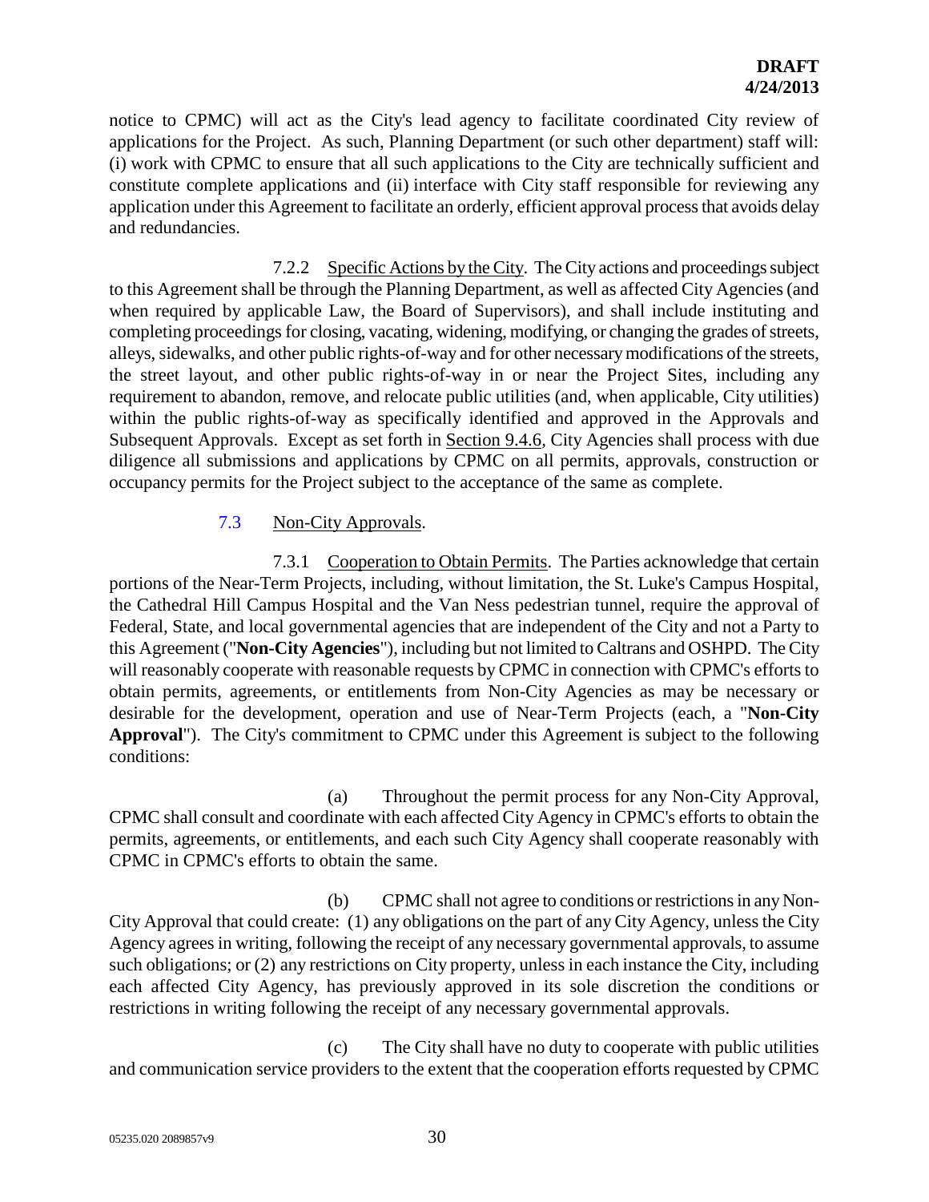notice to CPMC) will act as the City's lead agency to facilitate coordinated City review of applications for the Project. As such, Planning Department (or such other department) staff will: (i) work with CPMC to ensure that all such applications to the City are technically sufficient and constitute complete applications and (ii) interface with City staff responsible for reviewing any application under this Agreement to facilitate an orderly, efficient approval process that avoids delay and redundancies.

7.2.2 Specific Actions by the City. The City actions and proceedings subject to this Agreement shall be through the Planning Department, as well as affected City Agencies (and when required by applicable Law, the Board of Supervisors), and shall include instituting and completing proceedings for closing, vacating, widening, modifying, or changing the grades of streets, alleys, sidewalks, and other public rights-of-way and for other necessary modifications of the streets, the street layout, and other public rights-of-way in or near the Project Sites, including any requirement to abandon, remove, and relocate public utilities (and, when applicable, City utilities) within the public rights-of-way as specifically identified and approved in the Approvals and Subsequent Approvals. Except as set forth in Section 9.4.6, City Agencies shall process with due diligence all submissions and applications by CPMC on all permits, approvals, construction or occupancy permits for the Project subject to the acceptance of the same as complete.

7.3 Non-City Approvals.

7.3.1 Cooperation to Obtain Permits. The Parties acknowledge that certain portions of the Near-Term Projects, including, without limitation, the St. Luke's Campus Hospital, the Cathedral Hill Campus Hospital and the Van Ness pedestrian tunnel, require the approval of Federal, State, and local governmental agencies that are independent of the City and not a Party to this Agreement ("**Non-City Agencies**"), including but not limited to Caltrans and OSHPD. The City will reasonably cooperate with reasonable requests by CPMC in connection with CPMC's efforts to obtain permits, agreements, or entitlements from Non-City Agencies as may be necessary or desirable for the development, operation and use of Near-Term Projects (each, a "**Non-City Approval**"). The City's commitment to CPMC under this Agreement is subject to the following conditions:

(a) Throughout the permit process for any Non-City Approval, CPMC shall consult and coordinate with each affected City Agency in CPMC's efforts to obtain the permits, agreements, or entitlements, and each such City Agency shall cooperate reasonably with CPMC in CPMC's efforts to obtain the same.

(b) CPMC shall not agree to conditions or restrictions in any Non-City Approval that could create: (1) any obligations on the part of any City Agency, unless the City Agency agrees in writing, following the receipt of any necessary governmental approvals, to assume such obligations; or (2) any restrictions on City property, unless in each instance the City, including each affected City Agency, has previously approved in its sole discretion the conditions or restrictions in writing following the receipt of any necessary governmental approvals.

(c) The City shall have no duty to cooperate with public utilities and communication service providers to the extent that the cooperation efforts requested by CPMC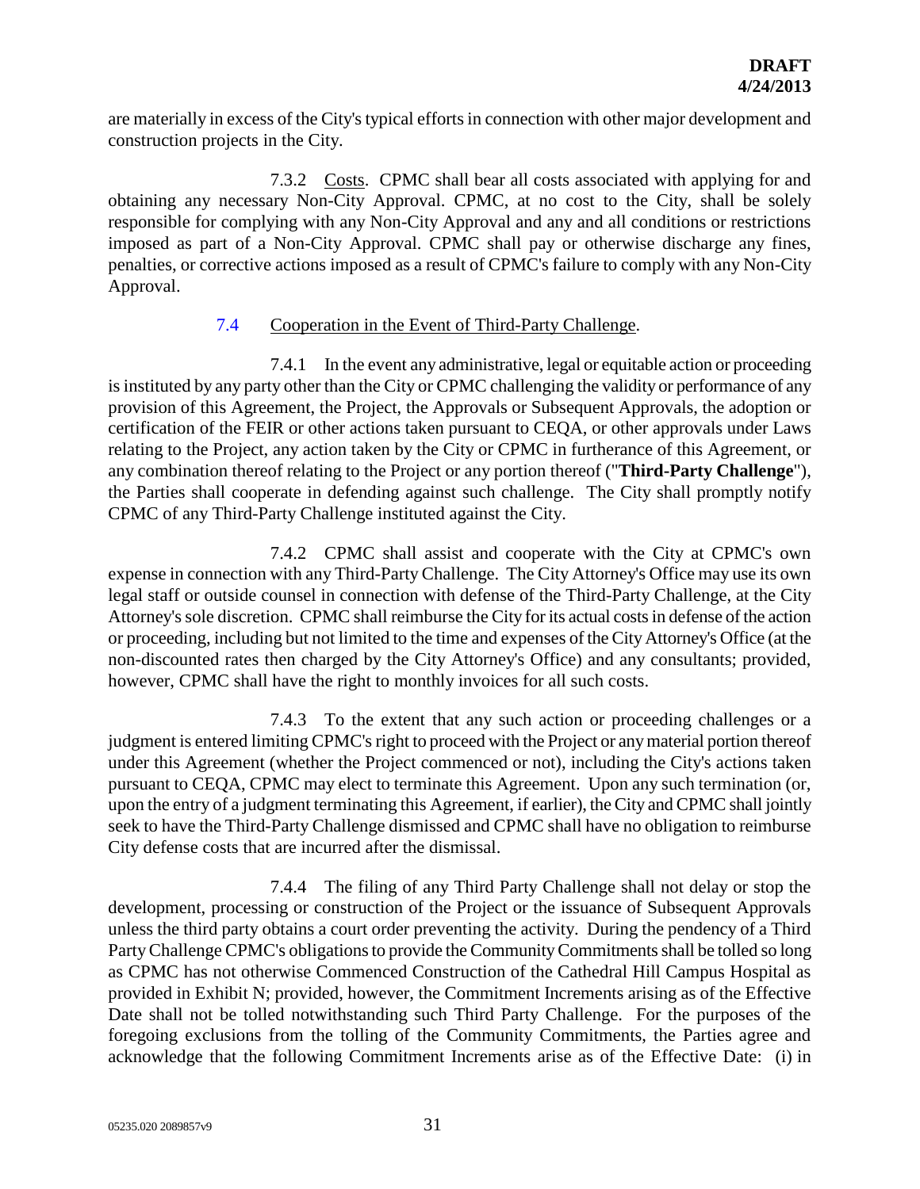are materially in excess of the City's typical efforts in connection with other major development and construction projects in the City.

7.3.2 Costs. CPMC shall bear all costs associated with applying for and obtaining any necessary Non-City Approval. CPMC, at no cost to the City, shall be solely responsible for complying with any Non-City Approval and any and all conditions or restrictions imposed as part of a Non-City Approval. CPMC shall pay or otherwise discharge any fines, penalties, or corrective actions imposed as a result of CPMC's failure to comply with any Non-City Approval.

7.4 Cooperation in the Event of Third-Party Challenge.

7.4.1 In the event any administrative, legal or equitable action or proceeding is instituted by any party other than the City or CPMC challenging the validity or performance of any provision of this Agreement, the Project, the Approvals or Subsequent Approvals, the adoption or certification of the FEIR or other actions taken pursuant to CEQA, or other approvals under Laws relating to the Project, any action taken by the City or CPMC in furtherance of this Agreement, or any combination thereof relating to the Project or any portion thereof ("**Third-Party Challenge**"), the Parties shall cooperate in defending against such challenge. The City shall promptly notify CPMC of any Third-Party Challenge instituted against the City.

7.4.2 CPMC shall assist and cooperate with the City at CPMC's own expense in connection with any Third-Party Challenge. The City Attorney's Office may use its own legal staff or outside counsel in connection with defense of the Third-Party Challenge, at the City Attorney's sole discretion. CPMC shall reimburse the City for its actual costs in defense of the action or proceeding, including but not limited to the time and expenses of the City Attorney's Office (at the non-discounted rates then charged by the City Attorney's Office) and any consultants; provided, however, CPMC shall have the right to monthly invoices for all such costs.

7.4.3 To the extent that any such action or proceeding challenges or a judgment is entered limiting CPMC's right to proceed with the Project or any material portion thereof under this Agreement (whether the Project commenced or not), including the City's actions taken pursuant to CEQA, CPMC may elect to terminate this Agreement. Upon any such termination (or, upon the entry of a judgment terminating this Agreement, if earlier), the City and CPMC shall jointly seek to have the Third-Party Challenge dismissed and CPMC shall have no obligation to reimburse City defense costs that are incurred after the dismissal.

7.4.4 The filing of any Third Party Challenge shall not delay or stop the development, processing or construction of the Project or the issuance of Subsequent Approvals unless the third party obtains a court order preventing the activity. During the pendency of a Third Party Challenge CPMC's obligations to provide the Community Commitments shall be tolled so long as CPMC has not otherwise Commenced Construction of the Cathedral Hill Campus Hospital as provided in Exhibit N; provided, however, the Commitment Increments arising as of the Effective Date shall not be tolled notwithstanding such Third Party Challenge. For the purposes of the foregoing exclusions from the tolling of the Community Commitments, the Parties agree and acknowledge that the following Commitment Increments arise as of the Effective Date: (i) in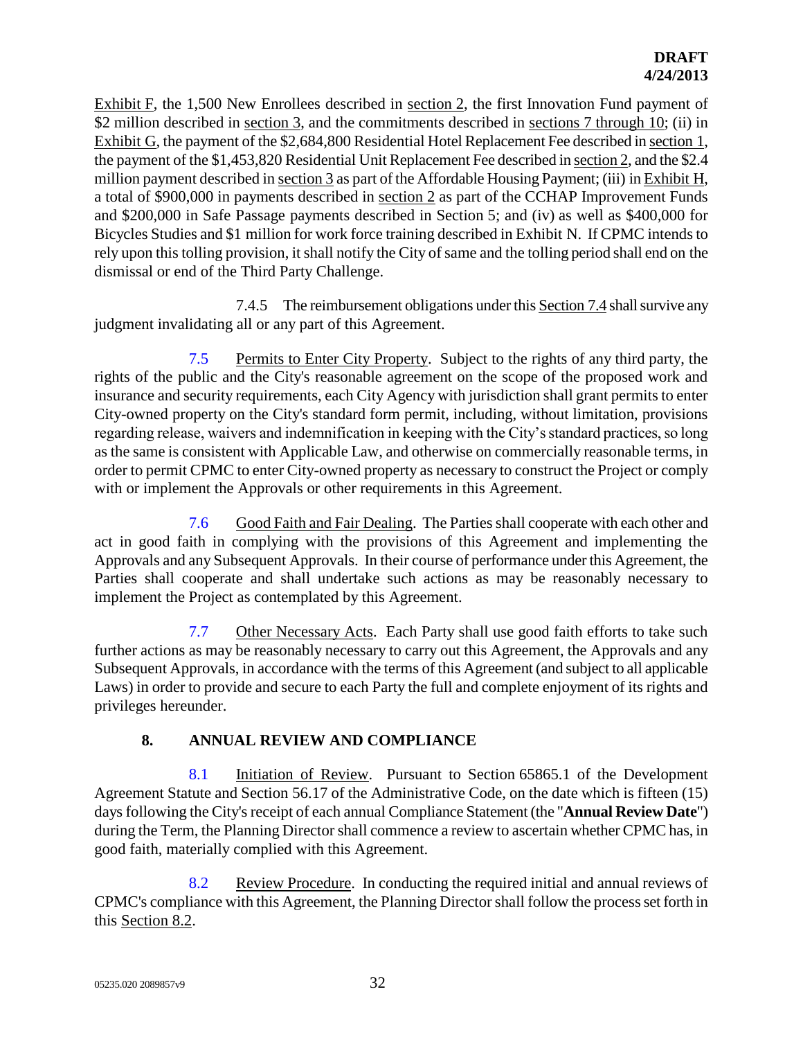Exhibit F, the 1,500 New Enrollees described in section 2, the first Innovation Fund payment of $2 million described in section 3, and the commitments described in sections 7 through 10; (ii) in Exhibit G, the payment of the $2,684,800 Residential Hotel Replacement Fee described in section 1, the payment of the $1,453,820 Residential Unit Replacement Fee described in section 2, and the $2.4 million payment described in section 3 as part of the Affordable Housing Payment; (iii) in Exhibit H, a total of $900,000 in payments described in section 2 as part of the CCHAP Improvement Funds and $200,000 in Safe Passage payments described in Section 5; and (iv) as well as $400,000 for Bicycles Studies and $1 million for work force training described in Exhibit N. If CPMC intends to rely upon this tolling provision, it shall notify the City of same and the tolling period shall end on the dismissal or end of the Third Party Challenge.

7.4.5 The reimbursement obligations under this Section 7.4 shall survive any judgment invalidating all or any part of this Agreement.

7.5 Permits to Enter City Property. Subject to the rights of any third party, the rights of the public and the City's reasonable agreement on the scope of the proposed work and insurance and security requirements, each City Agency with jurisdiction shall grant permits to enter City-owned property on the City's standard form permit, including, without limitation, provisions regarding release, waivers and indemnification in keeping with the City's standard practices, so long as the same is consistent with Applicable Law, and otherwise on commercially reasonable terms, in order to permit CPMC to enter City-owned property as necessary to construct the Project or comply with or implement the Approvals or other requirements in this Agreement.

7.6 Good Faith and Fair Dealing. The Parties shall cooperate with each other and act in good faith in complying with the provisions of this Agreement and implementing the Approvals and any Subsequent Approvals. In their course of performance under this Agreement, the Parties shall cooperate and shall undertake such actions as may be reasonably necessary to implement the Project as contemplated by this Agreement.

7.7 Other Necessary Acts. Each Party shall use good faith efforts to take such further actions as may be reasonably necessary to carry out this Agreement, the Approvals and any Subsequent Approvals, in accordance with the terms of this Agreement (and subject to all applicable Laws) in order to provide and secure to each Party the full and complete enjoyment of its rights and privileges hereunder.

## 8. ANNUAL REVIEW AND COMPLIANCE

8.1 Initiation of Review. Pursuant to Section 65865.1 of the Development Agreement Statute and Section 56.17 of the Administrative Code, on the date which is fifteen (15) days following the City's receipt of each annual Compliance Statement (the "**Annual Review Date**") during the Term, the Planning Director shall commence a review to ascertain whether CPMC has, in good faith, materially complied with this Agreement.

8.2 Review Procedure. In conducting the required initial and annual reviews of CPMC's compliance with this Agreement, the Planning Director shall follow the process set forth in this Section 8.2.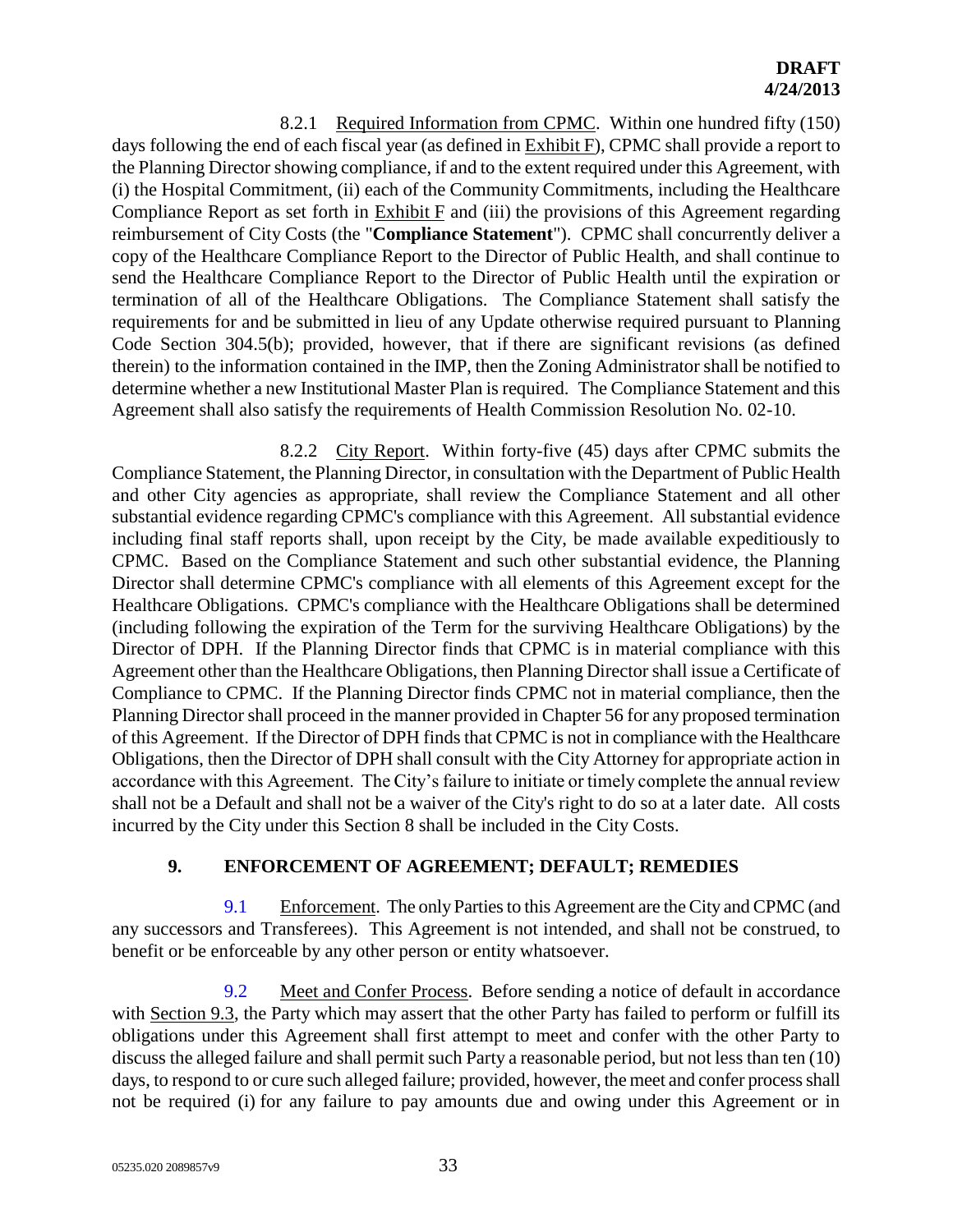8.2.1 Required Information from CPMC. Within one hundred fifty (150) days following the end of each fiscal year (as defined in Exhibit F), CPMC shall provide a report to the Planning Director showing compliance, if and to the extent required under this Agreement, with (i) the Hospital Commitment, (ii) each of the Community Commitments, including the Healthcare Compliance Report as set forth in Exhibit F and (iii) the provisions of this Agreement regarding reimbursement of City Costs (the "**Compliance Statement**"). CPMC shall concurrently deliver a copy of the Healthcare Compliance Report to the Director of Public Health, and shall continue to send the Healthcare Compliance Report to the Director of Public Health until the expiration or termination of all of the Healthcare Obligations. The Compliance Statement shall satisfy the requirements for and be submitted in lieu of any Update otherwise required pursuant to Planning Code Section 304.5(b); provided, however, that if there are significant revisions (as defined therein) to the information contained in the IMP, then the Zoning Administrator shall be notified to determine whether a new Institutional Master Plan is required. The Compliance Statement and this Agreement shall also satisfy the requirements of Health Commission Resolution No. 02-10.

8.2.2 City Report. Within forty-five (45) days after CPMC submits the Compliance Statement, the Planning Director, in consultation with the Department of Public Health and other City agencies as appropriate, shall review the Compliance Statement and all other substantial evidence regarding CPMC's compliance with this Agreement. All substantial evidence including final staff reports shall, upon receipt by the City, be made available expeditiously to CPMC. Based on the Compliance Statement and such other substantial evidence, the Planning Director shall determine CPMC's compliance with all elements of this Agreement except for the Healthcare Obligations. CPMC's compliance with the Healthcare Obligations shall be determined (including following the expiration of the Term for the surviving Healthcare Obligations) by the Director of DPH. If the Planning Director finds that CPMC is in material compliance with this Agreement other than the Healthcare Obligations, then Planning Director shall issue a Certificate of Compliance to CPMC. If the Planning Director finds CPMC not in material compliance, then the Planning Director shall proceed in the manner provided in Chapter 56 for any proposed termination of this Agreement. If the Director of DPH finds that CPMC is not in compliance with the Healthcare Obligations, then the Director of DPH shall consult with the City Attorney for appropriate action in accordance with this Agreement. The City's failure to initiate or timely complete the annual review shall not be a Default and shall not be a waiver of the City's right to do so at a later date. All costs incurred by the City under this Section 8 shall be included in the City Costs.

## 9. ENFORCEMENT OF AGREEMENT; DEFAULT; REMEDIES

9.1 Enforcement. The only Parties to this Agreement are the City and CPMC (and any successors and Transferees). This Agreement is not intended, and shall not be construed, to benefit or be enforceable by any other person or entity whatsoever.

9.2 Meet and Confer Process. Before sending a notice of default in accordance with Section 9.3, the Party which may assert that the other Party has failed to perform or fulfill its obligations under this Agreement shall first attempt to meet and confer with the other Party to discuss the alleged failure and shall permit such Party a reasonable period, but not less than ten (10) days, to respond to or cure such alleged failure; provided, however, the meet and confer process shall not be required (i) for any failure to pay amounts due and owing under this Agreement or in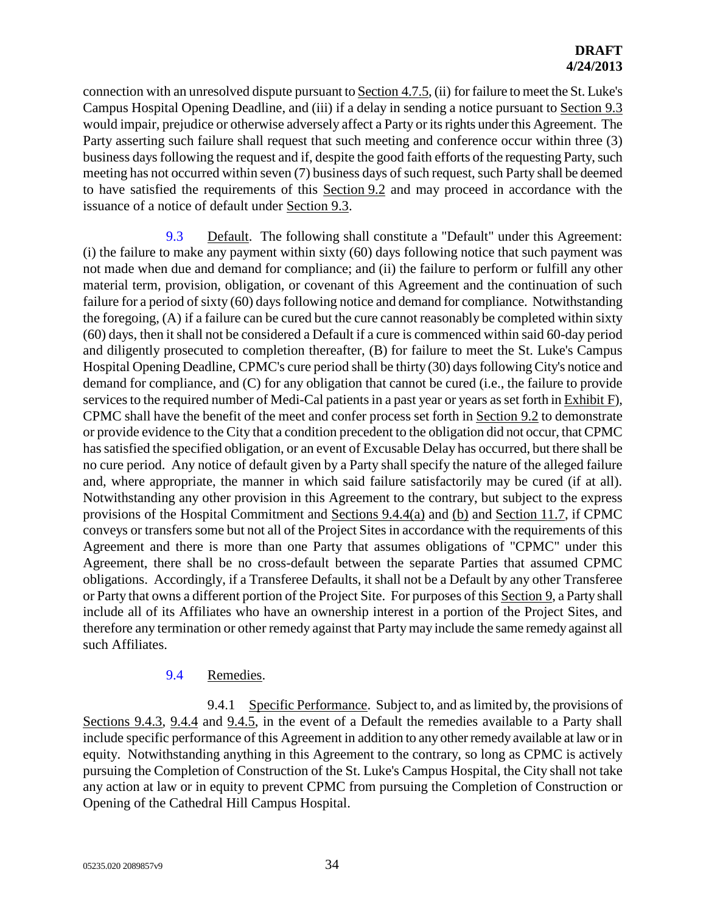connection with an unresolved dispute pursuant to Section 4.7.5, (ii) for failure to meet the St. Luke's Campus Hospital Opening Deadline, and (iii) if a delay in sending a notice pursuant to Section 9.3 would impair, prejudice or otherwise adversely affect a Party or its rights under this Agreement. The Party asserting such failure shall request that such meeting and conference occur within three (3) business days following the request and if, despite the good faith efforts of the requesting Party, such meeting has not occurred within seven (7) business days of such request, such Party shall be deemed to have satisfied the requirements of this Section 9.2 and may proceed in accordance with the issuance of a notice of default under Section 9.3.

9.3 Default. The following shall constitute a "Default" under this Agreement: (i) the failure to make any payment within sixty (60) days following notice that such payment was not made when due and demand for compliance; and (ii) the failure to perform or fulfill any other material term, provision, obligation, or covenant of this Agreement and the continuation of such failure for a period of sixty (60) days following notice and demand for compliance. Notwithstanding the foregoing, (A) if a failure can be cured but the cure cannot reasonably be completed within sixty (60) days, then it shall not be considered a Default if a cure is commenced within said 60-day period and diligently prosecuted to completion thereafter, (B) for failure to meet the St. Luke's Campus Hospital Opening Deadline, CPMC's cure period shall be thirty (30) days following City's notice and demand for compliance, and (C) for any obligation that cannot be cured (i.e., the failure to provide services to the required number of Medi-Cal patients in a past year or years as set forth in Exhibit F), CPMC shall have the benefit of the meet and confer process set forth in Section 9.2 to demonstrate or provide evidence to the City that a condition precedent to the obligation did not occur, that CPMC has satisfied the specified obligation, or an event of Excusable Delay has occurred, but there shall be no cure period. Any notice of default given by a Party shall specify the nature of the alleged failure and, where appropriate, the manner in which said failure satisfactorily may be cured (if at all). Notwithstanding any other provision in this Agreement to the contrary, but subject to the express provisions of the Hospital Commitment and Sections 9.4.4(a) and (b) and Section 11.7, if CPMC conveys or transfers some but not all of the Project Sites in accordance with the requirements of this Agreement and there is more than one Party that assumes obligations of "CPMC" under this Agreement, there shall be no cross-default between the separate Parties that assumed CPMC obligations. Accordingly, if a Transferee Defaults, it shall not be a Default by any other Transferee or Party that owns a different portion of the Project Site. For purposes of this Section 9, a Party shall include all of its Affiliates who have an ownership interest in a portion of the Project Sites, and therefore any termination or other remedy against that Party may include the same remedy against all such Affiliates.

9.4 Remedies.

9.4.1 Specific Performance. Subject to, and as limited by, the provisions of Sections 9.4.3, 9.4.4 and 9.4.5, in the event of a Default the remedies available to a Party shall include specific performance of this Agreement in addition to any other remedy available at law or in equity. Notwithstanding anything in this Agreement to the contrary, so long as CPMC is actively pursuing the Completion of Construction of the St. Luke's Campus Hospital, the City shall not take any action at law or in equity to prevent CPMC from pursuing the Completion of Construction or Opening of the Cathedral Hill Campus Hospital.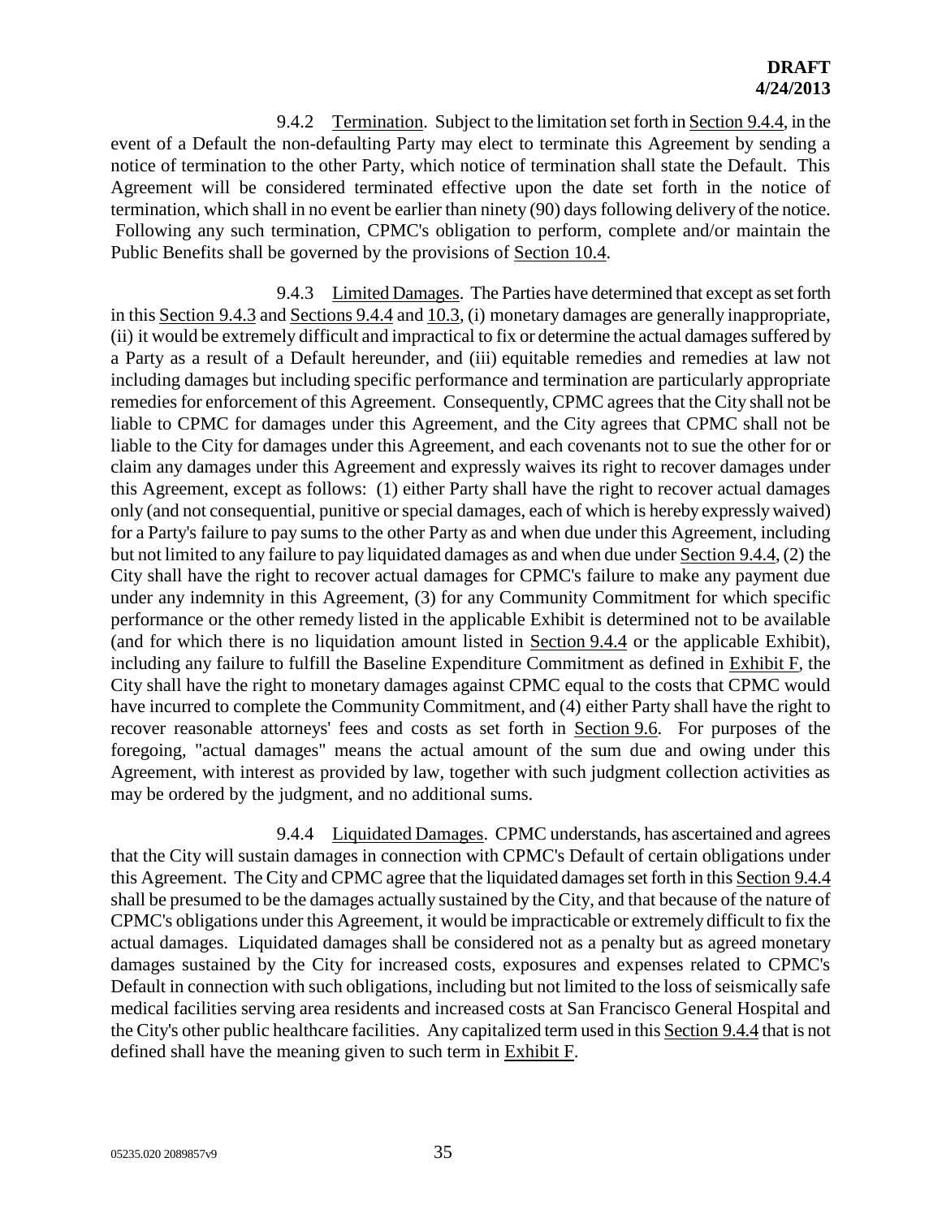9.4.2 Termination. Subject to the limitation set forth in Section 9.4.4, in the event of a Default the non-defaulting Party may elect to terminate this Agreement by sending a notice of termination to the other Party, which notice of termination shall state the Default. This Agreement will be considered terminated effective upon the date set forth in the notice of termination, which shall in no event be earlier than ninety (90) days following delivery of the notice. Following any such termination, CPMC's obligation to perform, complete and/or maintain the Public Benefits shall be governed by the provisions of Section 10.4.

9.4.3 Limited Damages. The Parties have determined that except as set forth in this Section 9.4.3 and Sections 9.4.4 and 10.3, (i) monetary damages are generally inappropriate, (ii) it would be extremely difficult and impractical to fix or determine the actual damages suffered by a Party as a result of a Default hereunder, and (iii) equitable remedies and remedies at law not including damages but including specific performance and termination are particularly appropriate remedies for enforcement of this Agreement. Consequently, CPMC agrees that the City shall not be liable to CPMC for damages under this Agreement, and the City agrees that CPMC shall not be liable to the City for damages under this Agreement, and each covenants not to sue the other for or claim any damages under this Agreement and expressly waives its right to recover damages under this Agreement, except as follows: (1) either Party shall have the right to recover actual damages only (and not consequential, punitive or special damages, each of which is hereby expressly waived) for a Party's failure to pay sums to the other Party as and when due under this Agreement, including but not limited to any failure to pay liquidated damages as and when due under Section 9.4.4, (2) the City shall have the right to recover actual damages for CPMC's failure to make any payment due under any indemnity in this Agreement, (3) for any Community Commitment for which specific performance or the other remedy listed in the applicable Exhibit is determined not to be available (and for which there is no liquidation amount listed in Section 9.4.4 or the applicable Exhibit), including any failure to fulfill the Baseline Expenditure Commitment as defined in Exhibit F, the City shall have the right to monetary damages against CPMC equal to the costs that CPMC would have incurred to complete the Community Commitment, and (4) either Party shall have the right to recover reasonable attorneys' fees and costs as set forth in Section 9.6. For purposes of the foregoing, "actual damages" means the actual amount of the sum due and owing under this Agreement, with interest as provided by law, together with such judgment collection activities as may be ordered by the judgment, and no additional sums.

9.4.4 Liquidated Damages. CPMC understands, has ascertained and agrees that the City will sustain damages in connection with CPMC's Default of certain obligations under this Agreement. The City and CPMC agree that the liquidated damages set forth in this Section 9.4.4 shall be presumed to be the damages actually sustained by the City, and that because of the nature of CPMC's obligations under this Agreement, it would be impracticable or extremely difficult to fix the actual damages. Liquidated damages shall be considered not as a penalty but as agreed monetary damages sustained by the City for increased costs, exposures and expenses related to CPMC's Default in connection with such obligations, including but not limited to the loss of seismically safe medical facilities serving area residents and increased costs at San Francisco General Hospital and the City's other public healthcare facilities. Any capitalized term used in this Section 9.4.4 that is not defined shall have the meaning given to such term in Exhibit F.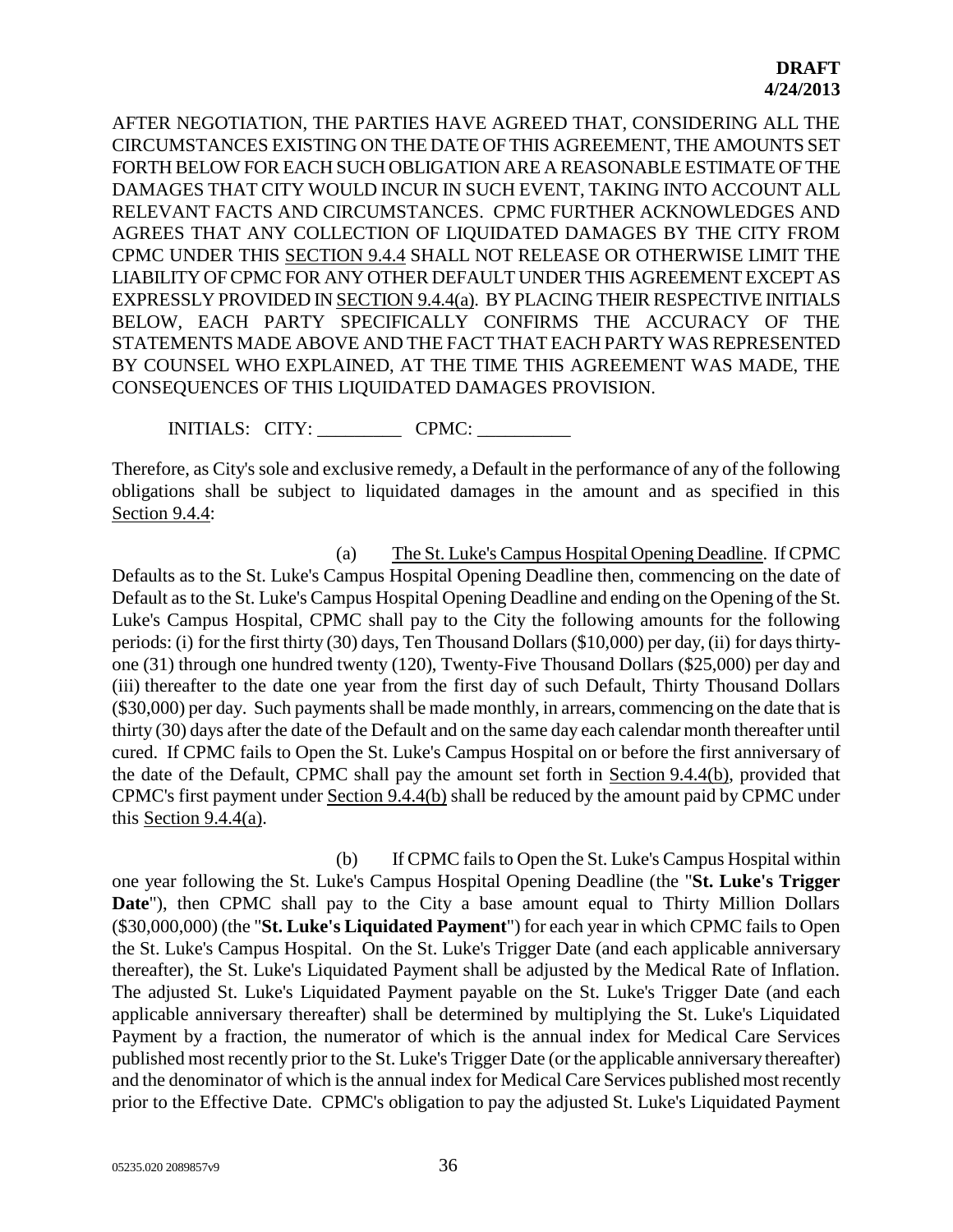AFTER NEGOTIATION, THE PARTIES HAVE AGREED THAT, CONSIDERING ALL THE CIRCUMSTANCES EXISTING ON THE DATE OF THIS AGREEMENT, THE AMOUNTS SET FORTH BELOW FOR EACH SUCH OBLIGATION ARE A REASONABLE ESTIMATE OF THE DAMAGES THAT CITY WOULD INCUR IN SUCH EVENT, TAKING INTO ACCOUNT ALL RELEVANT FACTS AND CIRCUMSTANCES. CPMC FURTHER ACKNOWLEDGES AND AGREES THAT ANY COLLECTION OF LIQUIDATED DAMAGES BY THE CITY FROM CPMC UNDER THIS SECTION 9.4.4 SHALL NOT RELEASE OR OTHERWISE LIMIT THE LIABILITY OF CPMC FOR ANY OTHER DEFAULT UNDER THIS AGREEMENT EXCEPT AS EXPRESSLY PROVIDED IN SECTION 9.4.4(a). BY PLACING THEIR RESPECTIVE INITIALS BELOW, EACH PARTY SPECIFICALLY CONFIRMS THE ACCURACY OF THE STATEMENTS MADE ABOVE AND THE FACT THAT EACH PARTY WAS REPRESENTED BY COUNSEL WHO EXPLAINED, AT THE TIME THIS AGREEMENT WAS MADE, THE CONSEQUENCES OF THIS LIQUIDATED DAMAGES PROVISION.

INITIALS: CITY: _________ CPMC: __________

Therefore, as City's sole and exclusive remedy, a Default in the performance of any of the following obligations shall be subject to liquidated damages in the amount and as specified in this Section 9.4.4:

(a) The St. Luke's Campus Hospital Opening Deadline. If CPMC Defaults as to the St. Luke's Campus Hospital Opening Deadline then, commencing on the date of Default as to the St. Luke's Campus Hospital Opening Deadline and ending on the Opening of the St. Luke's Campus Hospital, CPMC shall pay to the City the following amounts for the following periods: (i) for the first thirty (30) days, Ten Thousand Dollars ($10,000) per day, (ii) for days thirty-one (31) through one hundred twenty (120), Twenty-Five Thousand Dollars ($25,000) per day and (iii) thereafter to the date one year from the first day of such Default, Thirty Thousand Dollars ($30,000) per day. Such payments shall be made monthly, in arrears, commencing on the date that is thirty (30) days after the date of the Default and on the same day each calendar month thereafter until cured. If CPMC fails to Open the St. Luke's Campus Hospital on or before the first anniversary of the date of the Default, CPMC shall pay the amount set forth in Section 9.4.4(b), provided that CPMC's first payment under Section 9.4.4(b) shall be reduced by the amount paid by CPMC under this Section 9.4.4(a).

(b) If CPMC fails to Open the St. Luke's Campus Hospital within one year following the St. Luke's Campus Hospital Opening Deadline (the "**St. Luke's Trigger Date**"), then CPMC shall pay to the City a base amount equal to Thirty Million Dollars ($30,000,000) (the "**St. Luke's Liquidated Payment**") for each year in which CPMC fails to Open the St. Luke's Campus Hospital. On the St. Luke's Trigger Date (and each applicable anniversary thereafter), the St. Luke's Liquidated Payment shall be adjusted by the Medical Rate of Inflation. The adjusted St. Luke's Liquidated Payment payable on the St. Luke's Trigger Date (and each applicable anniversary thereafter) shall be determined by multiplying the St. Luke's Liquidated Payment by a fraction, the numerator of which is the annual index for Medical Care Services published most recently prior to the St. Luke's Trigger Date (or the applicable anniversary thereafter) and the denominator of which is the annual index for Medical Care Services published most recently prior to the Effective Date. CPMC's obligation to pay the adjusted St. Luke's Liquidated Payment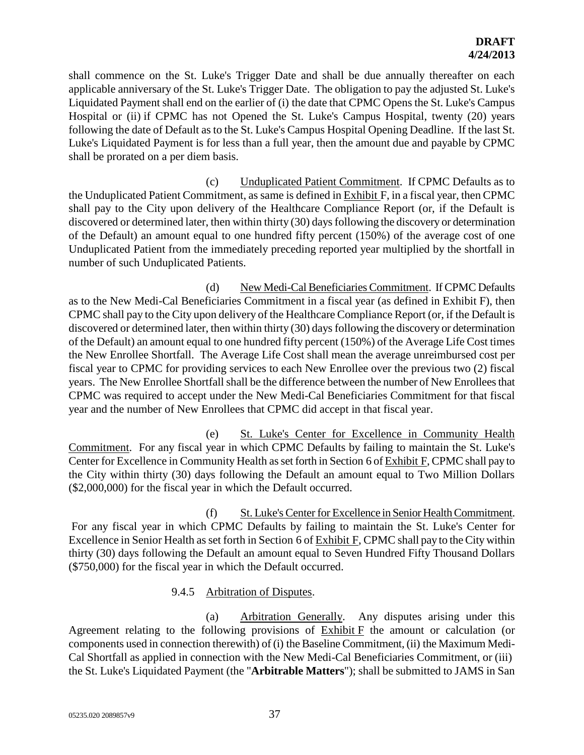shall commence on the St. Luke's Trigger Date and shall be due annually thereafter on each applicable anniversary of the St. Luke's Trigger Date. The obligation to pay the adjusted St. Luke's Liquidated Payment shall end on the earlier of (i) the date that CPMC Opens the St. Luke's Campus Hospital or (ii) if CPMC has not Opened the St. Luke's Campus Hospital, twenty (20) years following the date of Default as to the St. Luke's Campus Hospital Opening Deadline. If the last St. Luke's Liquidated Payment is for less than a full year, then the amount due and payable by CPMC shall be prorated on a per diem basis.

(c) Unduplicated Patient Commitment. If CPMC Defaults as to the Unduplicated Patient Commitment, as same is defined in Exhibit F, in a fiscal year, then CPMC shall pay to the City upon delivery of the Healthcare Compliance Report (or, if the Default is discovered or determined later, then within thirty (30) days following the discovery or determination of the Default) an amount equal to one hundred fifty percent (150%) of the average cost of one Unduplicated Patient from the immediately preceding reported year multiplied by the shortfall in number of such Unduplicated Patients.

(d) New Medi-Cal Beneficiaries Commitment. If CPMC Defaults as to the New Medi-Cal Beneficiaries Commitment in a fiscal year (as defined in Exhibit F), then CPMC shall pay to the City upon delivery of the Healthcare Compliance Report (or, if the Default is discovered or determined later, then within thirty (30) days following the discovery or determination of the Default) an amount equal to one hundred fifty percent (150%) of the Average Life Cost times the New Enrollee Shortfall. The Average Life Cost shall mean the average unreimbursed cost per fiscal year to CPMC for providing services to each New Enrollee over the previous two (2) fiscal years. The New Enrollee Shortfall shall be the difference between the number of New Enrollees that CPMC was required to accept under the New Medi-Cal Beneficiaries Commitment for that fiscal year and the number of New Enrollees that CPMC did accept in that fiscal year.

(e) St. Luke's Center for Excellence in Community Health Commitment. For any fiscal year in which CPMC Defaults by failing to maintain the St. Luke's Center for Excellence in Community Health as set forth in Section 6 of Exhibit F, CPMC shall pay to the City within thirty (30) days following the Default an amount equal to Two Million Dollars ($2,000,000) for the fiscal year in which the Default occurred.

(f) St. Luke's Center for Excellence in Senior Health Commitment. For any fiscal year in which CPMC Defaults by failing to maintain the St. Luke's Center for Excellence in Senior Health as set forth in Section 6 of Exhibit F, CPMC shall pay to the City within thirty (30) days following the Default an amount equal to Seven Hundred Fifty Thousand Dollars ($750,000) for the fiscal year in which the Default occurred.

9.4.5 Arbitration of Disputes.

(a) Arbitration Generally. Any disputes arising under this Agreement relating to the following provisions of Exhibit F the amount or calculation (or components used in connection therewith) of (i) the Baseline Commitment, (ii) the Maximum Medi-Cal Shortfall as applied in connection with the New Medi-Cal Beneficiaries Commitment, or (iii) the St. Luke's Liquidated Payment (the "**Arbitrable Matters**"); shall be submitted to JAMS in San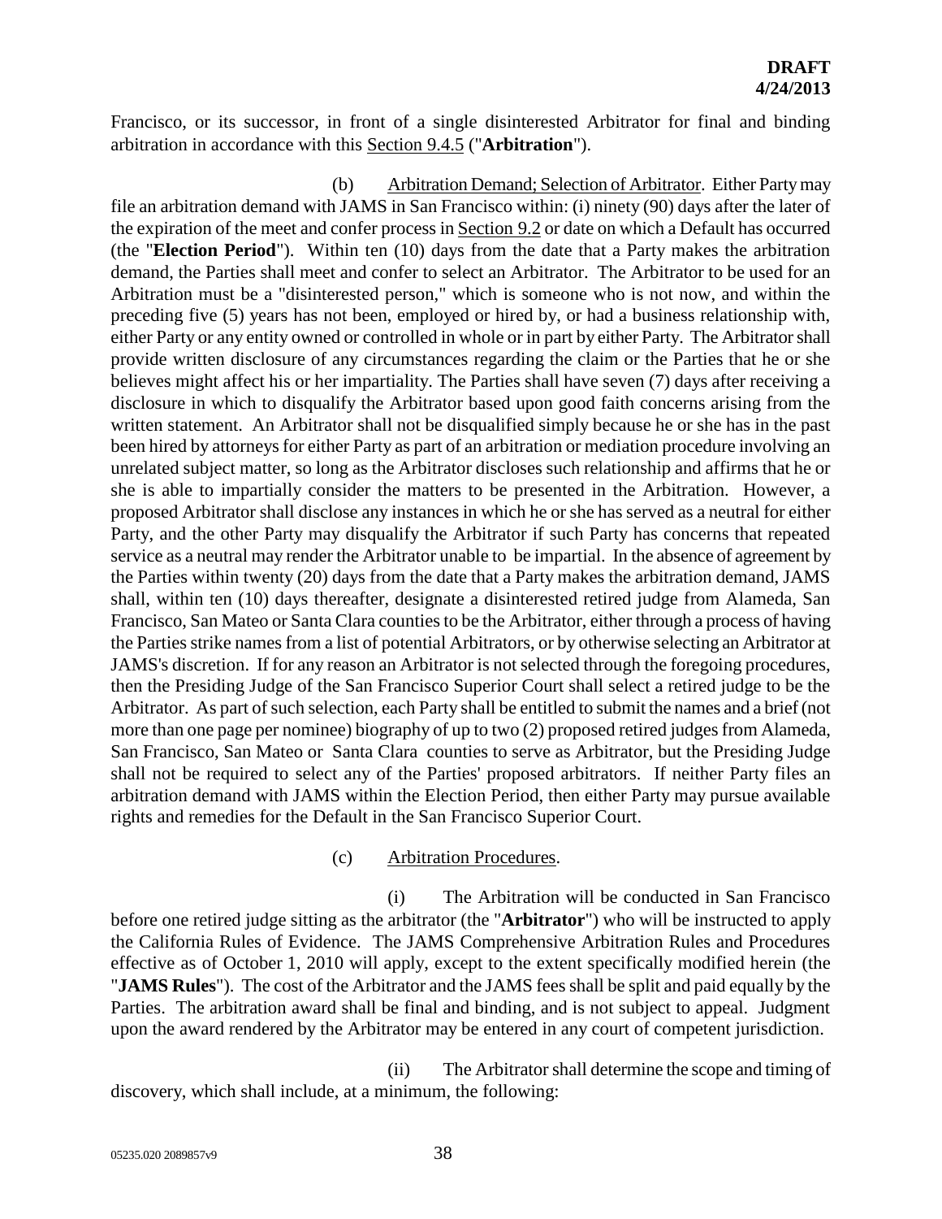Francisco, or its successor, in front of a single disinterested Arbitrator for final and binding arbitration in accordance with this Section 9.4.5 ("**Arbitration**").

(b) Arbitration Demand; Selection of Arbitrator. Either Party may file an arbitration demand with JAMS in San Francisco within: (i) ninety (90) days after the later of the expiration of the meet and confer process in Section 9.2 or date on which a Default has occurred (the "**Election Period**"). Within ten (10) days from the date that a Party makes the arbitration demand, the Parties shall meet and confer to select an Arbitrator. The Arbitrator to be used for an Arbitration must be a "disinterested person," which is someone who is not now, and within the preceding five (5) years has not been, employed or hired by, or had a business relationship with, either Party or any entity owned or controlled in whole or in part by either Party. The Arbitrator shall provide written disclosure of any circumstances regarding the claim or the Parties that he or she believes might affect his or her impartiality. The Parties shall have seven (7) days after receiving a disclosure in which to disqualify the Arbitrator based upon good faith concerns arising from the written statement. An Arbitrator shall not be disqualified simply because he or she has in the past been hired by attorneys for either Party as part of an arbitration or mediation procedure involving an unrelated subject matter, so long as the Arbitrator discloses such relationship and affirms that he or she is able to impartially consider the matters to be presented in the Arbitration. However, a proposed Arbitrator shall disclose any instances in which he or she has served as a neutral for either Party, and the other Party may disqualify the Arbitrator if such Party has concerns that repeated service as a neutral may render the Arbitrator unable to be impartial. In the absence of agreement by the Parties within twenty (20) days from the date that a Party makes the arbitration demand, JAMS shall, within ten (10) days thereafter, designate a disinterested retired judge from Alameda, San Francisco, San Mateo or Santa Clara counties to be the Arbitrator, either through a process of having the Parties strike names from a list of potential Arbitrators, or by otherwise selecting an Arbitrator at JAMS's discretion. If for any reason an Arbitrator is not selected through the foregoing procedures, then the Presiding Judge of the San Francisco Superior Court shall select a retired judge to be the Arbitrator. As part of such selection, each Party shall be entitled to submit the names and a brief (not more than one page per nominee) biography of up to two (2) proposed retired judges from Alameda, San Francisco, San Mateo or Santa Clara counties to serve as Arbitrator, but the Presiding Judge shall not be required to select any of the Parties' proposed arbitrators. If neither Party files an arbitration demand with JAMS within the Election Period, then either Party may pursue available rights and remedies for the Default in the San Francisco Superior Court.

(c) Arbitration Procedures.

(i) The Arbitration will be conducted in San Francisco before one retired judge sitting as the arbitrator (the "**Arbitrator**") who will be instructed to apply the California Rules of Evidence. The JAMS Comprehensive Arbitration Rules and Procedures effective as of October 1, 2010 will apply, except to the extent specifically modified herein (the "**JAMS Rules**"). The cost of the Arbitrator and the JAMS fees shall be split and paid equally by the Parties. The arbitration award shall be final and binding, and is not subject to appeal. Judgment upon the award rendered by the Arbitrator may be entered in any court of competent jurisdiction.

(ii) The Arbitrator shall determine the scope and timing of discovery, which shall include, at a minimum, the following: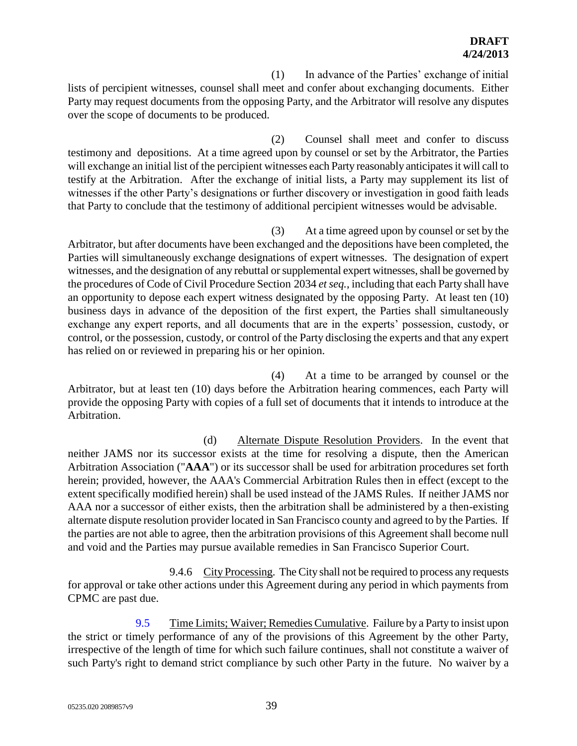(1) In advance of the Parties' exchange of initial lists of percipient witnesses, counsel shall meet and confer about exchanging documents. Either Party may request documents from the opposing Party, and the Arbitrator will resolve any disputes over the scope of documents to be produced.

(2) Counsel shall meet and confer to discuss testimony and depositions. At a time agreed upon by counsel or set by the Arbitrator, the Parties will exchange an initial list of the percipient witnesses each Party reasonably anticipates it will call to testify at the Arbitration. After the exchange of initial lists, a Party may supplement its list of witnesses if the other Party's designations or further discovery or investigation in good faith leads that Party to conclude that the testimony of additional percipient witnesses would be advisable.

(3) At a time agreed upon by counsel or set by the Arbitrator, but after documents have been exchanged and the depositions have been completed, the Parties will simultaneously exchange designations of expert witnesses. The designation of expert witnesses, and the designation of any rebuttal or supplemental expert witnesses, shall be governed by the procedures of Code of Civil Procedure Section 2034 *et seq.*, including that each Party shall have an opportunity to depose each expert witness designated by the opposing Party. At least ten (10) business days in advance of the deposition of the first expert, the Parties shall simultaneously exchange any expert reports, and all documents that are in the experts' possession, custody, or control, or the possession, custody, or control of the Party disclosing the experts and that any expert has relied on or reviewed in preparing his or her opinion.

(4) At a time to be arranged by counsel or the Arbitrator, but at least ten (10) days before the Arbitration hearing commences, each Party will provide the opposing Party with copies of a full set of documents that it intends to introduce at the Arbitration.

(d) Alternate Dispute Resolution Providers. In the event that neither JAMS nor its successor exists at the time for resolving a dispute, then the American Arbitration Association ("**AAA**") or its successor shall be used for arbitration procedures set forth herein; provided, however, the AAA's Commercial Arbitration Rules then in effect (except to the extent specifically modified herein) shall be used instead of the JAMS Rules. If neither JAMS nor AAA nor a successor of either exists, then the arbitration shall be administered by a then-existing alternate dispute resolution provider located in San Francisco county and agreed to by the Parties. If the parties are not able to agree, then the arbitration provisions of this Agreement shall become null and void and the Parties may pursue available remedies in San Francisco Superior Court.

9.4.6 City Processing. The City shall not be required to process any requests for approval or take other actions under this Agreement during any period in which payments from CPMC are past due.

9.5 Time Limits; Waiver; Remedies Cumulative. Failure by a Party to insist upon the strict or timely performance of any of the provisions of this Agreement by the other Party, irrespective of the length of time for which such failure continues, shall not constitute a waiver of such Party's right to demand strict compliance by such other Party in the future. No waiver by a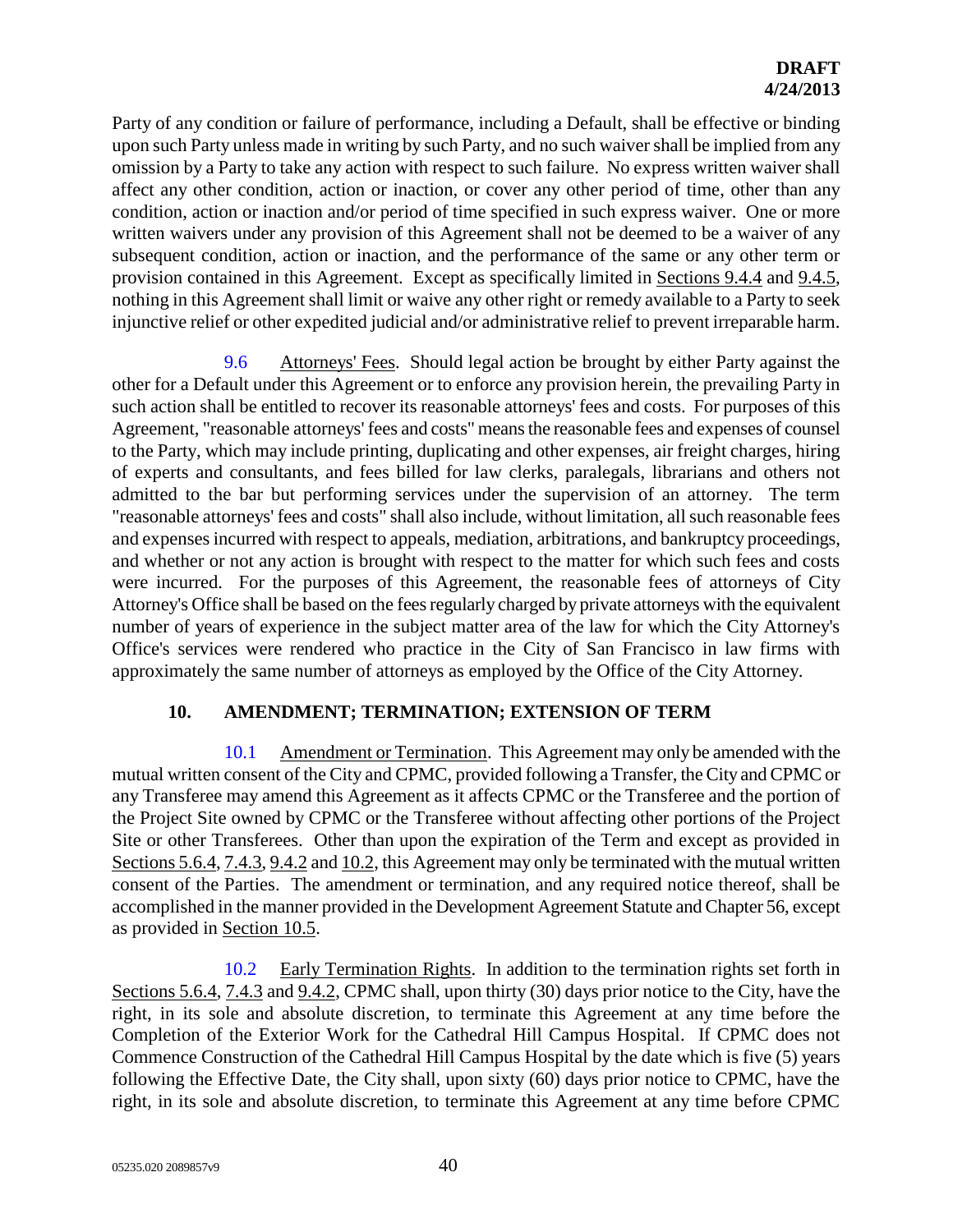Party of any condition or failure of performance, including a Default, shall be effective or binding upon such Party unless made in writing by such Party, and no such waiver shall be implied from any omission by a Party to take any action with respect to such failure. No express written waiver shall affect any other condition, action or inaction, or cover any other period of time, other than any condition, action or inaction and/or period of time specified in such express waiver. One or more written waivers under any provision of this Agreement shall not be deemed to be a waiver of any subsequent condition, action or inaction, and the performance of the same or any other term or provision contained in this Agreement. Except as specifically limited in Sections 9.4.4 and 9.4.5, nothing in this Agreement shall limit or waive any other right or remedy available to a Party to seek injunctive relief or other expedited judicial and/or administrative relief to prevent irreparable harm.

9.6 Attorneys' Fees. Should legal action be brought by either Party against the other for a Default under this Agreement or to enforce any provision herein, the prevailing Party in such action shall be entitled to recover its reasonable attorneys' fees and costs. For purposes of this Agreement, "reasonable attorneys' fees and costs" means the reasonable fees and expenses of counsel to the Party, which may include printing, duplicating and other expenses, air freight charges, hiring of experts and consultants, and fees billed for law clerks, paralegals, librarians and others not admitted to the bar but performing services under the supervision of an attorney. The term "reasonable attorneys' fees and costs" shall also include, without limitation, all such reasonable fees and expenses incurred with respect to appeals, mediation, arbitrations, and bankruptcy proceedings, and whether or not any action is brought with respect to the matter for which such fees and costs were incurred. For the purposes of this Agreement, the reasonable fees of attorneys of City Attorney's Office shall be based on the fees regularly charged by private attorneys with the equivalent number of years of experience in the subject matter area of the law for which the City Attorney's Office's services were rendered who practice in the City of San Francisco in law firms with approximately the same number of attorneys as employed by the Office of the City Attorney.

## 10. AMENDMENT; TERMINATION; EXTENSION OF TERM

10.1 Amendment or Termination. This Agreement may only be amended with the mutual written consent of the City and CPMC, provided following a Transfer, the City and CPMC or any Transferee may amend this Agreement as it affects CPMC or the Transferee and the portion of the Project Site owned by CPMC or the Transferee without affecting other portions of the Project Site or other Transferees. Other than upon the expiration of the Term and except as provided in Sections 5.6.4, 7.4.3, 9.4.2 and 10.2, this Agreement may only be terminated with the mutual written consent of the Parties. The amendment or termination, and any required notice thereof, shall be accomplished in the manner provided in the Development Agreement Statute and Chapter 56, except as provided in Section 10.5.

10.2 Early Termination Rights. In addition to the termination rights set forth in Sections 5.6.4, 7.4.3 and 9.4.2, CPMC shall, upon thirty (30) days prior notice to the City, have the right, in its sole and absolute discretion, to terminate this Agreement at any time before the Completion of the Exterior Work for the Cathedral Hill Campus Hospital. If CPMC does not Commence Construction of the Cathedral Hill Campus Hospital by the date which is five (5) years following the Effective Date, the City shall, upon sixty (60) days prior notice to CPMC, have the right, in its sole and absolute discretion, to terminate this Agreement at any time before CPMC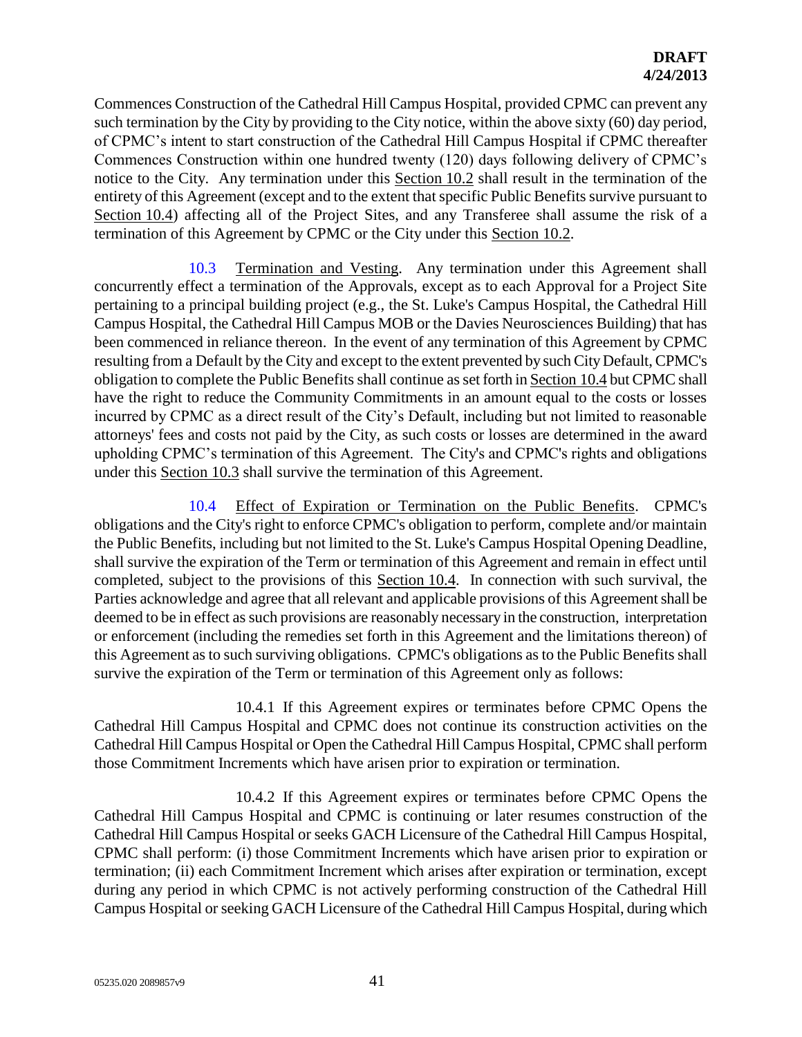Commences Construction of the Cathedral Hill Campus Hospital, provided CPMC can prevent any such termination by the City by providing to the City notice, within the above sixty (60) day period, of CPMC's intent to start construction of the Cathedral Hill Campus Hospital if CPMC thereafter Commences Construction within one hundred twenty (120) days following delivery of CPMC's notice to the City. Any termination under this Section 10.2 shall result in the termination of the entirety of this Agreement (except and to the extent that specific Public Benefits survive pursuant to Section 10.4) affecting all of the Project Sites, and any Transferee shall assume the risk of a termination of this Agreement by CPMC or the City under this Section 10.2.

10.3 Termination and Vesting. Any termination under this Agreement shall concurrently effect a termination of the Approvals, except as to each Approval for a Project Site pertaining to a principal building project (e.g., the St. Luke's Campus Hospital, the Cathedral Hill Campus Hospital, the Cathedral Hill Campus MOB or the Davies Neurosciences Building) that has been commenced in reliance thereon. In the event of any termination of this Agreement by CPMC resulting from a Default by the City and except to the extent prevented by such City Default, CPMC's obligation to complete the Public Benefits shall continue as set forth in Section 10.4 but CPMC shall have the right to reduce the Community Commitments in an amount equal to the costs or losses incurred by CPMC as a direct result of the City's Default, including but not limited to reasonable attorneys' fees and costs not paid by the City, as such costs or losses are determined in the award upholding CPMC's termination of this Agreement. The City's and CPMC's rights and obligations under this Section 10.3 shall survive the termination of this Agreement.

10.4 Effect of Expiration or Termination on the Public Benefits. CPMC's obligations and the City's right to enforce CPMC's obligation to perform, complete and/or maintain the Public Benefits, including but not limited to the St. Luke's Campus Hospital Opening Deadline, shall survive the expiration of the Term or termination of this Agreement and remain in effect until completed, subject to the provisions of this Section 10.4. In connection with such survival, the Parties acknowledge and agree that all relevant and applicable provisions of this Agreement shall be deemed to be in effect as such provisions are reasonably necessary in the construction, interpretation or enforcement (including the remedies set forth in this Agreement and the limitations thereon) of this Agreement as to such surviving obligations. CPMC's obligations as to the Public Benefits shall survive the expiration of the Term or termination of this Agreement only as follows:

10.4.1 If this Agreement expires or terminates before CPMC Opens the Cathedral Hill Campus Hospital and CPMC does not continue its construction activities on the Cathedral Hill Campus Hospital or Open the Cathedral Hill Campus Hospital, CPMC shall perform those Commitment Increments which have arisen prior to expiration or termination.

10.4.2 If this Agreement expires or terminates before CPMC Opens the Cathedral Hill Campus Hospital and CPMC is continuing or later resumes construction of the Cathedral Hill Campus Hospital or seeks GACH Licensure of the Cathedral Hill Campus Hospital, CPMC shall perform: (i) those Commitment Increments which have arisen prior to expiration or termination; (ii) each Commitment Increment which arises after expiration or termination, except during any period in which CPMC is not actively performing construction of the Cathedral Hill Campus Hospital or seeking GACH Licensure of the Cathedral Hill Campus Hospital, during which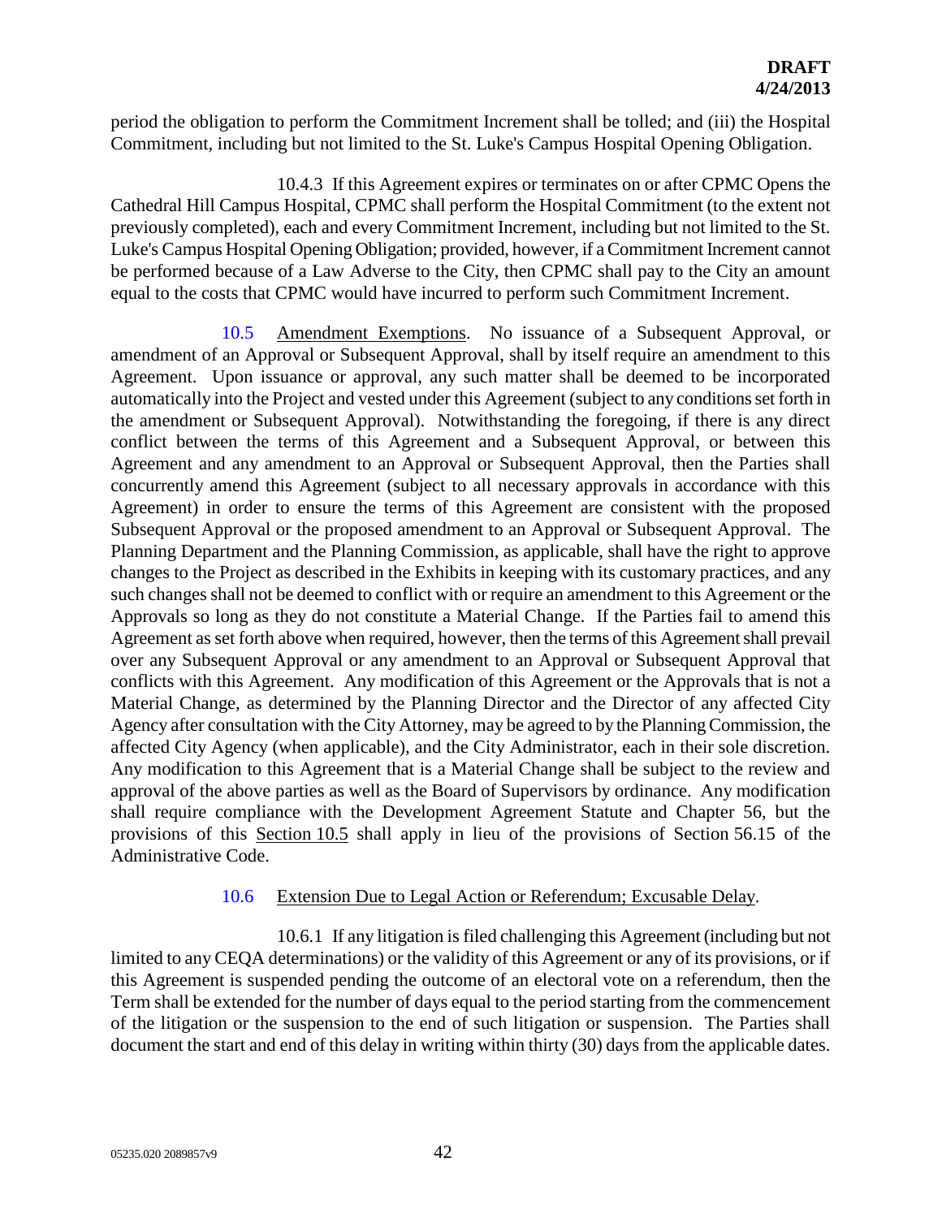period the obligation to perform the Commitment Increment shall be tolled; and (iii) the Hospital Commitment, including but not limited to the St. Luke's Campus Hospital Opening Obligation.

10.4.3 If this Agreement expires or terminates on or after CPMC Opens the Cathedral Hill Campus Hospital, CPMC shall perform the Hospital Commitment (to the extent not previously completed), each and every Commitment Increment, including but not limited to the St. Luke's Campus Hospital Opening Obligation; provided, however, if a Commitment Increment cannot be performed because of a Law Adverse to the City, then CPMC shall pay to the City an amount equal to the costs that CPMC would have incurred to perform such Commitment Increment.

10.5 Amendment Exemptions. No issuance of a Subsequent Approval, or amendment of an Approval or Subsequent Approval, shall by itself require an amendment to this Agreement. Upon issuance or approval, any such matter shall be deemed to be incorporated automatically into the Project and vested under this Agreement (subject to any conditions set forth in the amendment or Subsequent Approval). Notwithstanding the foregoing, if there is any direct conflict between the terms of this Agreement and a Subsequent Approval, or between this Agreement and any amendment to an Approval or Subsequent Approval, then the Parties shall concurrently amend this Agreement (subject to all necessary approvals in accordance with this Agreement) in order to ensure the terms of this Agreement are consistent with the proposed Subsequent Approval or the proposed amendment to an Approval or Subsequent Approval. The Planning Department and the Planning Commission, as applicable, shall have the right to approve changes to the Project as described in the Exhibits in keeping with its customary practices, and any such changes shall not be deemed to conflict with or require an amendment to this Agreement or the Approvals so long as they do not constitute a Material Change. If the Parties fail to amend this Agreement as set forth above when required, however, then the terms of this Agreement shall prevail over any Subsequent Approval or any amendment to an Approval or Subsequent Approval that conflicts with this Agreement. Any modification of this Agreement or the Approvals that is not a Material Change, as determined by the Planning Director and the Director of any affected City Agency after consultation with the City Attorney, may be agreed to by the Planning Commission, the affected City Agency (when applicable), and the City Administrator, each in their sole discretion. Any modification to this Agreement that is a Material Change shall be subject to the review and approval of the above parties as well as the Board of Supervisors by ordinance. Any modification shall require compliance with the Development Agreement Statute and Chapter 56, but the provisions of this Section 10.5 shall apply in lieu of the provisions of Section 56.15 of the Administrative Code.

10.6 Extension Due to Legal Action or Referendum; Excusable Delay.

10.6.1 If any litigation is filed challenging this Agreement (including but not limited to any CEQA determinations) or the validity of this Agreement or any of its provisions, or if this Agreement is suspended pending the outcome of an electoral vote on a referendum, then the Term shall be extended for the number of days equal to the period starting from the commencement of the litigation or the suspension to the end of such litigation or suspension. The Parties shall document the start and end of this delay in writing within thirty (30) days from the applicable dates.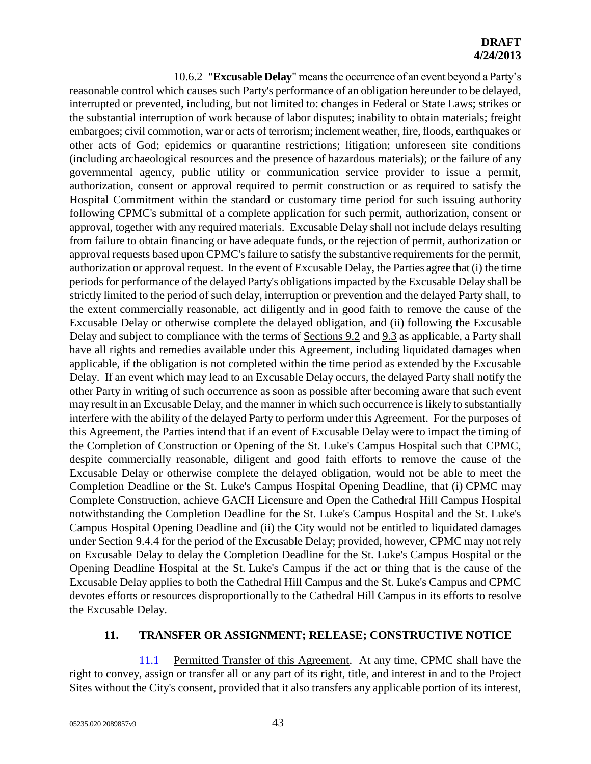**DRAFT**
**4/24/2013**

10.6.2 "**Excusable Delay**" means the occurrence of an event beyond a Party's reasonable control which causes such Party's performance of an obligation hereunder to be delayed, interrupted or prevented, including, but not limited to: changes in Federal or State Laws; strikes or the substantial interruption of work because of labor disputes; inability to obtain materials; freight embargoes; civil commotion, war or acts of terrorism; inclement weather, fire, floods, earthquakes or other acts of God; epidemics or quarantine restrictions; litigation; unforeseen site conditions (including archaeological resources and the presence of hazardous materials); or the failure of any governmental agency, public utility or communication service provider to issue a permit, authorization, consent or approval required to permit construction or as required to satisfy the Hospital Commitment within the standard or customary time period for such issuing authority following CPMC's submittal of a complete application for such permit, authorization, consent or approval, together with any required materials. Excusable Delay shall not include delays resulting from failure to obtain financing or have adequate funds, or the rejection of permit, authorization or approval requests based upon CPMC's failure to satisfy the substantive requirements for the permit, authorization or approval request. In the event of Excusable Delay, the Parties agree that (i) the time periods for performance of the delayed Party's obligations impacted by the Excusable Delay shall be strictly limited to the period of such delay, interruption or prevention and the delayed Party shall, to the extent commercially reasonable, act diligently and in good faith to remove the cause of the Excusable Delay or otherwise complete the delayed obligation, and (ii) following the Excusable Delay and subject to compliance with the terms of Sections 9.2 and 9.3 as applicable, a Party shall have all rights and remedies available under this Agreement, including liquidated damages when applicable, if the obligation is not completed within the time period as extended by the Excusable Delay. If an event which may lead to an Excusable Delay occurs, the delayed Party shall notify the other Party in writing of such occurrence as soon as possible after becoming aware that such event may result in an Excusable Delay, and the manner in which such occurrence is likely to substantially interfere with the ability of the delayed Party to perform under this Agreement. For the purposes of this Agreement, the Parties intend that if an event of Excusable Delay were to impact the timing of the Completion of Construction or Opening of the St. Luke's Campus Hospital such that CPMC, despite commercially reasonable, diligent and good faith efforts to remove the cause of the Excusable Delay or otherwise complete the delayed obligation, would not be able to meet the Completion Deadline or the St. Luke's Campus Hospital Opening Deadline, that (i) CPMC may Complete Construction, achieve GACH Licensure and Open the Cathedral Hill Campus Hospital notwithstanding the Completion Deadline for the St. Luke's Campus Hospital and the St. Luke's Campus Hospital Opening Deadline and (ii) the City would not be entitled to liquidated damages under Section 9.4.4 for the period of the Excusable Delay; provided, however, CPMC may not rely on Excusable Delay to delay the Completion Deadline for the St. Luke's Campus Hospital or the Opening Deadline Hospital at the St. Luke's Campus if the act or thing that is the cause of the Excusable Delay applies to both the Cathedral Hill Campus and the St. Luke's Campus and CPMC devotes efforts or resources disproportionally to the Cathedral Hill Campus in its efforts to resolve the Excusable Delay.

## 11. TRANSFER OR ASSIGNMENT; RELEASE; CONSTRUCTIVE NOTICE

11.1 Permitted Transfer of this Agreement. At any time, CPMC shall have the right to convey, assign or transfer all or any part of its right, title, and interest in and to the Project Sites without the City's consent, provided that it also transfers any applicable portion of its interest,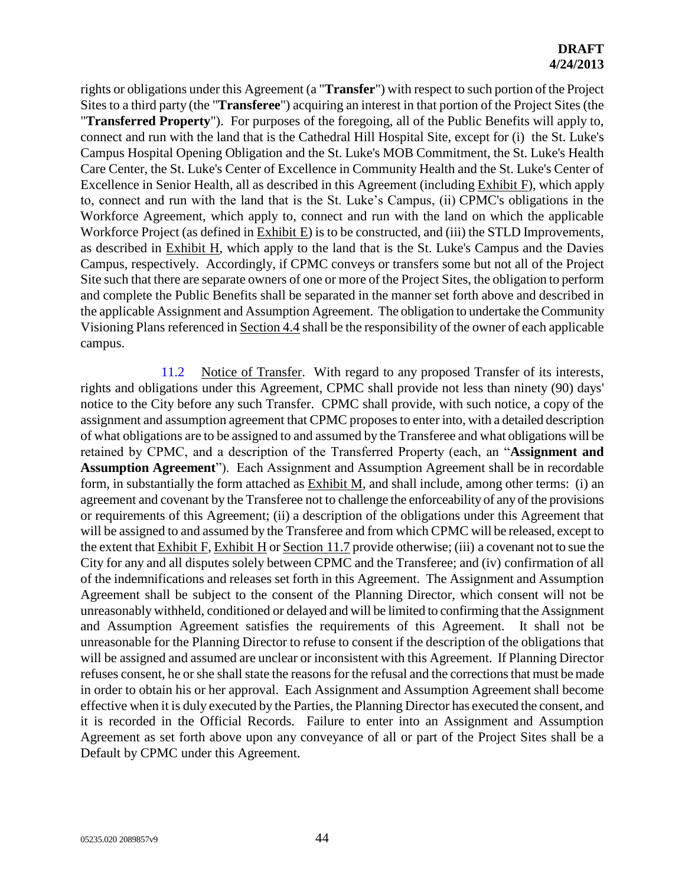rights or obligations under this Agreement (a "**Transfer**") with respect to such portion of the Project Sites to a third party (the "**Transferee**") acquiring an interest in that portion of the Project Sites (the "**Transferred Property**"). For purposes of the foregoing, all of the Public Benefits will apply to, connect and run with the land that is the Cathedral Hill Hospital Site, except for (i) the St. Luke's Campus Hospital Opening Obligation and the St. Luke's MOB Commitment, the St. Luke's Health Care Center, the St. Luke's Center of Excellence in Community Health and the St. Luke's Center of Excellence in Senior Health, all as described in this Agreement (including Exhibit F), which apply to, connect and run with the land that is the St. Luke's Campus, (ii) CPMC's obligations in the Workforce Agreement, which apply to, connect and run with the land on which the applicable Workforce Project (as defined in Exhibit E) is to be constructed, and (iii) the STLD Improvements, as described in Exhibit H, which apply to the land that is the St. Luke's Campus and the Davies Campus, respectively. Accordingly, if CPMC conveys or transfers some but not all of the Project Site such that there are separate owners of one or more of the Project Sites, the obligation to perform and complete the Public Benefits shall be separated in the manner set forth above and described in the applicable Assignment and Assumption Agreement. The obligation to undertake the Community Visioning Plans referenced in Section 4.4 shall be the responsibility of the owner of each applicable campus.

11.2 Notice of Transfer. With regard to any proposed Transfer of its interests, rights and obligations under this Agreement, CPMC shall provide not less than ninety (90) days' notice to the City before any such Transfer. CPMC shall provide, with such notice, a copy of the assignment and assumption agreement that CPMC proposes to enter into, with a detailed description of what obligations are to be assigned to and assumed by the Transferee and what obligations will be retained by CPMC, and a description of the Transferred Property (each, an "**Assignment and Assumption Agreement**"). Each Assignment and Assumption Agreement shall be in recordable form, in substantially the form attached as Exhibit M, and shall include, among other terms: (i) an agreement and covenant by the Transferee not to challenge the enforceability of any of the provisions or requirements of this Agreement; (ii) a description of the obligations under this Agreement that will be assigned to and assumed by the Transferee and from which CPMC will be released, except to the extent that Exhibit F, Exhibit H or Section 11.7 provide otherwise; (iii) a covenant not to sue the City for any and all disputes solely between CPMC and the Transferee; and (iv) confirmation of all of the indemnifications and releases set forth in this Agreement. The Assignment and Assumption Agreement shall be subject to the consent of the Planning Director, which consent will not be unreasonably withheld, conditioned or delayed and will be limited to confirming that the Assignment and Assumption Agreement satisfies the requirements of this Agreement. It shall not be unreasonable for the Planning Director to refuse to consent if the description of the obligations that will be assigned and assumed are unclear or inconsistent with this Agreement. If Planning Director refuses consent, he or she shall state the reasons for the refusal and the corrections that must be made in order to obtain his or her approval. Each Assignment and Assumption Agreement shall become effective when it is duly executed by the Parties, the Planning Director has executed the consent, and it is recorded in the Official Records. Failure to enter into an Assignment and Assumption Agreement as set forth above upon any conveyance of all or part of the Project Sites shall be a Default by CPMC under this Agreement.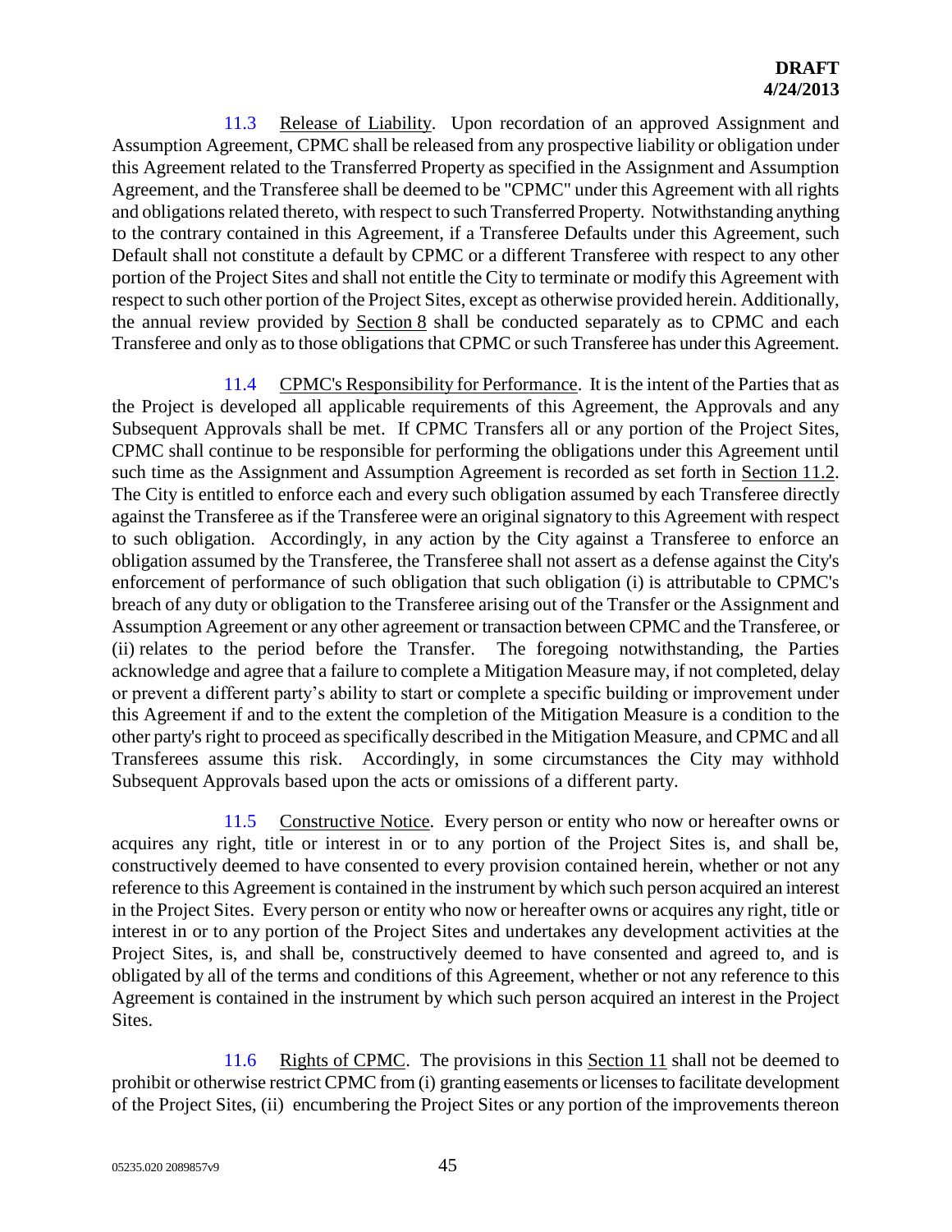11.3 Release of Liability. Upon recordation of an approved Assignment and Assumption Agreement, CPMC shall be released from any prospective liability or obligation under this Agreement related to the Transferred Property as specified in the Assignment and Assumption Agreement, and the Transferee shall be deemed to be "CPMC" under this Agreement with all rights and obligations related thereto, with respect to such Transferred Property. Notwithstanding anything to the contrary contained in this Agreement, if a Transferee Defaults under this Agreement, such Default shall not constitute a default by CPMC or a different Transferee with respect to any other portion of the Project Sites and shall not entitle the City to terminate or modify this Agreement with respect to such other portion of the Project Sites, except as otherwise provided herein. Additionally, the annual review provided by Section 8 shall be conducted separately as to CPMC and each Transferee and only as to those obligations that CPMC or such Transferee has under this Agreement.

11.4 CPMC's Responsibility for Performance. It is the intent of the Parties that as the Project is developed all applicable requirements of this Agreement, the Approvals and any Subsequent Approvals shall be met. If CPMC Transfers all or any portion of the Project Sites, CPMC shall continue to be responsible for performing the obligations under this Agreement until such time as the Assignment and Assumption Agreement is recorded as set forth in Section 11.2. The City is entitled to enforce each and every such obligation assumed by each Transferee directly against the Transferee as if the Transferee were an original signatory to this Agreement with respect to such obligation. Accordingly, in any action by the City against a Transferee to enforce an obligation assumed by the Transferee, the Transferee shall not assert as a defense against the City's enforcement of performance of such obligation that such obligation (i) is attributable to CPMC's breach of any duty or obligation to the Transferee arising out of the Transfer or the Assignment and Assumption Agreement or any other agreement or transaction between CPMC and the Transferee, or (ii) relates to the period before the Transfer. The foregoing notwithstanding, the Parties acknowledge and agree that a failure to complete a Mitigation Measure may, if not completed, delay or prevent a different party's ability to start or complete a specific building or improvement under this Agreement if and to the extent the completion of the Mitigation Measure is a condition to the other party's right to proceed as specifically described in the Mitigation Measure, and CPMC and all Transferees assume this risk. Accordingly, in some circumstances the City may withhold Subsequent Approvals based upon the acts or omissions of a different party.

11.5 Constructive Notice. Every person or entity who now or hereafter owns or acquires any right, title or interest in or to any portion of the Project Sites is, and shall be, constructively deemed to have consented to every provision contained herein, whether or not any reference to this Agreement is contained in the instrument by which such person acquired an interest in the Project Sites. Every person or entity who now or hereafter owns or acquires any right, title or interest in or to any portion of the Project Sites and undertakes any development activities at the Project Sites, is, and shall be, constructively deemed to have consented and agreed to, and is obligated by all of the terms and conditions of this Agreement, whether or not any reference to this Agreement is contained in the instrument by which such person acquired an interest in the Project Sites.

11.6 Rights of CPMC. The provisions in this Section 11 shall not be deemed to prohibit or otherwise restrict CPMC from (i) granting easements or licenses to facilitate development of the Project Sites, (ii) encumbering the Project Sites or any portion of the improvements thereon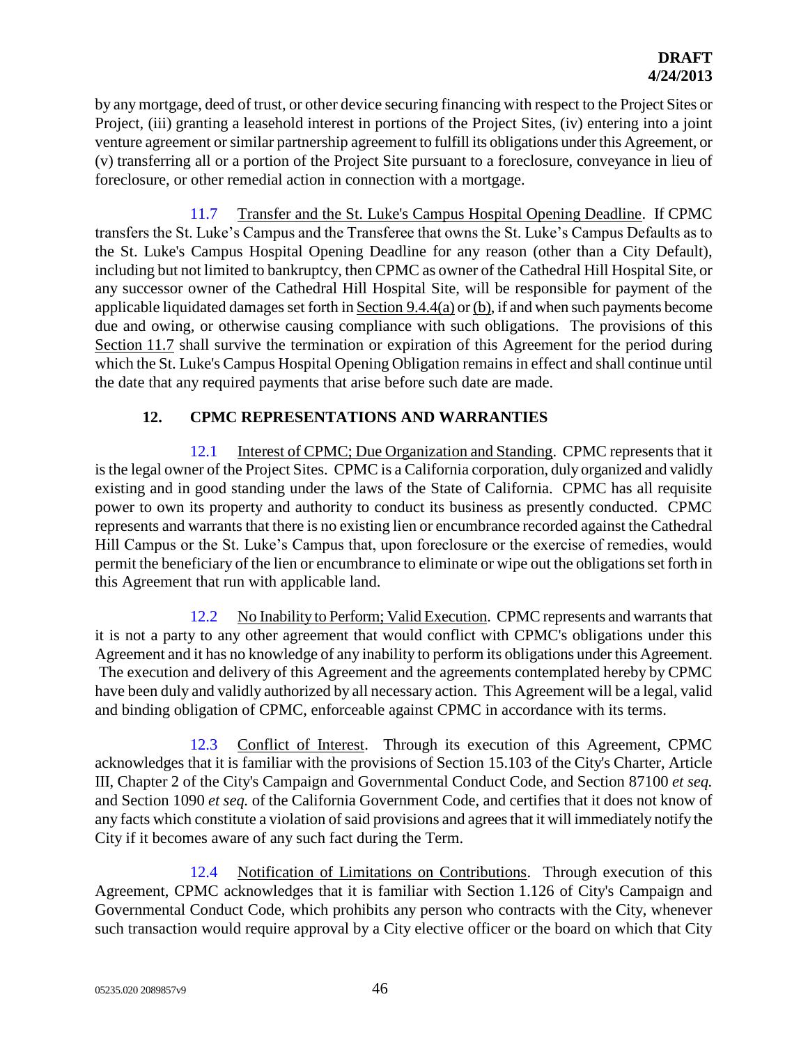by any mortgage, deed of trust, or other device securing financing with respect to the Project Sites or Project, (iii) granting a leasehold interest in portions of the Project Sites, (iv) entering into a joint venture agreement or similar partnership agreement to fulfill its obligations under this Agreement, or (v) transferring all or a portion of the Project Site pursuant to a foreclosure, conveyance in lieu of foreclosure, or other remedial action in connection with a mortgage.

11.7 Transfer and the St. Luke's Campus Hospital Opening Deadline. If CPMC transfers the St. Luke's Campus and the Transferee that owns the St. Luke's Campus Defaults as to the St. Luke's Campus Hospital Opening Deadline for any reason (other than a City Default), including but not limited to bankruptcy, then CPMC as owner of the Cathedral Hill Hospital Site, or any successor owner of the Cathedral Hill Hospital Site, will be responsible for payment of the applicable liquidated damages set forth in Section 9.4.4(a) or (b), if and when such payments become due and owing, or otherwise causing compliance with such obligations. The provisions of this Section 11.7 shall survive the termination or expiration of this Agreement for the period during which the St. Luke's Campus Hospital Opening Obligation remains in effect and shall continue until the date that any required payments that arise before such date are made.

## 12. CPMC REPRESENTATIONS AND WARRANTIES

12.1 Interest of CPMC; Due Organization and Standing. CPMC represents that it is the legal owner of the Project Sites. CPMC is a California corporation, duly organized and validly existing and in good standing under the laws of the State of California. CPMC has all requisite power to own its property and authority to conduct its business as presently conducted. CPMC represents and warrants that there is no existing lien or encumbrance recorded against the Cathedral Hill Campus or the St. Luke's Campus that, upon foreclosure or the exercise of remedies, would permit the beneficiary of the lien or encumbrance to eliminate or wipe out the obligations set forth in this Agreement that run with applicable land.

12.2 No Inability to Perform; Valid Execution. CPMC represents and warrants that it is not a party to any other agreement that would conflict with CPMC's obligations under this Agreement and it has no knowledge of any inability to perform its obligations under this Agreement. The execution and delivery of this Agreement and the agreements contemplated hereby by CPMC have been duly and validly authorized by all necessary action. This Agreement will be a legal, valid and binding obligation of CPMC, enforceable against CPMC in accordance with its terms.

12.3 Conflict of Interest. Through its execution of this Agreement, CPMC acknowledges that it is familiar with the provisions of Section 15.103 of the City's Charter, Article III, Chapter 2 of the City's Campaign and Governmental Conduct Code, and Section 87100 *et seq.* and Section 1090 *et seq.* of the California Government Code, and certifies that it does not know of any facts which constitute a violation of said provisions and agrees that it will immediately notify the City if it becomes aware of any such fact during the Term.

12.4 Notification of Limitations on Contributions. Through execution of this Agreement, CPMC acknowledges that it is familiar with Section 1.126 of City's Campaign and Governmental Conduct Code, which prohibits any person who contracts with the City, whenever such transaction would require approval by a City elective officer or the board on which that City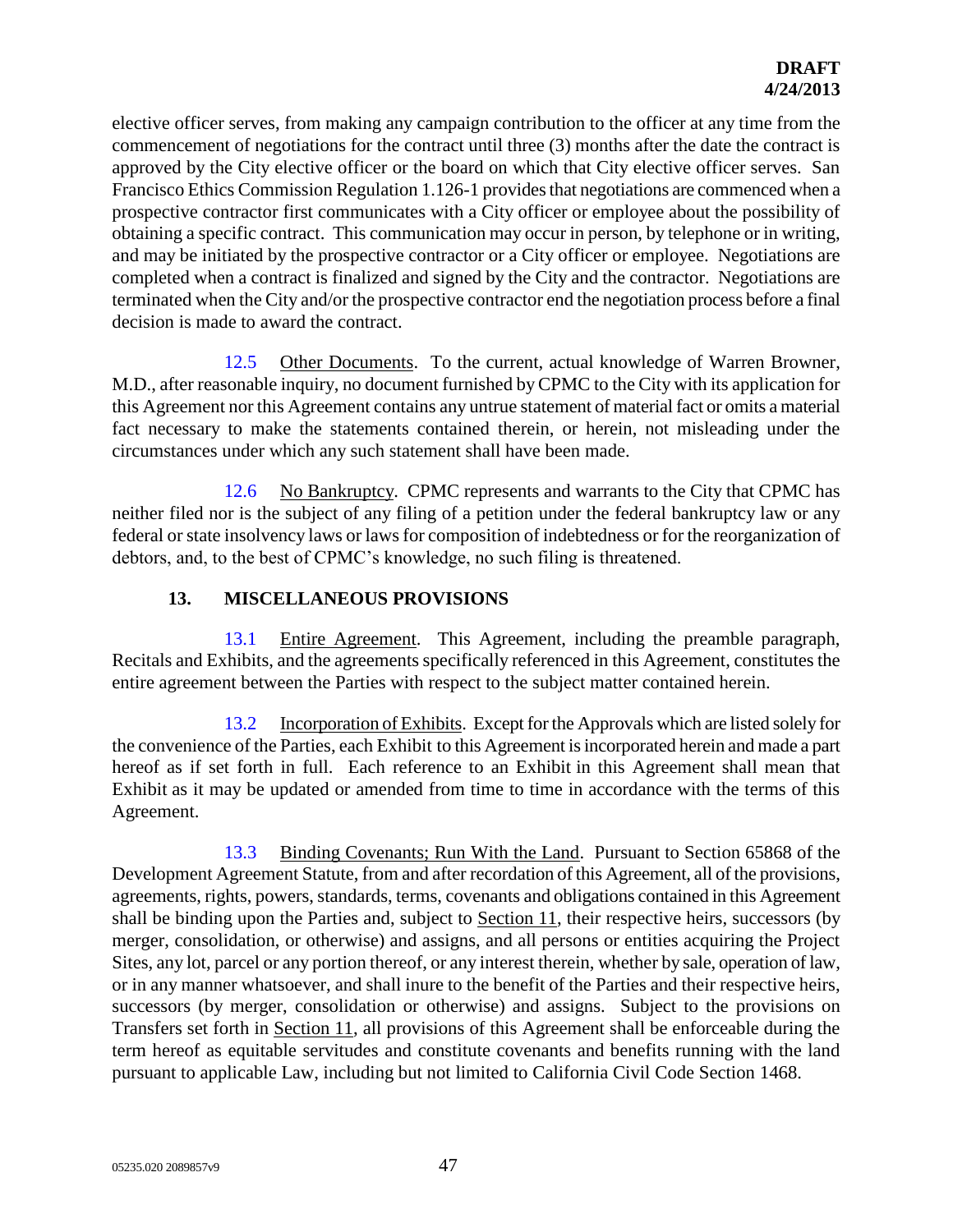elective officer serves, from making any campaign contribution to the officer at any time from the commencement of negotiations for the contract until three (3) months after the date the contract is approved by the City elective officer or the board on which that City elective officer serves. San Francisco Ethics Commission Regulation 1.126-1 provides that negotiations are commenced when a prospective contractor first communicates with a City officer or employee about the possibility of obtaining a specific contract. This communication may occur in person, by telephone or in writing, and may be initiated by the prospective contractor or a City officer or employee. Negotiations are completed when a contract is finalized and signed by the City and the contractor. Negotiations are terminated when the City and/or the prospective contractor end the negotiation process before a final decision is made to award the contract.

12.5 Other Documents. To the current, actual knowledge of Warren Browner, M.D., after reasonable inquiry, no document furnished by CPMC to the City with its application for this Agreement nor this Agreement contains any untrue statement of material fact or omits a material fact necessary to make the statements contained therein, or herein, not misleading under the circumstances under which any such statement shall have been made.

12.6 No Bankruptcy. CPMC represents and warrants to the City that CPMC has neither filed nor is the subject of any filing of a petition under the federal bankruptcy law or any federal or state insolvency laws or laws for composition of indebtedness or for the reorganization of debtors, and, to the best of CPMC's knowledge, no such filing is threatened.

## 13. MISCELLANEOUS PROVISIONS

13.1 Entire Agreement. This Agreement, including the preamble paragraph, Recitals and Exhibits, and the agreements specifically referenced in this Agreement, constitutes the entire agreement between the Parties with respect to the subject matter contained herein.

13.2 Incorporation of Exhibits. Except for the Approvals which are listed solely for the convenience of the Parties, each Exhibit to this Agreement is incorporated herein and made a part hereof as if set forth in full. Each reference to an Exhibit in this Agreement shall mean that Exhibit as it may be updated or amended from time to time in accordance with the terms of this Agreement.

13.3 Binding Covenants; Run With the Land. Pursuant to Section 65868 of the Development Agreement Statute, from and after recordation of this Agreement, all of the provisions, agreements, rights, powers, standards, terms, covenants and obligations contained in this Agreement shall be binding upon the Parties and, subject to Section 11, their respective heirs, successors (by merger, consolidation, or otherwise) and assigns, and all persons or entities acquiring the Project Sites, any lot, parcel or any portion thereof, or any interest therein, whether by sale, operation of law, or in any manner whatsoever, and shall inure to the benefit of the Parties and their respective heirs, successors (by merger, consolidation or otherwise) and assigns. Subject to the provisions on Transfers set forth in Section 11, all provisions of this Agreement shall be enforceable during the term hereof as equitable servitudes and constitute covenants and benefits running with the land pursuant to applicable Law, including but not limited to California Civil Code Section 1468.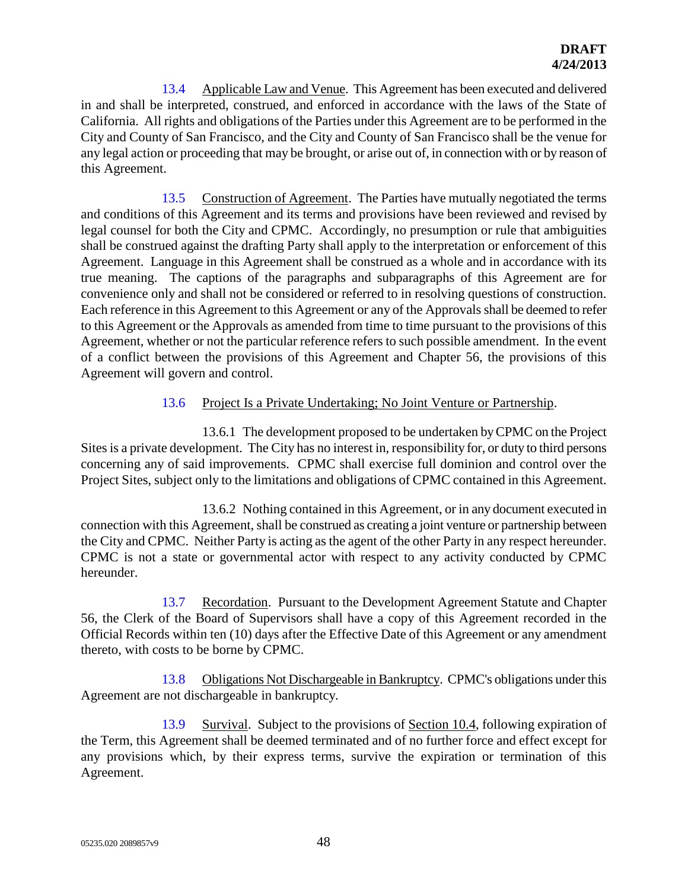13.4 Applicable Law and Venue. This Agreement has been executed and delivered in and shall be interpreted, construed, and enforced in accordance with the laws of the State of California. All rights and obligations of the Parties under this Agreement are to be performed in the City and County of San Francisco, and the City and County of San Francisco shall be the venue for any legal action or proceeding that may be brought, or arise out of, in connection with or by reason of this Agreement.

13.5 Construction of Agreement. The Parties have mutually negotiated the terms and conditions of this Agreement and its terms and provisions have been reviewed and revised by legal counsel for both the City and CPMC. Accordingly, no presumption or rule that ambiguities shall be construed against the drafting Party shall apply to the interpretation or enforcement of this Agreement. Language in this Agreement shall be construed as a whole and in accordance with its true meaning. The captions of the paragraphs and subparagraphs of this Agreement are for convenience only and shall not be considered or referred to in resolving questions of construction. Each reference in this Agreement to this Agreement or any of the Approvals shall be deemed to refer to this Agreement or the Approvals as amended from time to time pursuant to the provisions of this Agreement, whether or not the particular reference refers to such possible amendment. In the event of a conflict between the provisions of this Agreement and Chapter 56, the provisions of this Agreement will govern and control.

13.6 Project Is a Private Undertaking; No Joint Venture or Partnership.

13.6.1 The development proposed to be undertaken by CPMC on the Project Sites is a private development. The City has no interest in, responsibility for, or duty to third persons concerning any of said improvements. CPMC shall exercise full dominion and control over the Project Sites, subject only to the limitations and obligations of CPMC contained in this Agreement.

13.6.2 Nothing contained in this Agreement, or in any document executed in connection with this Agreement, shall be construed as creating a joint venture or partnership between the City and CPMC. Neither Party is acting as the agent of the other Party in any respect hereunder. CPMC is not a state or governmental actor with respect to any activity conducted by CPMC hereunder.

13.7 Recordation. Pursuant to the Development Agreement Statute and Chapter 56, the Clerk of the Board of Supervisors shall have a copy of this Agreement recorded in the Official Records within ten (10) days after the Effective Date of this Agreement or any amendment thereto, with costs to be borne by CPMC.

13.8 Obligations Not Dischargeable in Bankruptcy. CPMC's obligations under this Agreement are not dischargeable in bankruptcy.

13.9 Survival. Subject to the provisions of Section 10.4, following expiration of the Term, this Agreement shall be deemed terminated and of no further force and effect except for any provisions which, by their express terms, survive the expiration or termination of this Agreement.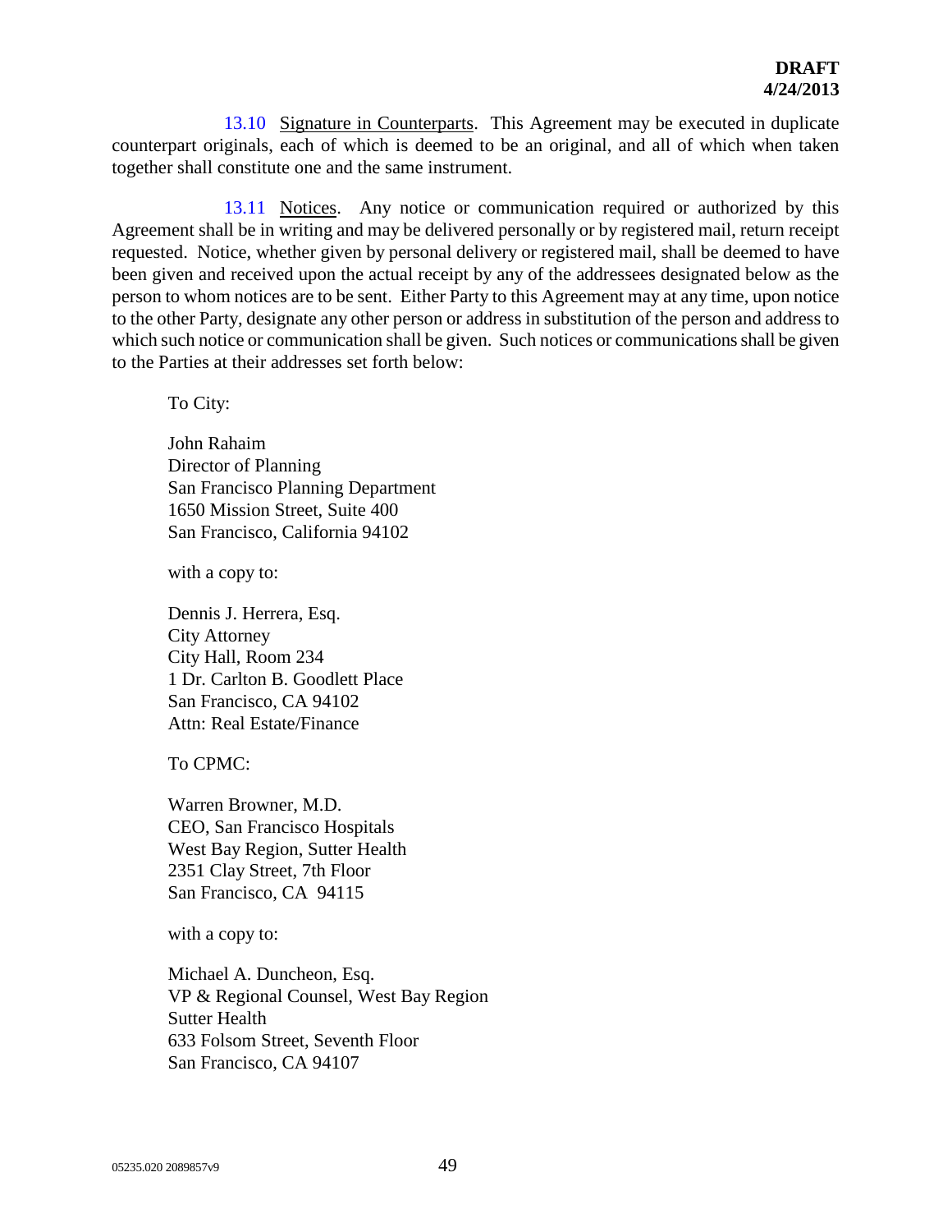**DRAFT**
**4/24/2013**

13.10 Signature in Counterparts. This Agreement may be executed in duplicate counterpart originals, each of which is deemed to be an original, and all of which when taken together shall constitute one and the same instrument.

13.11 Notices. Any notice or communication required or authorized by this Agreement shall be in writing and may be delivered personally or by registered mail, return receipt requested. Notice, whether given by personal delivery or registered mail, shall be deemed to have been given and received upon the actual receipt by any of the addressees designated below as the person to whom notices are to be sent. Either Party to this Agreement may at any time, upon notice to the other Party, designate any other person or address in substitution of the person and address to which such notice or communication shall be given. Such notices or communications shall be given to the Parties at their addresses set forth below:

To City:

John Rahaim
Director of Planning
San Francisco Planning Department
1650 Mission Street, Suite 400
San Francisco, California 94102

with a copy to:

Dennis J. Herrera, Esq.
City Attorney
City Hall, Room 234
1 Dr. Carlton B. Goodlett Place
San Francisco, CA 94102
Attn: Real Estate/Finance

To CPMC:

Warren Browner, M.D.
CEO, San Francisco Hospitals
West Bay Region, Sutter Health
2351 Clay Street, 7th Floor
San Francisco, CA 94115

with a copy to:

Michael A. Duncheon, Esq.
VP & Regional Counsel, West Bay Region
Sutter Health
633 Folsom Street, Seventh Floor
San Francisco, CA 94107

05235.020 2089857v9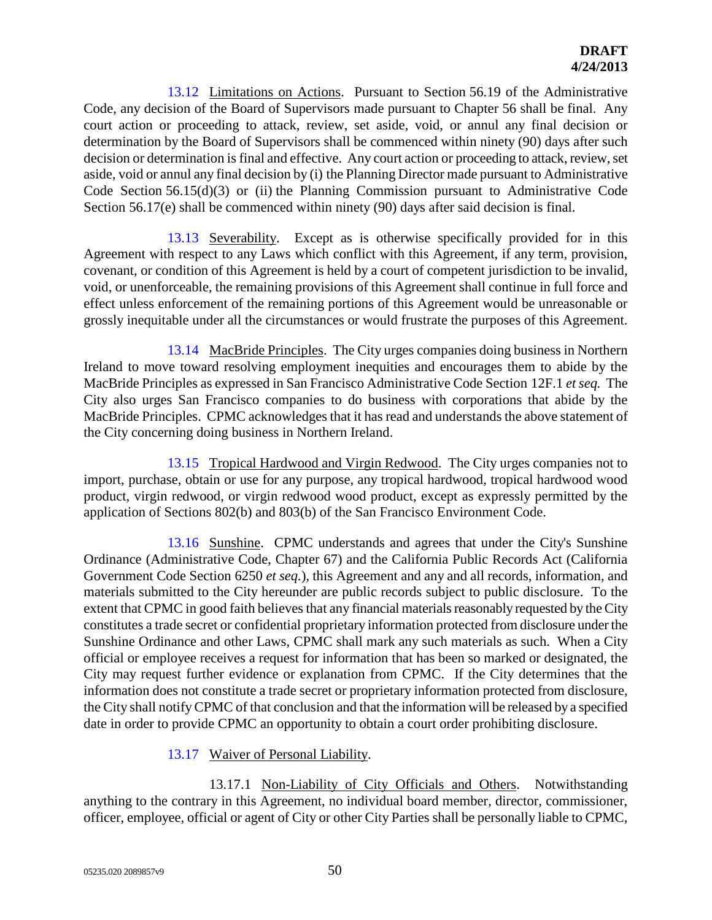13.12 Limitations on Actions. Pursuant to Section 56.19 of the Administrative Code, any decision of the Board of Supervisors made pursuant to Chapter 56 shall be final. Any court action or proceeding to attack, review, set aside, void, or annul any final decision or determination by the Board of Supervisors shall be commenced within ninety (90) days after such decision or determination is final and effective. Any court action or proceeding to attack, review, set aside, void or annul any final decision by (i) the Planning Director made pursuant to Administrative Code Section 56.15(d)(3) or (ii) the Planning Commission pursuant to Administrative Code Section 56.17(e) shall be commenced within ninety (90) days after said decision is final.

13.13 Severability. Except as is otherwise specifically provided for in this Agreement with respect to any Laws which conflict with this Agreement, if any term, provision, covenant, or condition of this Agreement is held by a court of competent jurisdiction to be invalid, void, or unenforceable, the remaining provisions of this Agreement shall continue in full force and effect unless enforcement of the remaining portions of this Agreement would be unreasonable or grossly inequitable under all the circumstances or would frustrate the purposes of this Agreement.

13.14 MacBride Principles. The City urges companies doing business in Northern Ireland to move toward resolving employment inequities and encourages them to abide by the MacBride Principles as expressed in San Francisco Administrative Code Section 12F.1 *et seq.* The City also urges San Francisco companies to do business with corporations that abide by the MacBride Principles. CPMC acknowledges that it has read and understands the above statement of the City concerning doing business in Northern Ireland.

13.15 Tropical Hardwood and Virgin Redwood. The City urges companies not to import, purchase, obtain or use for any purpose, any tropical hardwood, tropical hardwood wood product, virgin redwood, or virgin redwood wood product, except as expressly permitted by the application of Sections 802(b) and 803(b) of the San Francisco Environment Code.

13.16 Sunshine. CPMC understands and agrees that under the City's Sunshine Ordinance (Administrative Code, Chapter 67) and the California Public Records Act (California Government Code Section 6250 *et seq.*), this Agreement and any and all records, information, and materials submitted to the City hereunder are public records subject to public disclosure. To the extent that CPMC in good faith believes that any financial materials reasonably requested by the City constitutes a trade secret or confidential proprietary information protected from disclosure under the Sunshine Ordinance and other Laws, CPMC shall mark any such materials as such. When a City official or employee receives a request for information that has been so marked or designated, the City may request further evidence or explanation from CPMC. If the City determines that the information does not constitute a trade secret or proprietary information protected from disclosure, the City shall notify CPMC of that conclusion and that the information will be released by a specified date in order to provide CPMC an opportunity to obtain a court order prohibiting disclosure.

13.17 Waiver of Personal Liability.

13.17.1 Non-Liability of City Officials and Others. Notwithstanding anything to the contrary in this Agreement, no individual board member, director, commissioner, officer, employee, official or agent of City or other City Parties shall be personally liable to CPMC,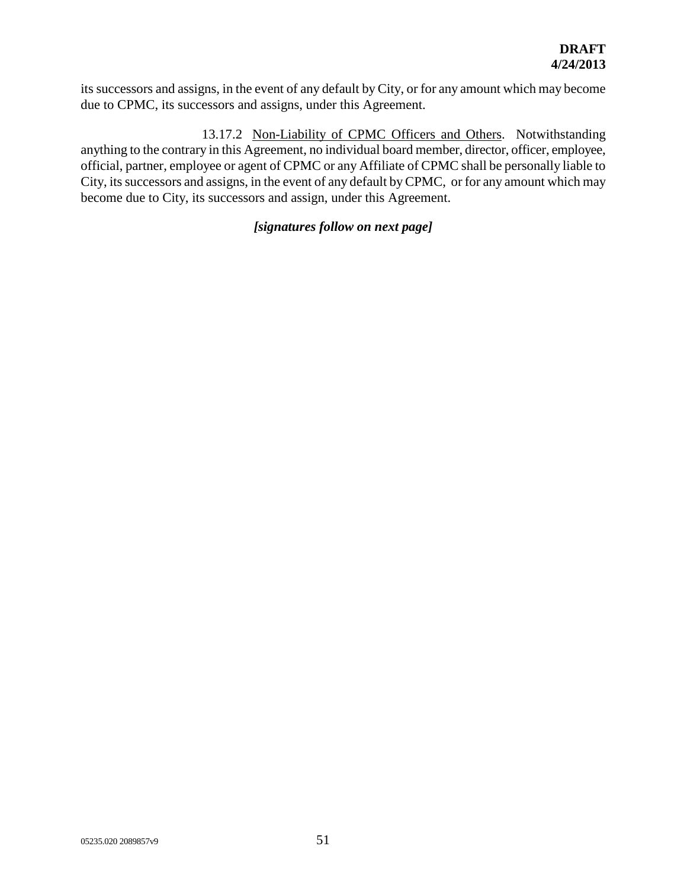its successors and assigns, in the event of any default by City, or for any amount which may become due to CPMC, its successors and assigns, under this Agreement.

13.17.2 Non-Liability of CPMC Officers and Others. Notwithstanding anything to the contrary in this Agreement, no individual board member, director, officer, employee, official, partner, employee or agent of CPMC or any Affiliate of CPMC shall be personally liable to City, its successors and assigns, in the event of any default by CPMC, or for any amount which may become due to City, its successors and assign, under this Agreement.

***[signatures follow on next page]***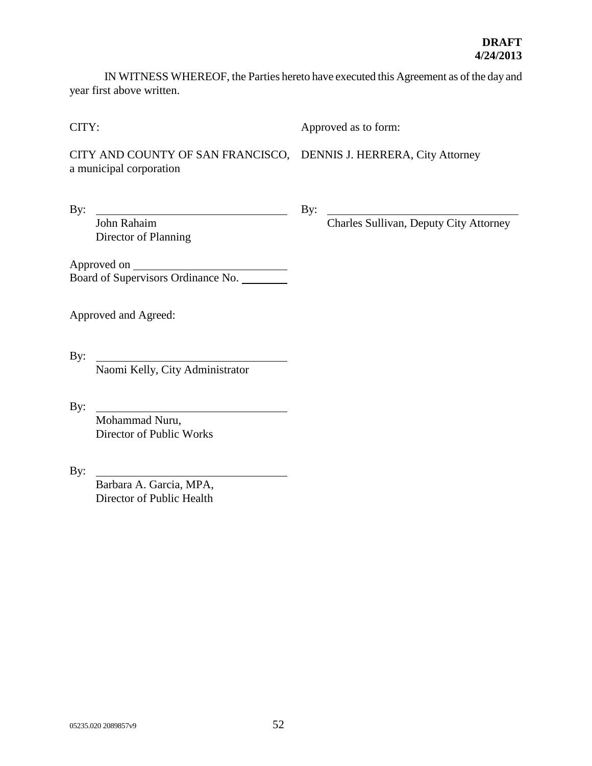**DRAFT**
**4/24/2013**

IN WITNESS WHEREOF, the Parties hereto have executed this Agreement as of the day and year first above written.

| CITY: | Approved as to form: |
|---|---|
| CITY AND COUNTY OF SAN FRANCISCO, a municipal corporation | DENNIS J. HERRERA, City Attorney |
| By: \_\_\_\_\_\_\_\_\_\_\_\_\_\_\_\_\_\_\_\_\_\_\_\_\_\_\_\_\_\_ John Rahaim Director of Planning | By: \_\_\_\_\_\_\_\_\_\_\_\_\_\_\_\_\_\_\_\_\_\_\_\_\_\_\_\_\_\_ Charles Sullivan, Deputy City Attorney |

Approved on \_\_\_\_\_\_\_\_\_\_\_\_\_\_\_\_\_\_\_\_\_\_\_\_
Board of Supervisors Ordinance No. \_\_\_\_\_\_\_\_

Approved and Agreed:

By: \_\_\_\_\_\_\_\_\_\_\_\_\_\_\_\_\_\_\_\_\_\_\_\_\_\_\_\_\_\_
Naomi Kelly, City Administrator

By: \_\_\_\_\_\_\_\_\_\_\_\_\_\_\_\_\_\_\_\_\_\_\_\_\_\_\_\_\_\_
Mohammad Nuru,
Director of Public Works

By: \_\_\_\_\_\_\_\_\_\_\_\_\_\_\_\_\_\_\_\_\_\_\_\_\_\_\_\_\_\_
Barbara A. Garcia, MPA,
Director of Public Health

05235.020 2089857v9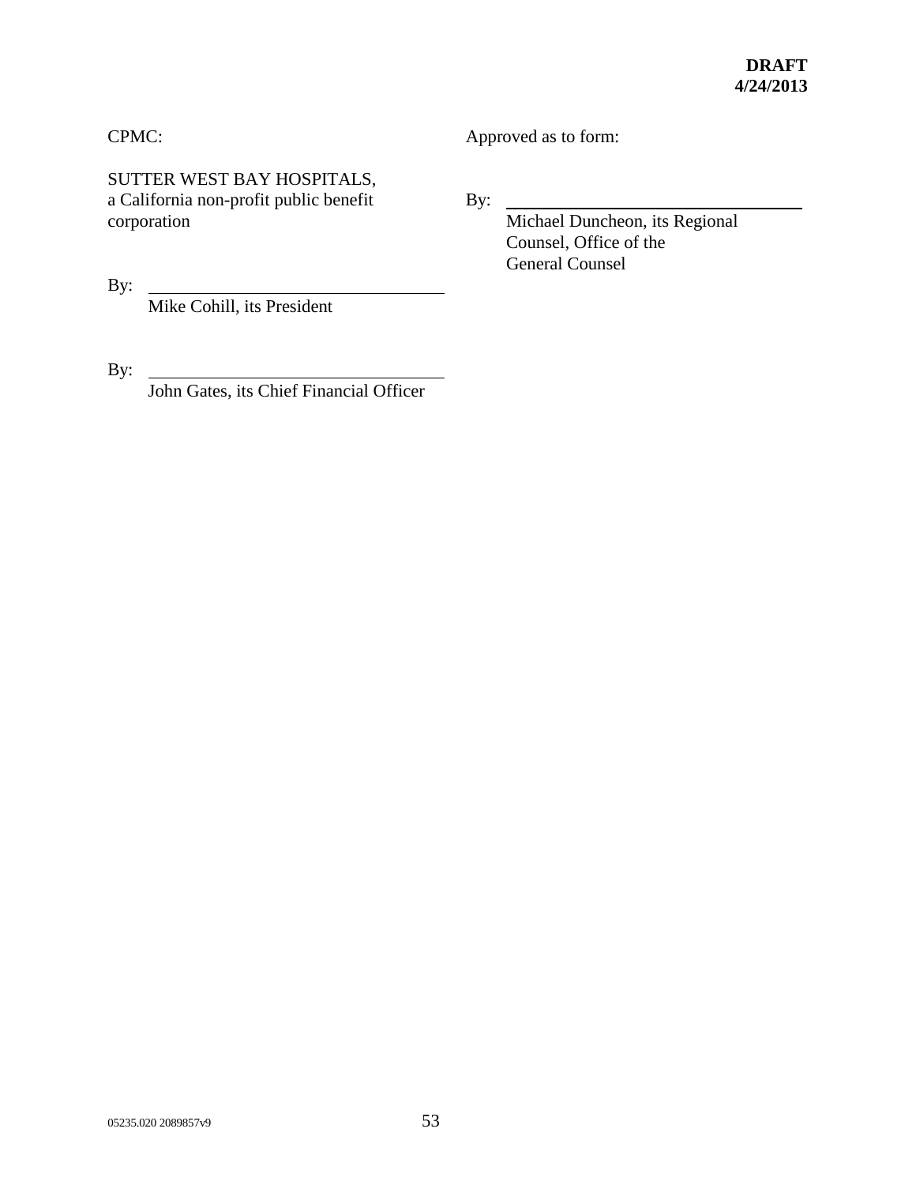**DRAFT**
**4/24/2013**

CPMC:

SUTTER WEST BAY HOSPITALS,
a California non-profit public benefit corporation

By: ______________________________
Mike Cohill, its President

By: ______________________________
John Gates, its Chief Financial Officer

Approved as to form:

By: ______________________________
Michael Duncheon, its Regional Counsel, Office of the General Counsel

05235.020 2089857v9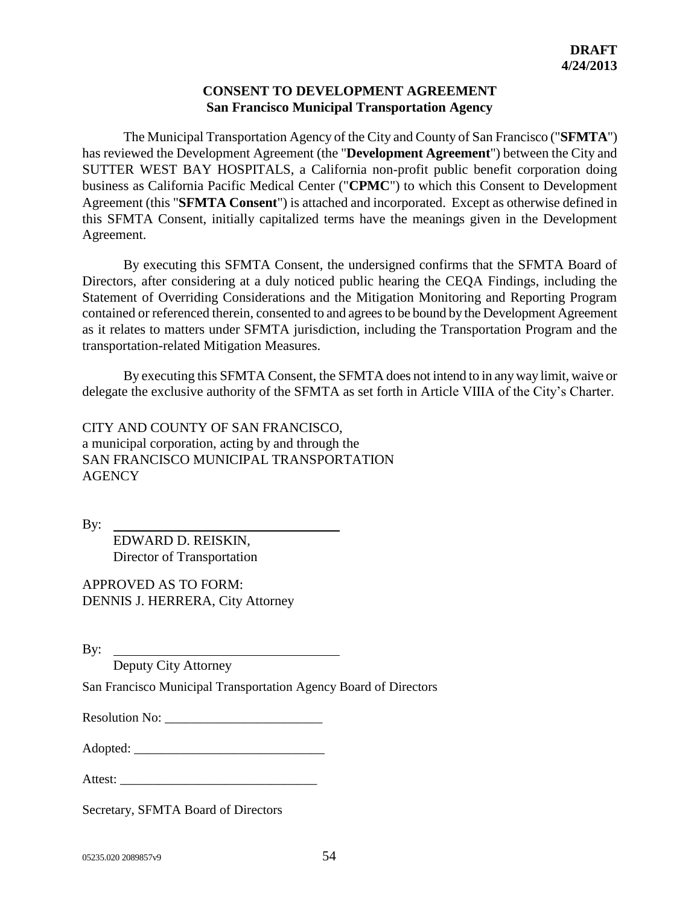**DRAFT**
**4/24/2013**

## CONSENT TO DEVELOPMENT AGREEMENT
### San Francisco Municipal Transportation Agency

The Municipal Transportation Agency of the City and County of San Francisco ("**SFMTA**") has reviewed the Development Agreement (the "**Development Agreement**") between the City and SUTTER WEST BAY HOSPITALS, a California non-profit public benefit corporation doing business as California Pacific Medical Center ("**CPMC**") to which this Consent to Development Agreement (this "**SFMTA Consent**") is attached and incorporated. Except as otherwise defined in this SFMTA Consent, initially capitalized terms have the meanings given in the Development Agreement.

By executing this SFMTA Consent, the undersigned confirms that the SFMTA Board of Directors, after considering at a duly noticed public hearing the CEQA Findings, including the Statement of Overriding Considerations and the Mitigation Monitoring and Reporting Program contained or referenced therein, consented to and agrees to be bound by the Development Agreement as it relates to matters under SFMTA jurisdiction, including the Transportation Program and the transportation-related Mitigation Measures.

By executing this SFMTA Consent, the SFMTA does not intend to in any way limit, waive or delegate the exclusive authority of the SFMTA as set forth in Article VIIIA of the City's Charter.

CITY AND COUNTY OF SAN FRANCISCO,
a municipal corporation, acting by and through the
SAN FRANCISCO MUNICIPAL TRANSPORTATION AGENCY

By: ____________________________________
EDWARD D. REISKIN,
Director of Transportation

APPROVED AS TO FORM:
DENNIS J. HERRERA, City Attorney

By: ____________________________________
Deputy City Attorney

San Francisco Municipal Transportation Agency Board of Directors

Resolution No: ________________________

Adopted: _____________________________

Attest: ______________________________

Secretary, SFMTA Board of Directors

05235.020 2089857v9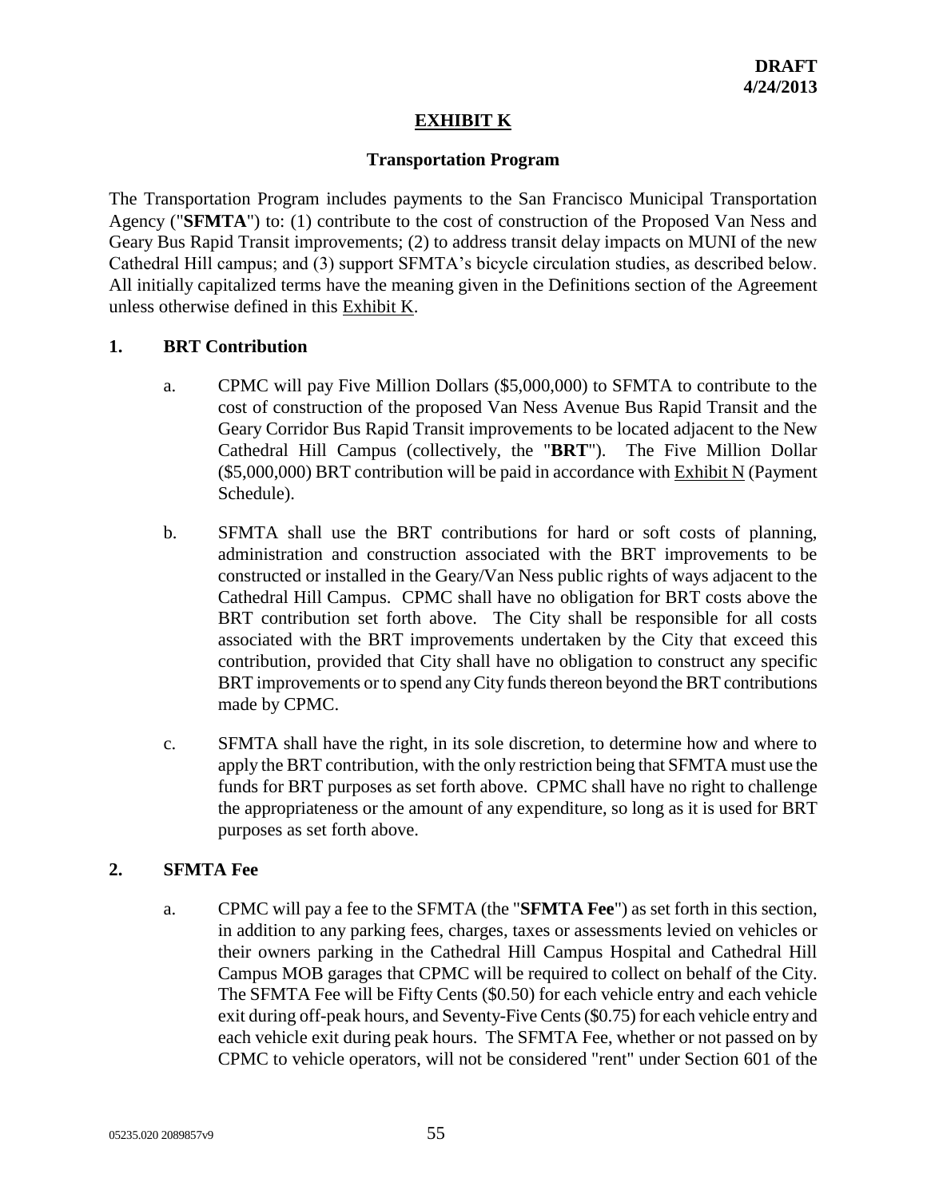**DRAFT**
**4/24/2013**

# EXHIBIT K

## Transportation Program

The Transportation Program includes payments to the San Francisco Municipal Transportation Agency ("**SFMTA**") to: (1) contribute to the cost of construction of the Proposed Van Ness and Geary Bus Rapid Transit improvements; (2) to address transit delay impacts on MUNI of the new Cathedral Hill campus; and (3) support SFMTA's bicycle circulation studies, as described below. All initially capitalized terms have the meaning given in the Definitions section of the Agreement unless otherwise defined in this Exhibit K.

### 1. BRT Contribution

a. CPMC will pay Five Million Dollars ($5,000,000) to SFMTA to contribute to the cost of construction of the proposed Van Ness Avenue Bus Rapid Transit and the Geary Corridor Bus Rapid Transit improvements to be located adjacent to the New Cathedral Hill Campus (collectively, the "**BRT**"). The Five Million Dollar ($5,000,000) BRT contribution will be paid in accordance with Exhibit N (Payment Schedule).

b. SFMTA shall use the BRT contributions for hard or soft costs of planning, administration and construction associated with the BRT improvements to be constructed or installed in the Geary/Van Ness public rights of ways adjacent to the Cathedral Hill Campus. CPMC shall have no obligation for BRT costs above the BRT contribution set forth above. The City shall be responsible for all costs associated with the BRT improvements undertaken by the City that exceed this contribution, provided that City shall have no obligation to construct any specific BRT improvements or to spend any City funds thereon beyond the BRT contributions made by CPMC.

c. SFMTA shall have the right, in its sole discretion, to determine how and where to apply the BRT contribution, with the only restriction being that SFMTA must use the funds for BRT purposes as set forth above. CPMC shall have no right to challenge the appropriateness or the amount of any expenditure, so long as it is used for BRT purposes as set forth above.

### 2. SFMTA Fee

a. CPMC will pay a fee to the SFMTA (the "**SFMTA Fee**") as set forth in this section, in addition to any parking fees, charges, taxes or assessments levied on vehicles or their owners parking in the Cathedral Hill Campus Hospital and Cathedral Hill Campus MOB garages that CPMC will be required to collect on behalf of the City. The SFMTA Fee will be Fifty Cents ($0.50) for each vehicle entry and each vehicle exit during off-peak hours, and Seventy-Five Cents ($0.75) for each vehicle entry and each vehicle exit during peak hours. The SFMTA Fee, whether or not passed on by CPMC to vehicle operators, will not be considered "rent" under Section 601 of the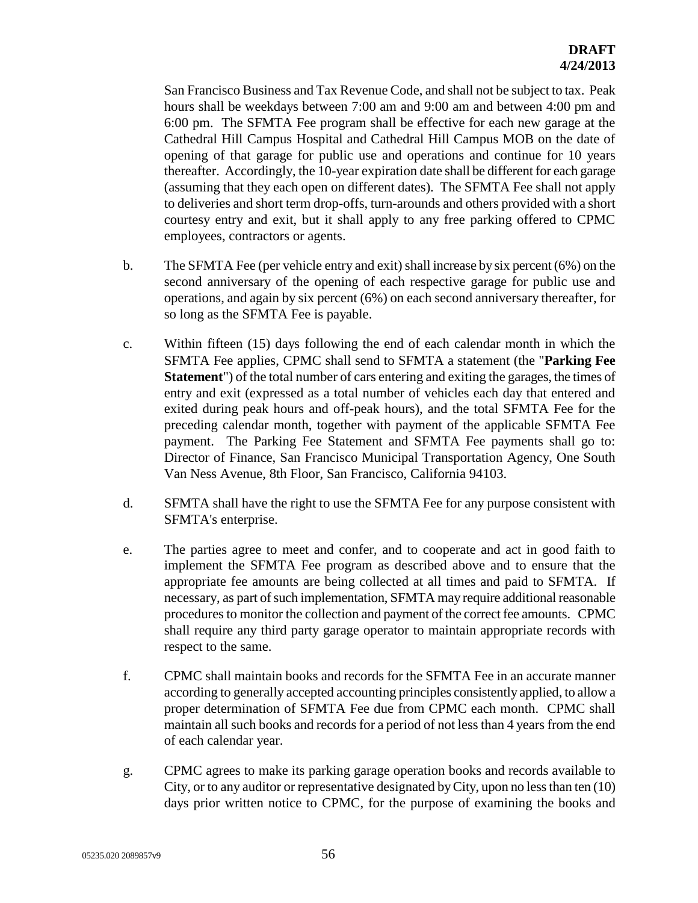San Francisco Business and Tax Revenue Code, and shall not be subject to tax. Peak hours shall be weekdays between 7:00 am and 9:00 am and between 4:00 pm and 6:00 pm. The SFMTA Fee program shall be effective for each new garage at the Cathedral Hill Campus Hospital and Cathedral Hill Campus MOB on the date of opening of that garage for public use and operations and continue for 10 years thereafter. Accordingly, the 10-year expiration date shall be different for each garage (assuming that they each open on different dates). The SFMTA Fee shall not apply to deliveries and short term drop-offs, turn-arounds and others provided with a short courtesy entry and exit, but it shall apply to any free parking offered to CPMC employees, contractors or agents.

b. The SFMTA Fee (per vehicle entry and exit) shall increase by six percent (6%) on the second anniversary of the opening of each respective garage for public use and operations, and again by six percent (6%) on each second anniversary thereafter, for so long as the SFMTA Fee is payable.

c. Within fifteen (15) days following the end of each calendar month in which the SFMTA Fee applies, CPMC shall send to SFMTA a statement (the "**Parking Fee Statement**") of the total number of cars entering and exiting the garages, the times of entry and exit (expressed as a total number of vehicles each day that entered and exited during peak hours and off-peak hours), and the total SFMTA Fee for the preceding calendar month, together with payment of the applicable SFMTA Fee payment. The Parking Fee Statement and SFMTA Fee payments shall go to: Director of Finance, San Francisco Municipal Transportation Agency, One South Van Ness Avenue, 8th Floor, San Francisco, California 94103.

d. SFMTA shall have the right to use the SFMTA Fee for any purpose consistent with SFMTA's enterprise.

e. The parties agree to meet and confer, and to cooperate and act in good faith to implement the SFMTA Fee program as described above and to ensure that the appropriate fee amounts are being collected at all times and paid to SFMTA. If necessary, as part of such implementation, SFMTA may require additional reasonable procedures to monitor the collection and payment of the correct fee amounts. CPMC shall require any third party garage operator to maintain appropriate records with respect to the same.

f. CPMC shall maintain books and records for the SFMTA Fee in an accurate manner according to generally accepted accounting principles consistently applied, to allow a proper determination of SFMTA Fee due from CPMC each month. CPMC shall maintain all such books and records for a period of not less than 4 years from the end of each calendar year.

g. CPMC agrees to make its parking garage operation books and records available to City, or to any auditor or representative designated by City, upon no less than ten (10) days prior written notice to CPMC, for the purpose of examining the books and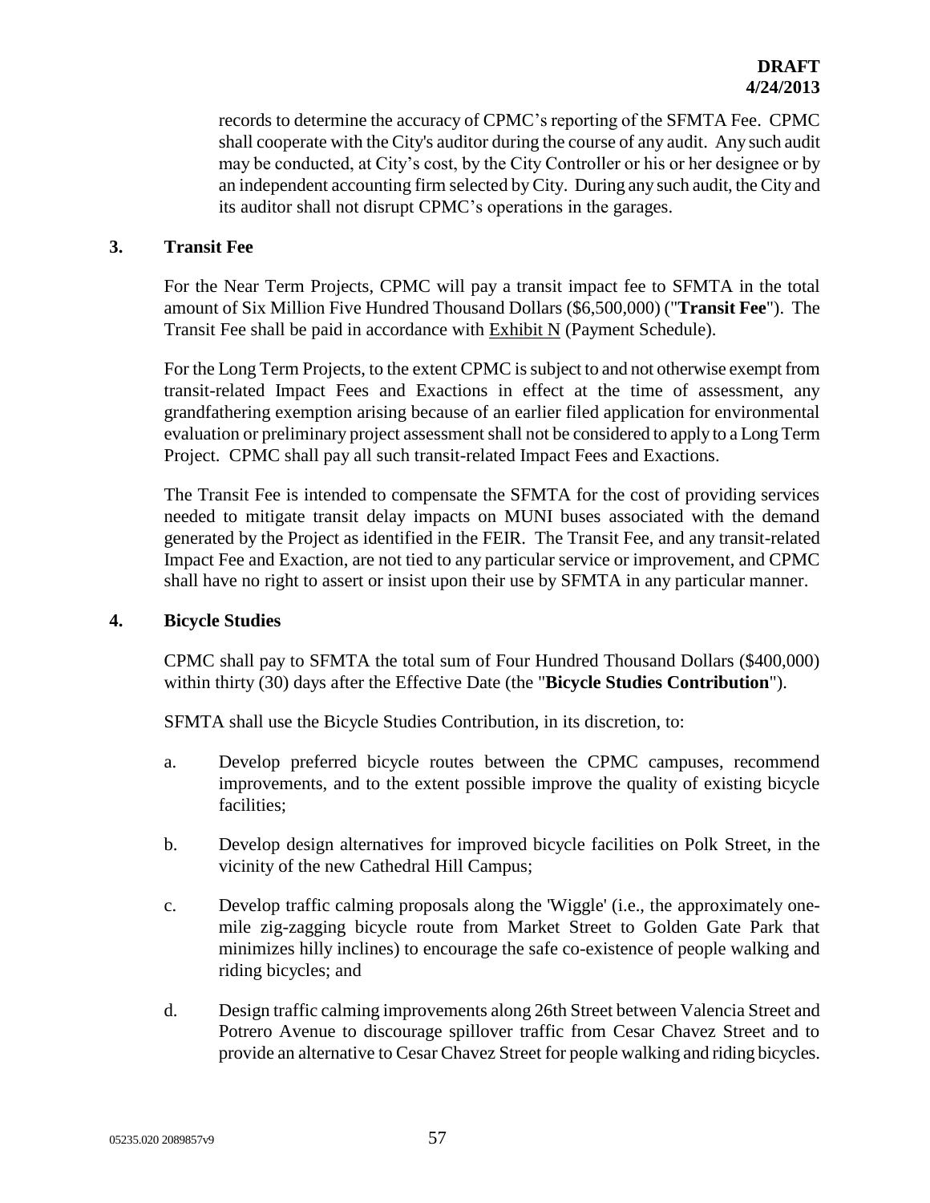records to determine the accuracy of CPMC's reporting of the SFMTA Fee. CPMC shall cooperate with the City's auditor during the course of any audit. Any such audit may be conducted, at City's cost, by the City Controller or his or her designee or by an independent accounting firm selected by City. During any such audit, the City and its auditor shall not disrupt CPMC's operations in the garages.

### 3. Transit Fee

For the Near Term Projects, CPMC will pay a transit impact fee to SFMTA in the total amount of Six Million Five Hundred Thousand Dollars ($6,500,000) ("**Transit Fee**"). The Transit Fee shall be paid in accordance with Exhibit N (Payment Schedule).

For the Long Term Projects, to the extent CPMC is subject to and not otherwise exempt from transit-related Impact Fees and Exactions in effect at the time of assessment, any grandfathering exemption arising because of an earlier filed application for environmental evaluation or preliminary project assessment shall not be considered to apply to a Long Term Project. CPMC shall pay all such transit-related Impact Fees and Exactions.

The Transit Fee is intended to compensate the SFMTA for the cost of providing services needed to mitigate transit delay impacts on MUNI buses associated with the demand generated by the Project as identified in the FEIR. The Transit Fee, and any transit-related Impact Fee and Exaction, are not tied to any particular service or improvement, and CPMC shall have no right to assert or insist upon their use by SFMTA in any particular manner.

### 4. Bicycle Studies

CPMC shall pay to SFMTA the total sum of Four Hundred Thousand Dollars ($400,000) within thirty (30) days after the Effective Date (the "**Bicycle Studies Contribution**").

SFMTA shall use the Bicycle Studies Contribution, in its discretion, to:

a. Develop preferred bicycle routes between the CPMC campuses, recommend improvements, and to the extent possible improve the quality of existing bicycle facilities;

b. Develop design alternatives for improved bicycle facilities on Polk Street, in the vicinity of the new Cathedral Hill Campus;

c. Develop traffic calming proposals along the 'Wiggle' (i.e., the approximately one-mile zig-zagging bicycle route from Market Street to Golden Gate Park that minimizes hilly inclines) to encourage the safe co-existence of people walking and riding bicycles; and

d. Design traffic calming improvements along 26th Street between Valencia Street and Potrero Avenue to discourage spillover traffic from Cesar Chavez Street and to provide an alternative to Cesar Chavez Street for people walking and riding bicycles.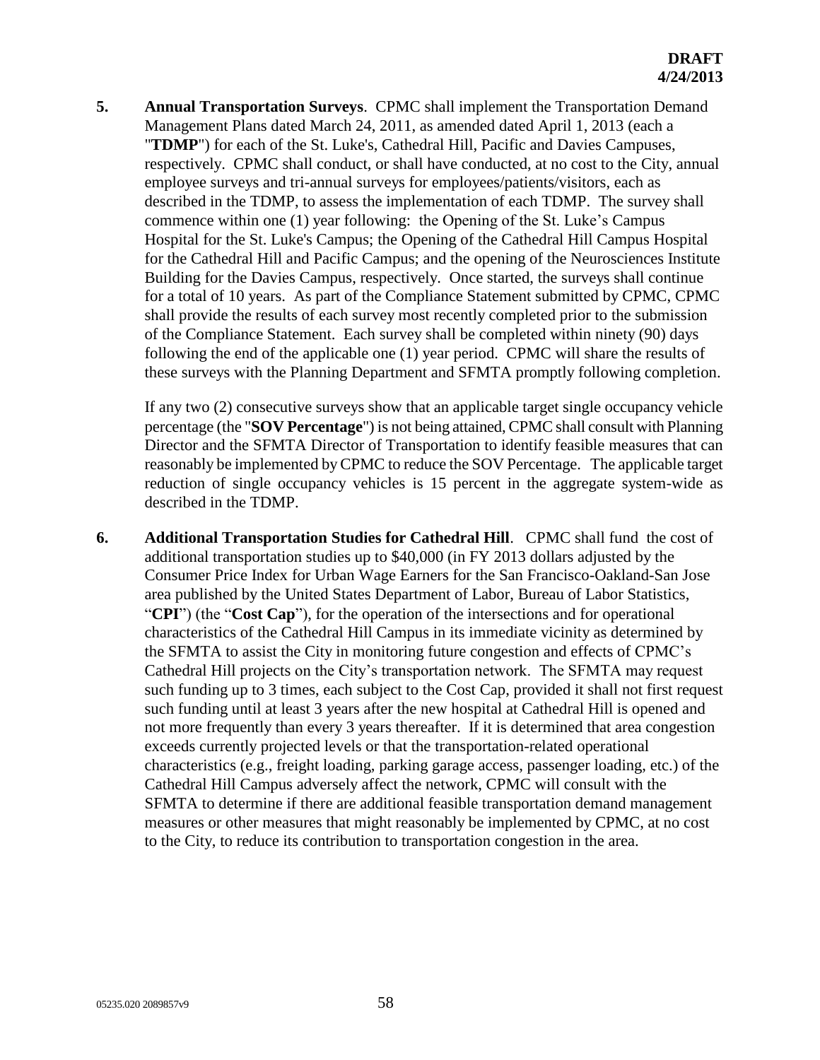**DRAFT**
**4/24/2013**

**5. Annual Transportation Surveys**. CPMC shall implement the Transportation Demand Management Plans dated March 24, 2011, as amended dated April 1, 2013 (each a "**TDMP**") for each of the St. Luke's, Cathedral Hill, Pacific and Davies Campuses, respectively. CPMC shall conduct, or shall have conducted, at no cost to the City, annual employee surveys and tri-annual surveys for employees/patients/visitors, each as described in the TDMP, to assess the implementation of each TDMP. The survey shall commence within one (1) year following: the Opening of the St. Luke's Campus Hospital for the St. Luke's Campus; the Opening of the Cathedral Hill Campus Hospital for the Cathedral Hill and Pacific Campus; and the opening of the Neurosciences Institute Building for the Davies Campus, respectively. Once started, the surveys shall continue for a total of 10 years. As part of the Compliance Statement submitted by CPMC, CPMC shall provide the results of each survey most recently completed prior to the submission of the Compliance Statement. Each survey shall be completed within ninety (90) days following the end of the applicable one (1) year period. CPMC will share the results of these surveys with the Planning Department and SFMTA promptly following completion.

If any two (2) consecutive surveys show that an applicable target single occupancy vehicle percentage (the "**SOV Percentage**") is not being attained, CPMC shall consult with Planning Director and the SFMTA Director of Transportation to identify feasible measures that can reasonably be implemented by CPMC to reduce the SOV Percentage. The applicable target reduction of single occupancy vehicles is 15 percent in the aggregate system-wide as described in the TDMP.

**6. Additional Transportation Studies for Cathedral Hill**. CPMC shall fund the cost of additional transportation studies up to $40,000 (in FY 2013 dollars adjusted by the Consumer Price Index for Urban Wage Earners for the San Francisco-Oakland-San Jose area published by the United States Department of Labor, Bureau of Labor Statistics, "**CPI**") (the "**Cost Cap**"), for the operation of the intersections and for operational characteristics of the Cathedral Hill Campus in its immediate vicinity as determined by the SFMTA to assist the City in monitoring future congestion and effects of CPMC's Cathedral Hill projects on the City's transportation network. The SFMTA may request such funding up to 3 times, each subject to the Cost Cap, provided it shall not first request such funding until at least 3 years after the new hospital at Cathedral Hill is opened and not more frequently than every 3 years thereafter. If it is determined that area congestion exceeds currently projected levels or that the transportation-related operational characteristics (e.g., freight loading, parking garage access, passenger loading, etc.) of the Cathedral Hill Campus adversely affect the network, CPMC will consult with the SFMTA to determine if there are additional feasible transportation demand management measures or other measures that might reasonably be implemented by CPMC, at no cost to the City, to reduce its contribution to transportation congestion in the area.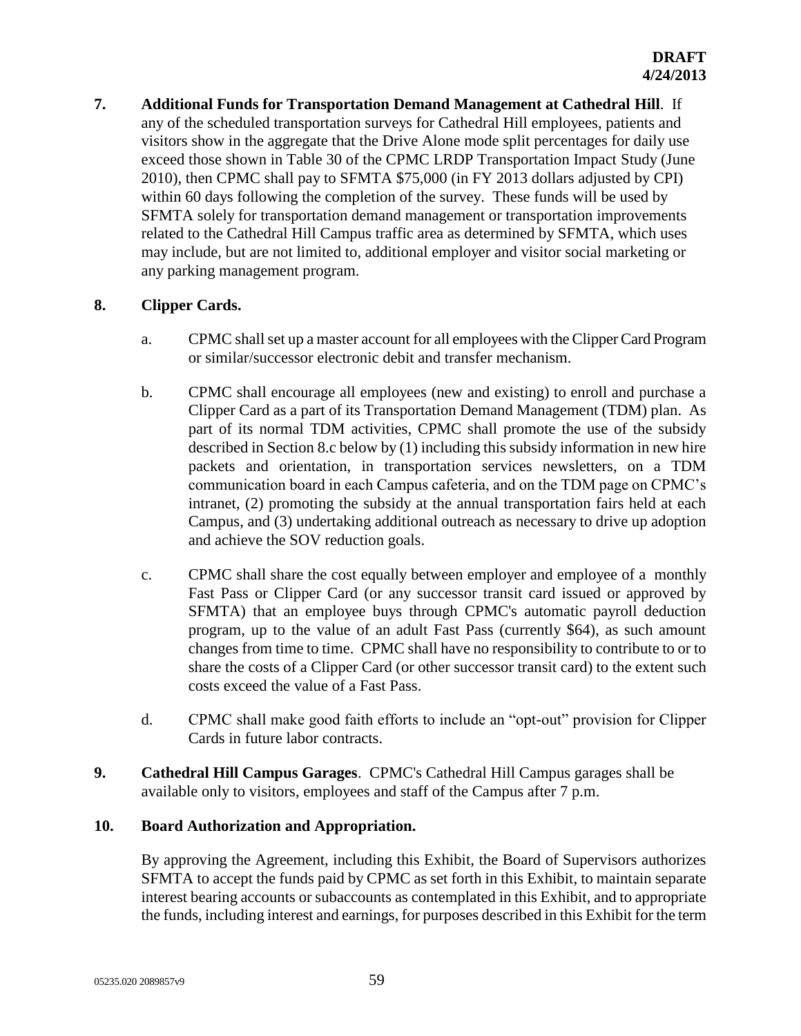**DRAFT**
**4/24/2013**

**7. Additional Funds for Transportation Demand Management at Cathedral Hill**. If any of the scheduled transportation surveys for Cathedral Hill employees, patients and visitors show in the aggregate that the Drive Alone mode split percentages for daily use exceed those shown in Table 30 of the CPMC LRDP Transportation Impact Study (June 2010), then CPMC shall pay to SFMTA $75,000 (in FY 2013 dollars adjusted by CPI) within 60 days following the completion of the survey. These funds will be used by SFMTA solely for transportation demand management or transportation improvements related to the Cathedral Hill Campus traffic area as determined by SFMTA, which uses may include, but are not limited to, additional employer and visitor social marketing or any parking management program.

**8. Clipper Cards.**

a. CPMC shall set up a master account for all employees with the Clipper Card Program or similar/successor electronic debit and transfer mechanism.

b. CPMC shall encourage all employees (new and existing) to enroll and purchase a Clipper Card as a part of its Transportation Demand Management (TDM) plan. As part of its normal TDM activities, CPMC shall promote the use of the subsidy described in Section 8.c below by (1) including this subsidy information in new hire packets and orientation, in transportation services newsletters, on a TDM communication board in each Campus cafeteria, and on the TDM page on CPMC's intranet, (2) promoting the subsidy at the annual transportation fairs held at each Campus, and (3) undertaking additional outreach as necessary to drive up adoption and achieve the SOV reduction goals.

c. CPMC shall share the cost equally between employer and employee of a monthly Fast Pass or Clipper Card (or any successor transit card issued or approved by SFMTA) that an employee buys through CPMC's automatic payroll deduction program, up to the value of an adult Fast Pass (currently $64), as such amount changes from time to time. CPMC shall have no responsibility to contribute to or to share the costs of a Clipper Card (or other successor transit card) to the extent such costs exceed the value of a Fast Pass.

d. CPMC shall make good faith efforts to include an "opt-out" provision for Clipper Cards in future labor contracts.

**9. Cathedral Hill Campus Garages**. CPMC's Cathedral Hill Campus garages shall be available only to visitors, employees and staff of the Campus after 7 p.m.

**10. Board Authorization and Appropriation.**

By approving the Agreement, including this Exhibit, the Board of Supervisors authorizes SFMTA to accept the funds paid by CPMC as set forth in this Exhibit, to maintain separate interest bearing accounts or subaccounts as contemplated in this Exhibit, and to appropriate the funds, including interest and earnings, for purposes described in this Exhibit for the term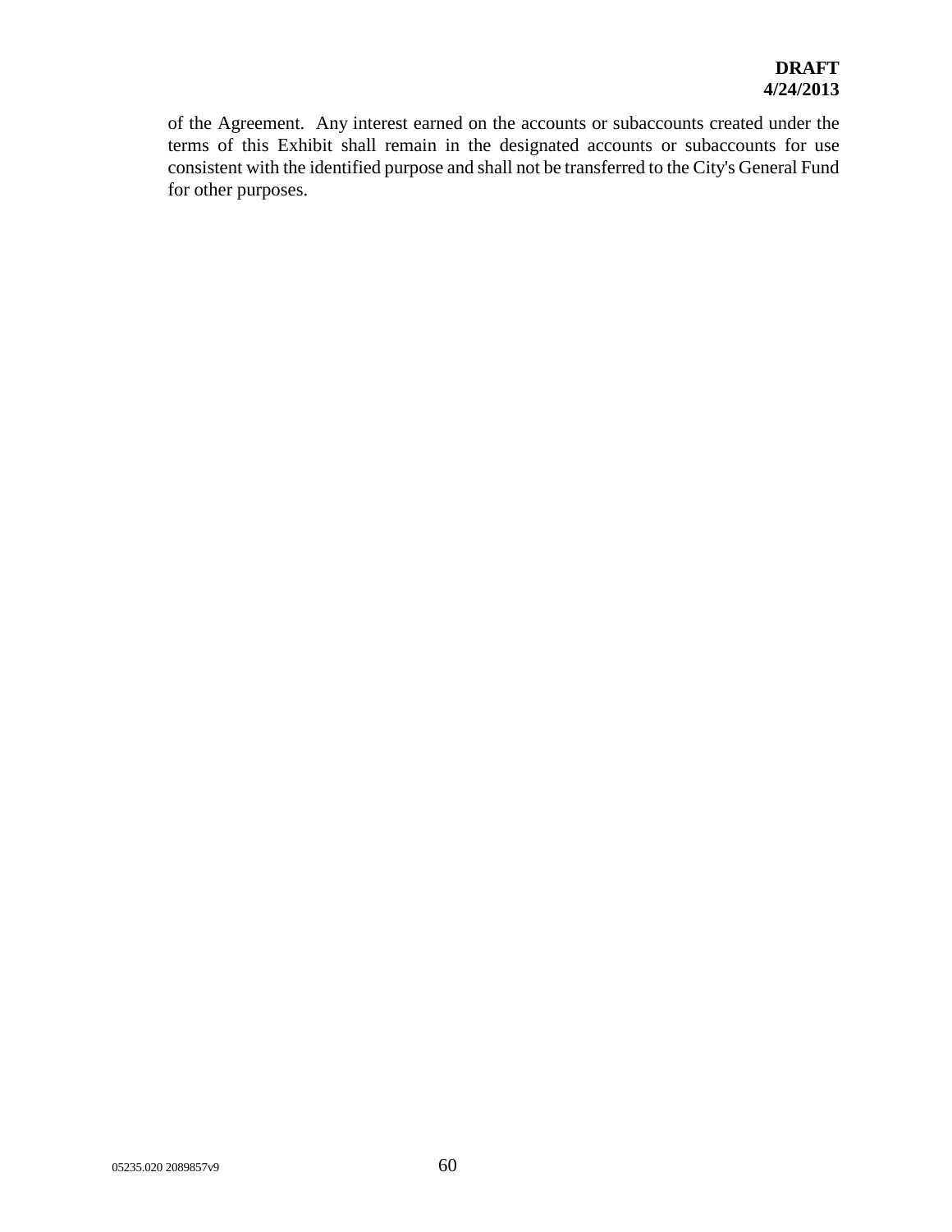of the Agreement. Any interest earned on the accounts or subaccounts created under the terms of this Exhibit shall remain in the designated accounts or subaccounts for use consistent with the identified purpose and shall not be transferred to the City's General Fund for other purposes.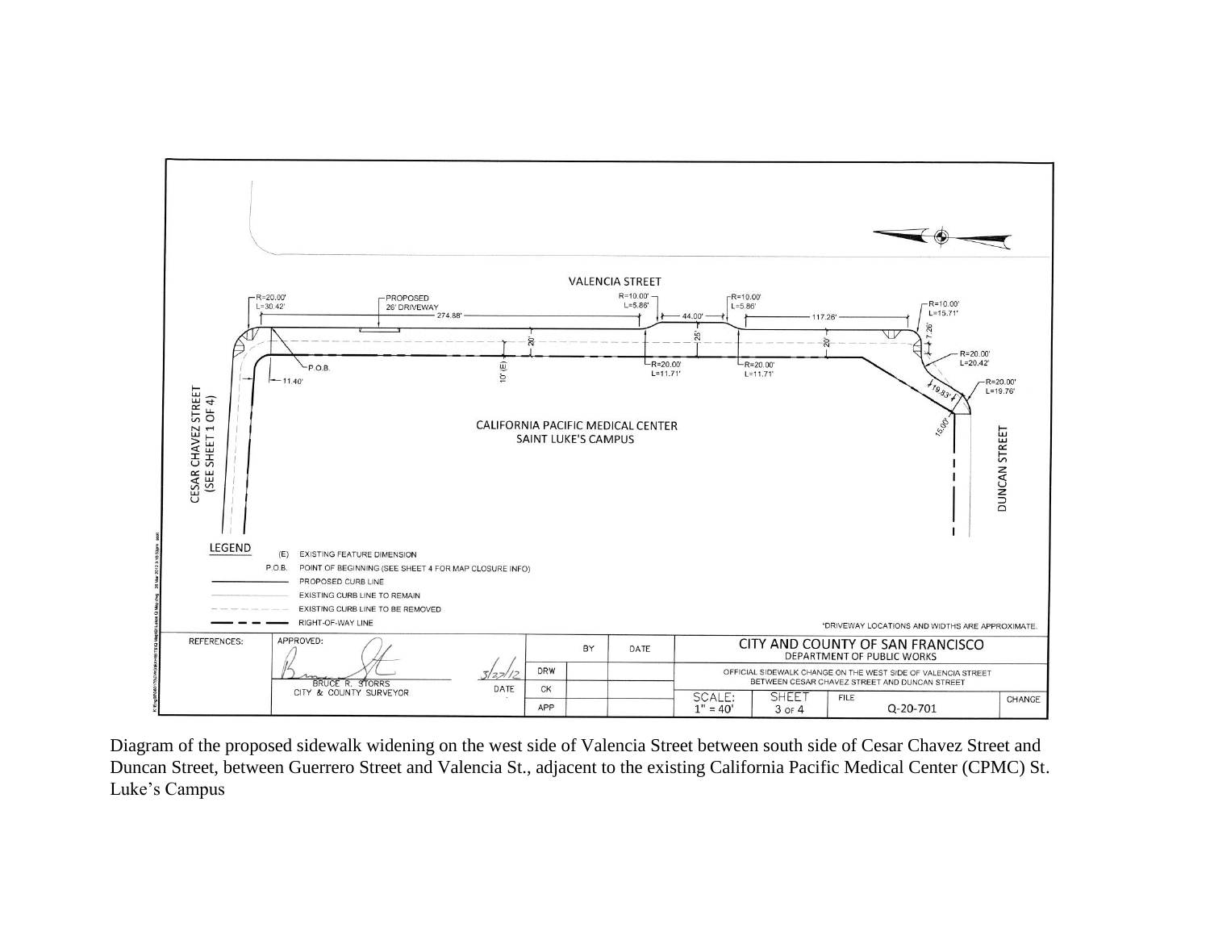VALENCIA STREET

R=20.00'
L=30.42'

PROPOSED
26' DRIVEWAY

274.88'

R=10.00'
L=5.86'

R=10.00'
L=5.86'

44.00'

117.26'

R=10.00'
L=15.71'

7.26'

20'

25'

20'

10' (E)

P.O.B.

11.40'

R=20.00'
L=11.71'

R=20.00'
L=11.71'

R=20.00'
L=20.42'

19.83'

R=20.00'
L=19.76'

15.00'

CESAR CHAVEZ STREET
(SEE SHEET 1 OF 4)

CALIFORNIA PACIFIC MEDICAL CENTER
SAINT LUKE'S CAMPUS

DUNCAN STREET

LEGEND

(E) EXISTING FEATURE DIMENSION
P.O.B. POINT OF BEGINNING (SEE SHEET 4 FOR MAP CLOSURE INFO)
PROPOSED CURB LINE
EXISTING CURB LINE TO REMAIN
EXISTING CURB LINE TO BE REMOVED
RIGHT-OF-WAY LINE

*DRIVEWAY LOCATIONS AND WIDTHS ARE APPROXIMATE.

| REFERENCES: | APPROVED: | | BY | DATE | CITY AND COUNTY OF SAN FRANCISCO DEPARTMENT OF PUBLIC WORKS | | | |
|---|---|---|---|---|---|---|---|---|
| | BRUCE R. STORRS CITY & COUNTY SURVEYOR — DATE 3/27/12 | DRW | | | OFFICIAL SIDEWALK CHANGE ON THE WEST SIDE OF VALENCIA STREET BETWEEN CESAR CHAVEZ STREET AND DUNCAN STREET | | | |
| | | CK | | | SCALE: 1" = 40' | SHEET 3 OF 4 | FILE Q-20-701 | CHANGE |
| | | APP | | | | | | |

Diagram of the proposed sidewalk widening on the west side of Valencia Street between south side of Cesar Chavez Street and Duncan Street, between Guerrero Street and Valencia St., adjacent to the existing California Pacific Medical Center (CPMC) St. Luke's Campus